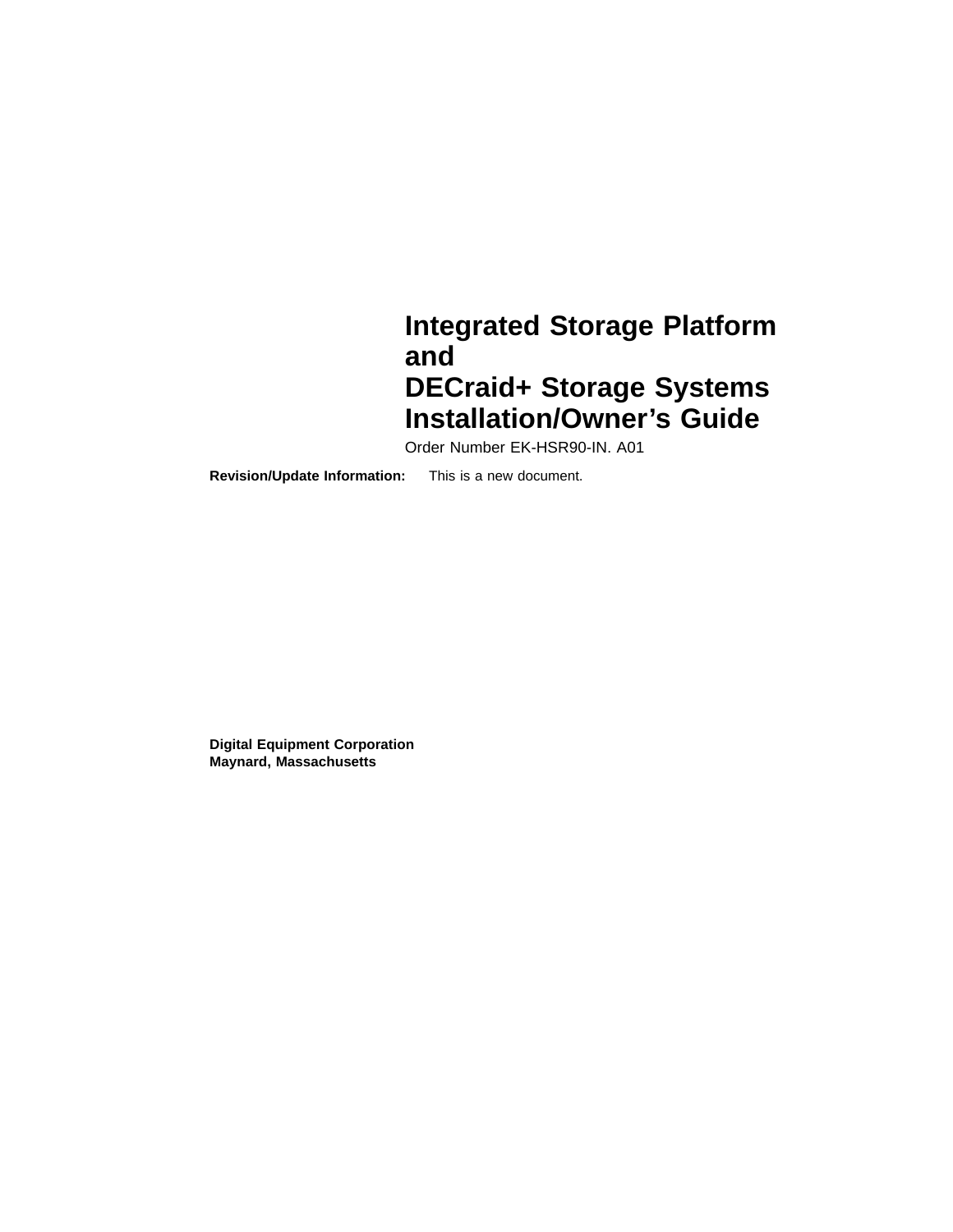# Integrated Storage Platform and DECraid+ Storage Systems Installation/Owner's Guide

Order Number EK-HSR90-IN. A01

**Revision/Update Information:** This is a new document.

**Digital Equipment Corporation**
**Maynard, Massachusetts**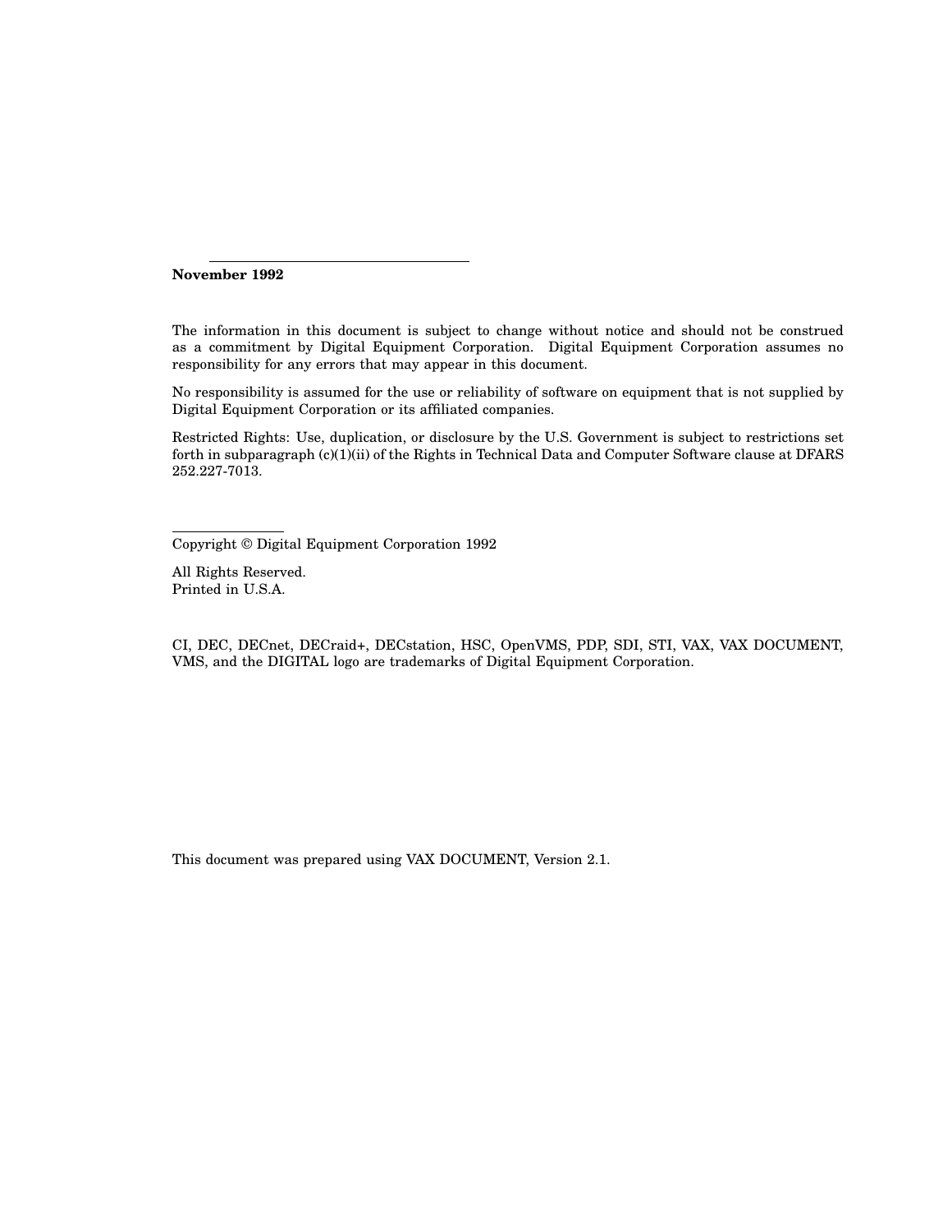**November 1992**

The information in this document is subject to change without notice and should not be construed as a commitment by Digital Equipment Corporation. Digital Equipment Corporation assumes no responsibility for any errors that may appear in this document.

No responsibility is assumed for the use or reliability of software on equipment that is not supplied by Digital Equipment Corporation or its affiliated companies.

Restricted Rights: Use, duplication, or disclosure by the U.S. Government is subject to restrictions set forth in subparagraph (c)(1)(ii) of the Rights in Technical Data and Computer Software clause at DFARS 252.227-7013.

Copyright © Digital Equipment Corporation 1992

All Rights Reserved.
Printed in U.S.A.

CI, DEC, DECnet, DECraid+, DECstation, HSC, OpenVMS, PDP, SDI, STI, VAX, VAX DOCUMENT, VMS, and the DIGITAL logo are trademarks of Digital Equipment Corporation.

This document was prepared using VAX DOCUMENT, Version 2.1.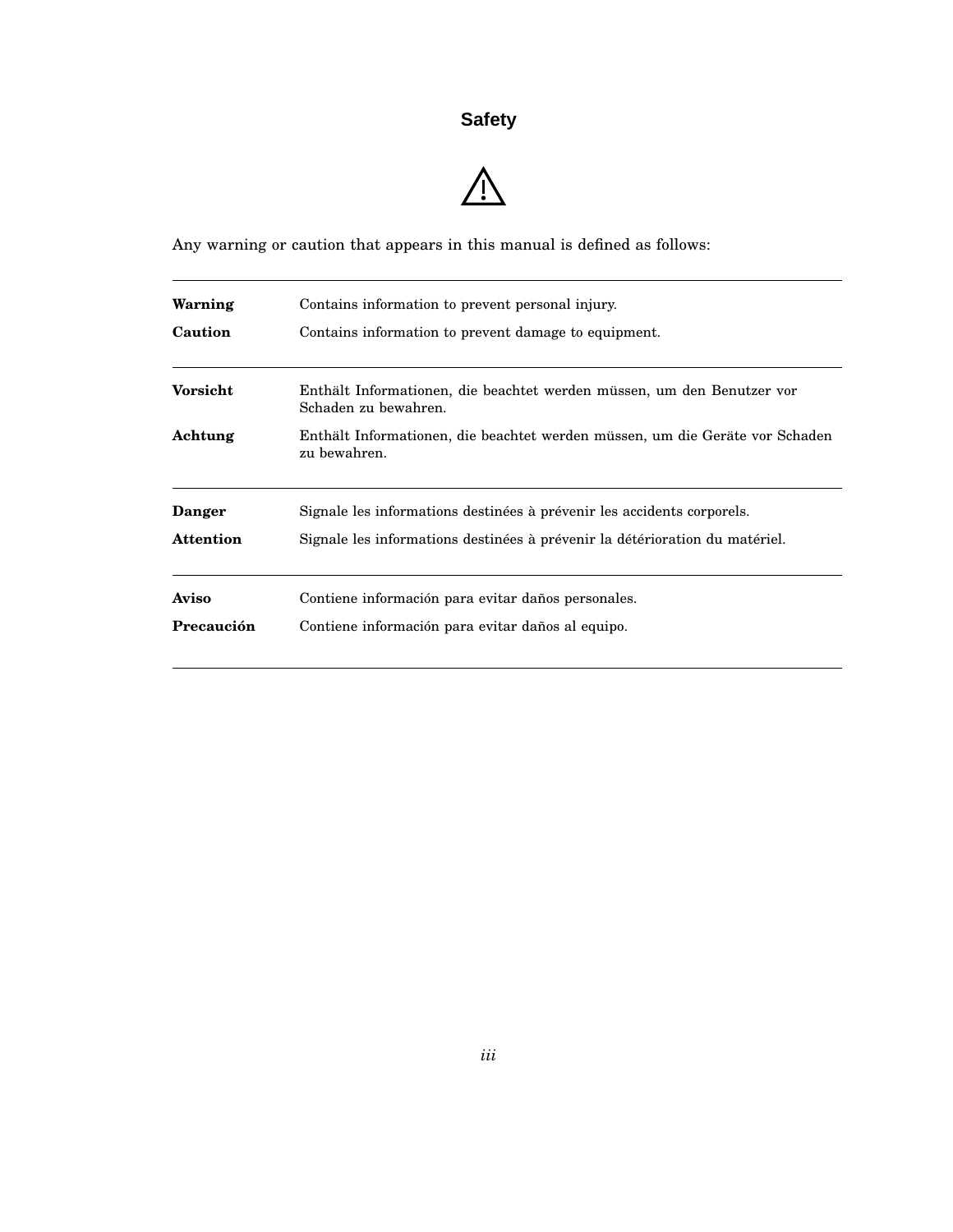# Safety

⚠

Any warning or caution that appears in this manual is defined as follows:

| | |
|---|---|
| **Warning** | Contains information to prevent personal injury. |
| **Caution** | Contains information to prevent damage to equipment. |
| **Vorsicht** | Enthält Informationen, die beachtet werden müssen, um den Benutzer vor Schaden zu bewahren. |
| **Achtung** | Enthält Informationen, die beachtet werden müssen, um die Geräte vor Schaden zu bewahren. |
| **Danger** | Signale les informations destinées à prévenir les accidents corporels. |
| **Attention** | Signale les informations destinées à prévenir la détérioration du matériel. |
| **Aviso** | Contiene información para evitar daños personales. |
| **Precaución** | Contiene información para evitar daños al equipo. |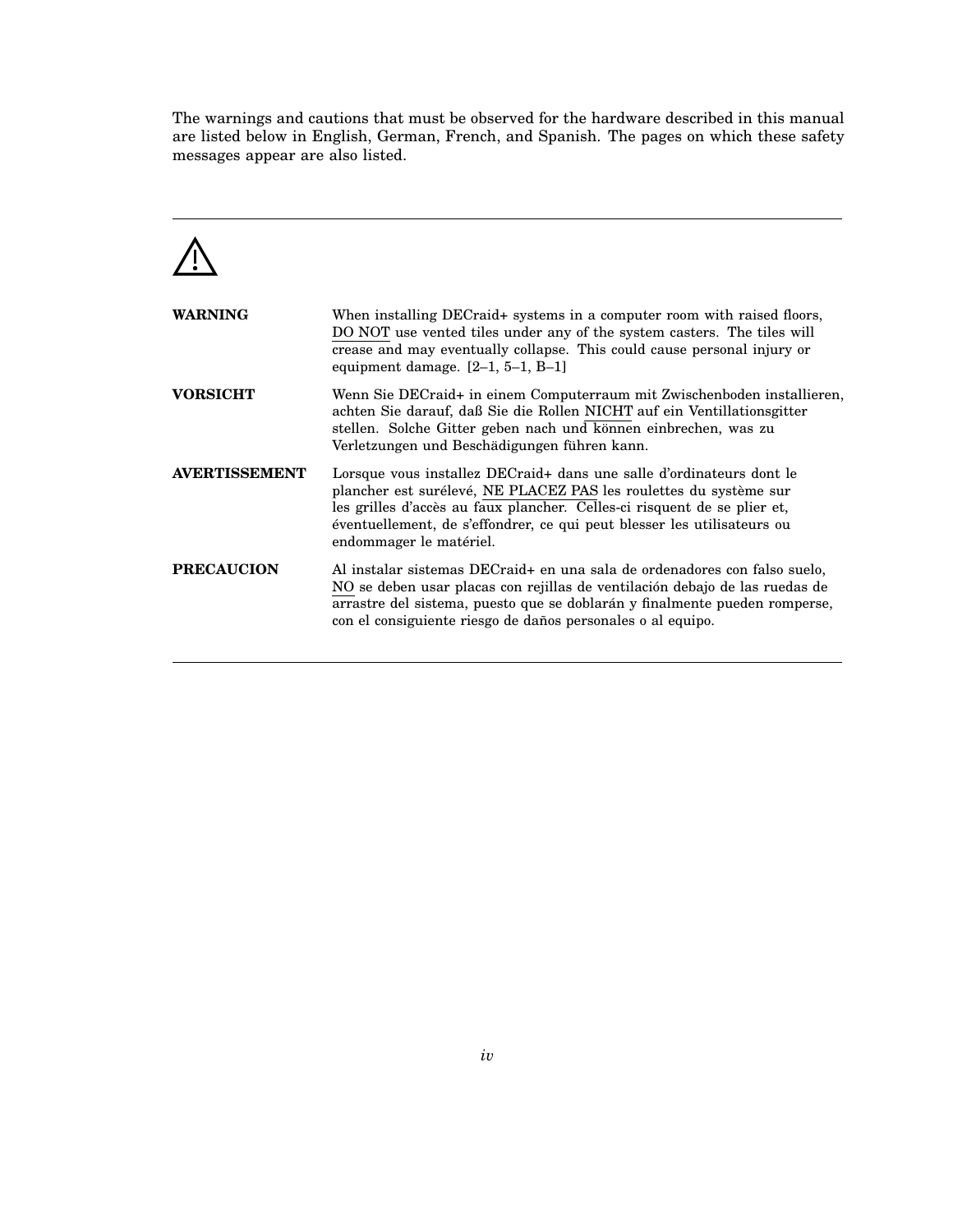The warnings and cautions that must be observed for the hardware described in this manual are listed below in English, German, French, and Spanish. The pages on which these safety messages appear are also listed.

---

⚠

**WARNING** When installing DECraid+ systems in a computer room with raised floors, DO NOT use vented tiles under any of the system casters. The tiles will crease and may eventually collapse. This could cause personal injury or equipment damage. [2–1, 5–1, B–1]

**VORSICHT** Wenn Sie DECraid+ in einem Computerraum mit Zwischenboden installieren, achten Sie darauf, daß Sie die Rollen NICHT auf ein Ventillationsgitter stellen. Solche Gitter geben nach und können einbrechen, was zu Verletzungen und Beschädigungen führen kann.

**AVERTISSEMENT** Lorsque vous installez DECraid+ dans une salle d'ordinateurs dont le plancher est surélevé, NE PLACEZ PAS les roulettes du système sur les grilles d'accès au faux plancher. Celles-ci risquent de se plier et, éventuellement, de s'effondrer, ce qui peut blesser les utilisateurs ou endommager le matériel.

**PRECAUCION** Al instalar sistemas DECraid+ en una sala de ordenadores con falso suelo, NO se deben usar placas con rejillas de ventilación debajo de las ruedas de arrastre del sistema, puesto que se doblarán y finalmente pueden romperse, con el consiguiente riesgo de daños personales o al equipo.

---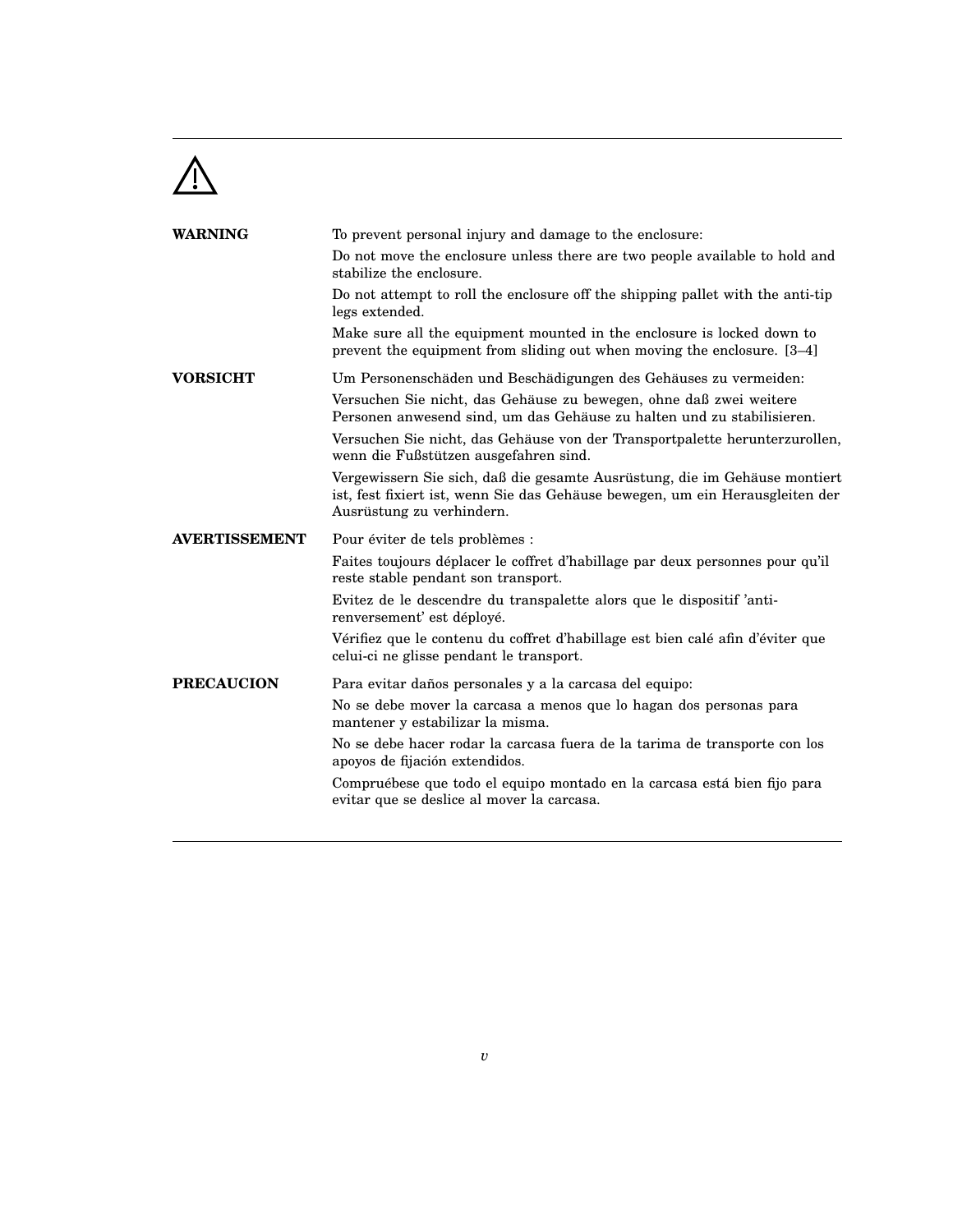⚠

**WARNING** To prevent personal injury and damage to the enclosure:

Do not move the enclosure unless there are two people available to hold and stabilize the enclosure.

Do not attempt to roll the enclosure off the shipping pallet with the anti-tip legs extended.

Make sure all the equipment mounted in the enclosure is locked down to prevent the equipment from sliding out when moving the enclosure. [3–4]

**VORSICHT** Um Personenschäden und Beschädigungen des Gehäuses zu vermeiden:

Versuchen Sie nicht, das Gehäuse zu bewegen, ohne daß zwei weitere Personen anwesend sind, um das Gehäuse zu halten und zu stabilisieren.

Versuchen Sie nicht, das Gehäuse von der Transportpalette herunterzurollen, wenn die Fußstützen ausgefahren sind.

Vergewissern Sie sich, daß die gesamte Ausrüstung, die im Gehäuse montiert ist, fest fixiert ist, wenn Sie das Gehäuse bewegen, um ein Herausgleiten der Ausrüstung zu verhindern.

**AVERTISSEMENT** Pour éviter de tels problèmes :

Faites toujours déplacer le coffret d'habillage par deux personnes pour qu'il reste stable pendant son transport.

Evitez de le descendre du transpalette alors que le dispositif 'anti-renversement' est déployé.

Vérifiez que le contenu du coffret d'habillage est bien calé afin d'éviter que celui-ci ne glisse pendant le transport.

**PRECAUCION** Para evitar daños personales y a la carcasa del equipo:

No se debe mover la carcasa a menos que lo hagan dos personas para mantener y estabilizar la misma.

No se debe hacer rodar la carcasa fuera de la tarima de transporte con los apoyos de fijación extendidos.

Compruébese que todo el equipo montado en la carcasa está bien fijo para evitar que se deslice al mover la carcasa.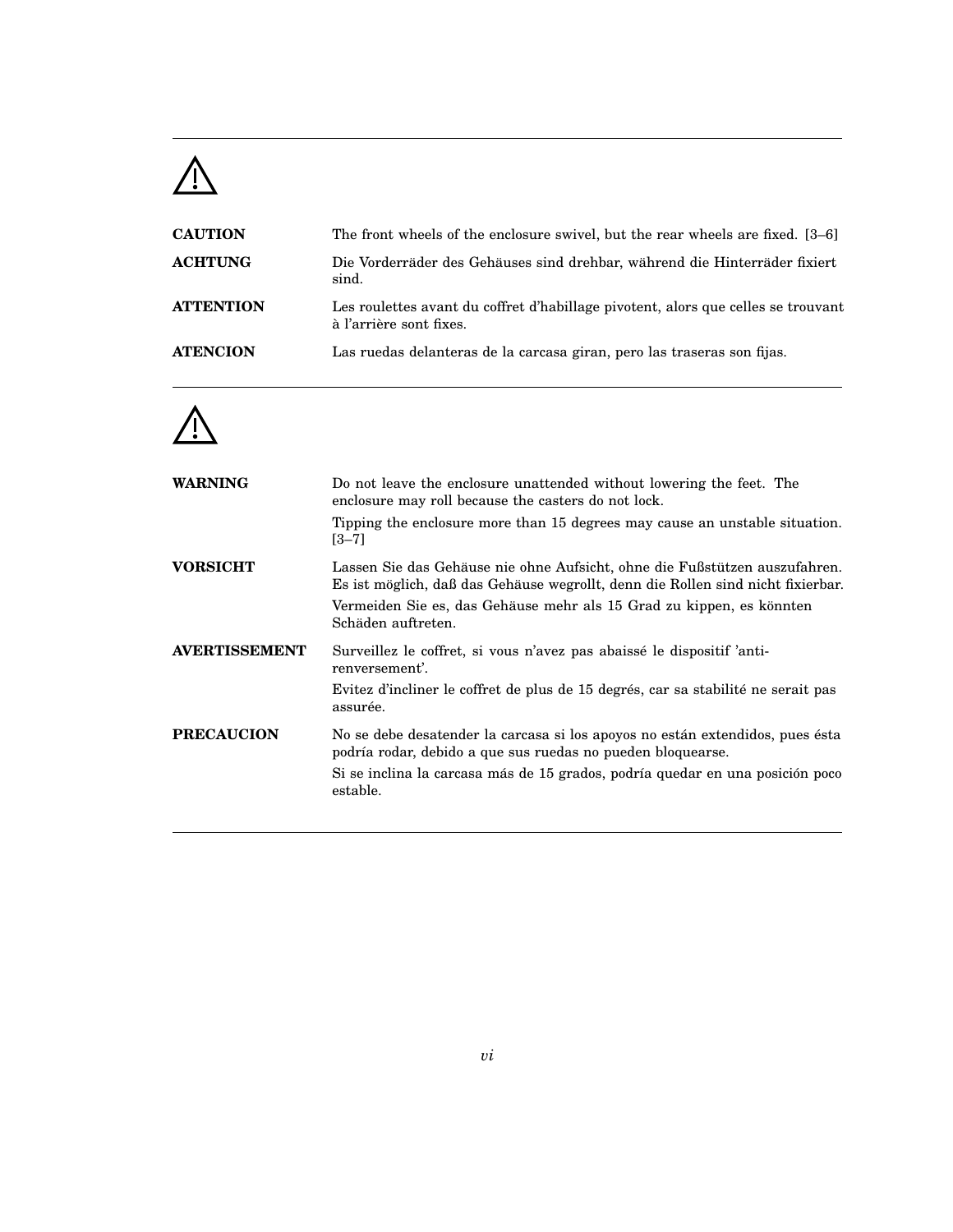⚠

**CAUTION** The front wheels of the enclosure swivel, but the rear wheels are fixed. [3–6]

**ACHTUNG** Die Vorderräder des Gehäuses sind drehbar, während die Hinterräder fixiert sind.

**ATTENTION** Les roulettes avant du coffret d'habillage pivotent, alors que celles se trouvant à l'arrière sont fixes.

**ATENCION** Las ruedas delanteras de la carcasa giran, pero las traseras son fijas.

---

⚠

**WARNING** Do not leave the enclosure unattended without lowering the feet. The enclosure may roll because the casters do not lock.

Tipping the enclosure more than 15 degrees may cause an unstable situation. [3–7]

**VORSICHT** Lassen Sie das Gehäuse nie ohne Aufsicht, ohne die Fußstützen auszufahren. Es ist möglich, daß das Gehäuse wegrollt, denn die Rollen sind nicht fixierbar.

Vermeiden Sie es, das Gehäuse mehr als 15 Grad zu kippen, es könnten Schäden auftreten.

**AVERTISSEMENT** Surveillez le coffret, si vous n'avez pas abaissé le dispositif 'anti-renversement'.

Evitez d'incliner le coffret de plus de 15 degrés, car sa stabilité ne serait pas assurée.

**PRECAUCION** No se debe desatender la carcasa si los apoyos no están extendidos, pues ésta podría rodar, debido a que sus ruedas no pueden bloquearse.

Si se inclina la carcasa más de 15 grados, podría quedar en una posición poco estable.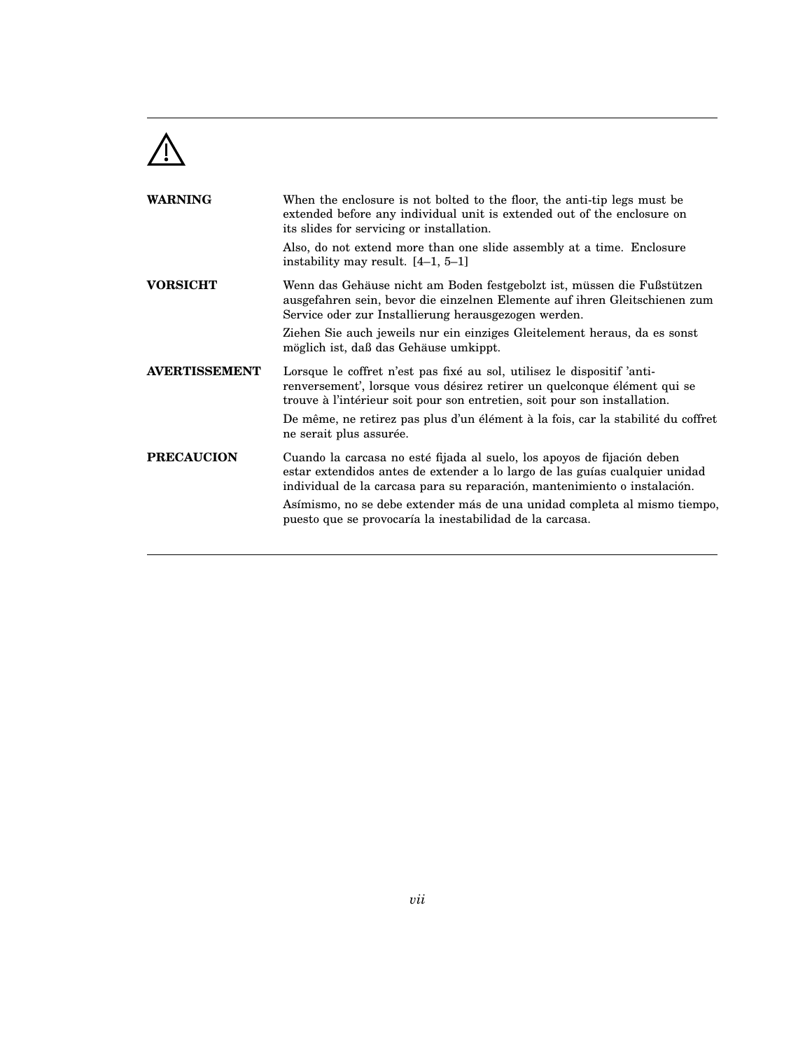⚠

**WARNING**

When the enclosure is not bolted to the floor, the anti-tip legs must be extended before any individual unit is extended out of the enclosure on its slides for servicing or installation.

Also, do not extend more than one slide assembly at a time. Enclosure instability may result. [4–1, 5–1]

**VORSICHT**

Wenn das Gehäuse nicht am Boden festgebolzt ist, müssen die Fußstützen ausgefahren sein, bevor die einzelnen Elemente auf ihren Gleitschienen zum Service oder zur Installierung herausgezogen werden.

Ziehen Sie auch jeweils nur ein einziges Gleitelement heraus, da es sonst möglich ist, daß das Gehäuse umkippt.

**AVERTISSEMENT**

Lorsque le coffret n'est pas fixé au sol, utilisez le dispositif 'anti-renversement', lorsque vous désirez retirer un quelconque élément qui se trouve à l'intérieur soit pour son entretien, soit pour son installation.

De même, ne retirez pas plus d'un élément à la fois, car la stabilité du coffret ne serait plus assurée.

**PRECAUCION**

Cuando la carcasa no esté fijada al suelo, los apoyos de fijación deben estar extendidos antes de extender a lo largo de las guías cualquier unidad individual de la carcasa para su reparación, mantenimiento o instalación.

Asímismo, no se debe extender más de una unidad completa al mismo tiempo, puesto que se provocaría la inestabilidad de la carcasa.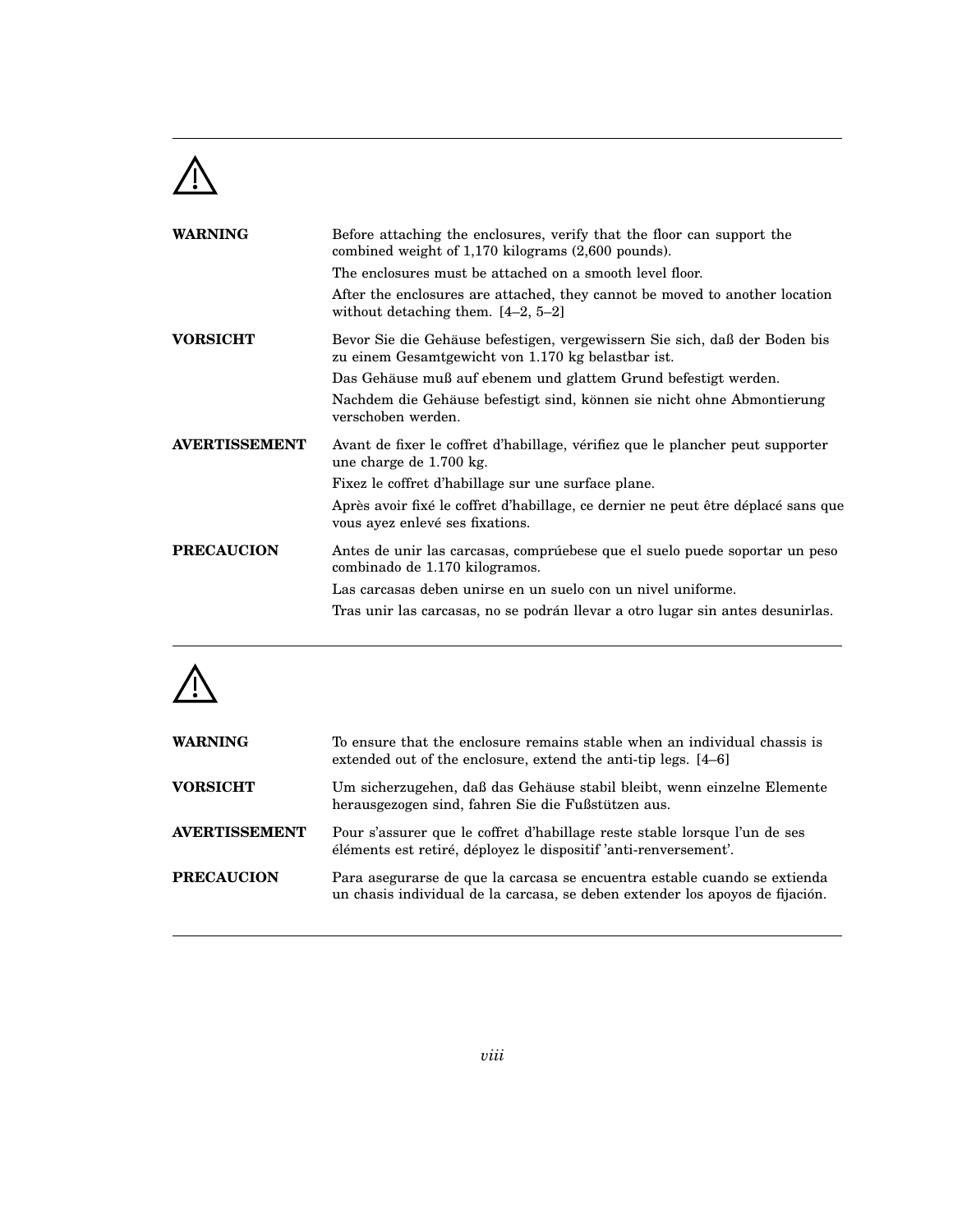⚠

**WARNING** Before attaching the enclosures, verify that the floor can support the combined weight of 1,170 kilograms (2,600 pounds).

The enclosures must be attached on a smooth level floor.

After the enclosures are attached, they cannot be moved to another location without detaching them. [4–2, 5–2]

**VORSICHT** Bevor Sie die Gehäuse befestigen, vergewissern Sie sich, daß der Boden bis zu einem Gesamtgewicht von 1.170 kg belastbar ist.

Das Gehäuse muß auf ebenem und glattem Grund befestigt werden.

Nachdem die Gehäuse befestigt sind, können sie nicht ohne Abmontierung verschoben werden.

**AVERTISSEMENT** Avant de fixer le coffret d'habillage, vérifiez que le plancher peut supporter une charge de 1.700 kg.

Fixez le coffret d'habillage sur une surface plane.

Après avoir fixé le coffret d'habillage, ce dernier ne peut être déplacé sans que vous ayez enlevé ses fixations.

**PRECAUCION** Antes de unir las carcasas, comprúebese que el suelo puede soportar un peso combinado de 1.170 kilogramos.

Las carcasas deben unirse en un suelo con un nivel uniforme.

Tras unir las carcasas, no se podrán llevar a otro lugar sin antes desunirlas.

---

⚠

**WARNING** To ensure that the enclosure remains stable when an individual chassis is extended out of the enclosure, extend the anti-tip legs. [4–6]

**VORSICHT** Um sicherzugehen, daß das Gehäuse stabil bleibt, wenn einzelne Elemente herausgezogen sind, fahren Sie die Fußstützen aus.

**AVERTISSEMENT** Pour s'assurer que le coffret d'habillage reste stable lorsque l'un de ses éléments est retiré, déployez le dispositif 'anti-renversement'.

**PRECAUCION** Para asegurarse de que la carcasa se encuentra estable cuando se extienda un chasis individual de la carcasa, se deben extender los apoyos de fijación.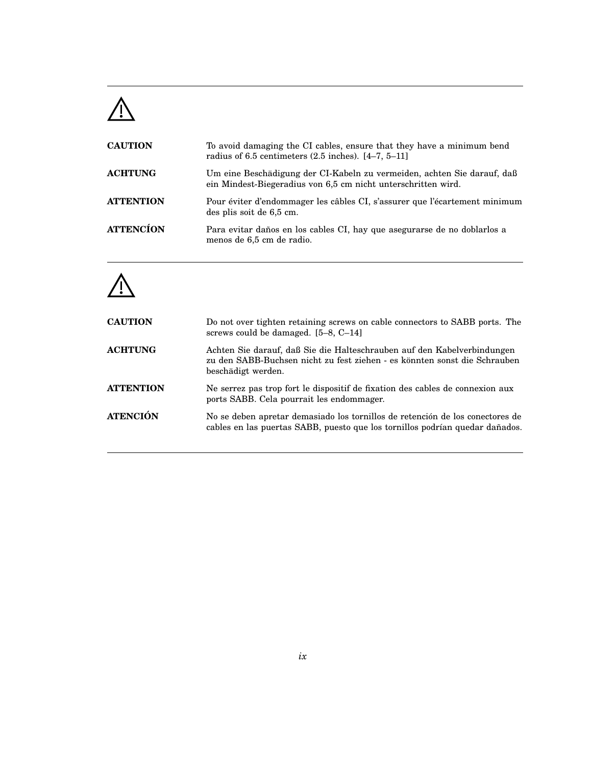---

⚠

**CAUTION** To avoid damaging the CI cables, ensure that they have a minimum bend radius of 6.5 centimeters (2.5 inches). [4–7, 5–11]

**ACHTUNG** Um eine Beschädigung der CI-Kabeln zu vermeiden, achten Sie darauf, daß ein Mindest-Biegeradius von 6,5 cm nicht unterschritten wird.

**ATTENTION** Pour éviter d'endommager les câbles CI, s'assurer que l'écartement minimum des plis soit de 6,5 cm.

**ATTENCÍON** Para evitar daños en los cables CI, hay que asegurarse de no doblarlos a menos de 6,5 cm de radio.

---

⚠

**CAUTION** Do not over tighten retaining screws on cable connectors to SABB ports. The screws could be damaged. [5–8, C–14]

**ACHTUNG** Achten Sie darauf, daß Sie die Halteschrauben auf den Kabelverbindungen zu den SABB-Buchsen nicht zu fest ziehen - es könnten sonst die Schrauben beschädigt werden.

**ATTENTION** Ne serrez pas trop fort le dispositif de fixation des cables de connexion aux ports SABB. Cela pourrait les endommager.

**ATENCIÓN** No se deben apretar demasiado los tornillos de retención de los conectores de cables en las puertas SABB, puesto que los tornillos podrían quedar dañados.

---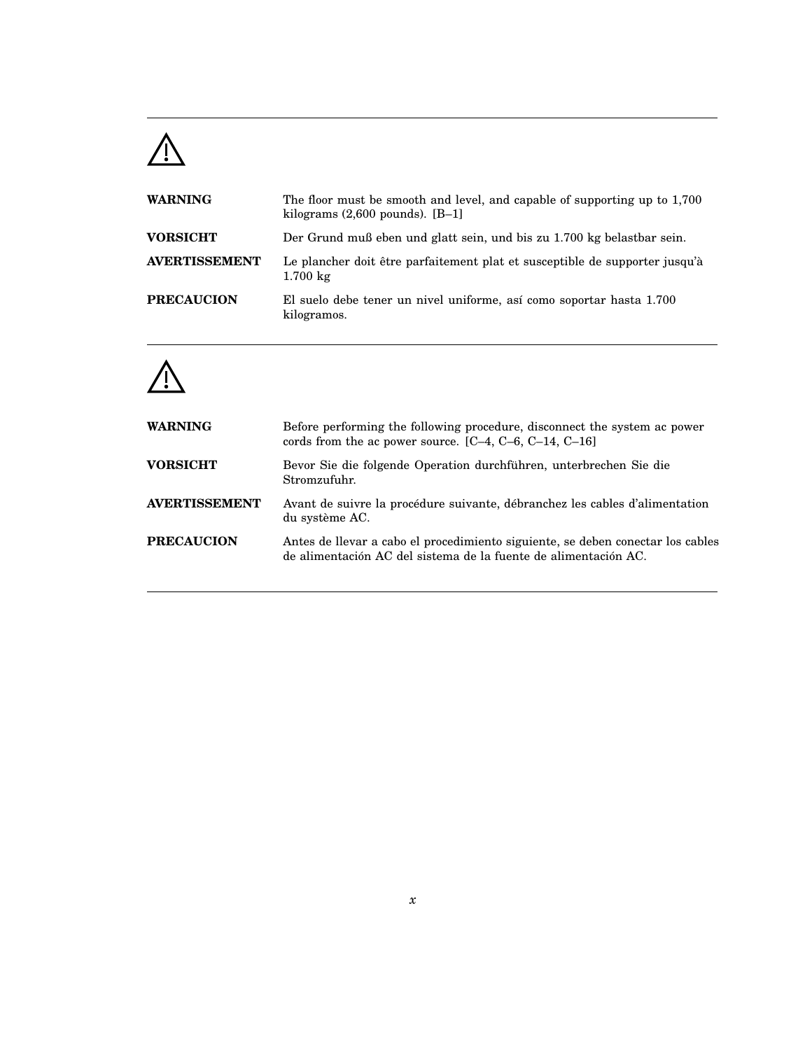⚠

| | |
|---|---|
| **WARNING** | The floor must be smooth and level, and capable of supporting up to 1,700 kilograms (2,600 pounds). [B–1] |
| **VORSICHT** | Der Grund muß eben und glatt sein, und bis zu 1.700 kg belastbar sein. |
| **AVERTISSEMENT** | Le plancher doit être parfaitement plat et susceptible de supporter jusqu'à 1.700 kg |
| **PRECAUCION** | El suelo debe tener un nivel uniforme, así como soportar hasta 1.700 kilogramos. |

---

⚠

| | |
|---|---|
| **WARNING** | Before performing the following procedure, disconnect the system ac power cords from the ac power source. [C–4, C–6, C–14, C–16] |
| **VORSICHT** | Bevor Sie die folgende Operation durchführen, unterbrechen Sie die Stromzufuhr. |
| **AVERTISSEMENT** | Avant de suivre la procédure suivante, débranchez les cables d'alimentation du système AC. |
| **PRECAUCION** | Antes de llevar a cabo el procedimiento siguiente, se deben conectar los cables de alimentación AC del sistema de la fuente de alimentación AC. |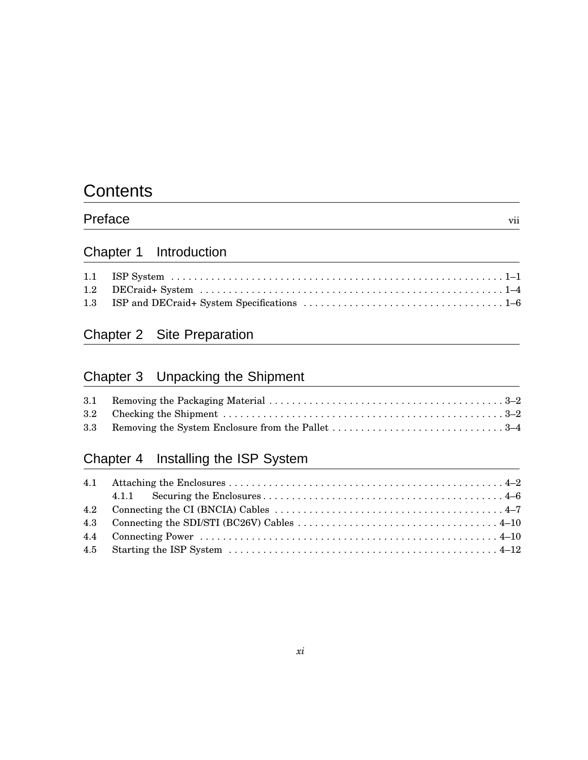# Contents

## Preface vii

## Chapter 1 Introduction

1.1 ISP System . . . . . . . . . . . . . . . . . . . . . . . . . . . . . . . . . . . . . . . . . . . . . . . . . . . . . . . . . . 1–1
1.2 DECraid+ System . . . . . . . . . . . . . . . . . . . . . . . . . . . . . . . . . . . . . . . . . . . . . . . . . . . . . 1–4
1.3 ISP and DECraid+ System Specifications . . . . . . . . . . . . . . . . . . . . . . . . . . . . . . . . . . . 1–6

## Chapter 2 Site Preparation

## Chapter 3 Unpacking the Shipment

3.1 Removing the Packaging Material . . . . . . . . . . . . . . . . . . . . . . . . . . . . . . . . . . . . . . . . . 3–2
3.2 Checking the Shipment . . . . . . . . . . . . . . . . . . . . . . . . . . . . . . . . . . . . . . . . . . . . . . . . . 3–2
3.3 Removing the System Enclosure from the Pallet . . . . . . . . . . . . . . . . . . . . . . . . . . . . . . 3–4

## Chapter 4 Installing the ISP System

4.1 Attaching the Enclosures . . . . . . . . . . . . . . . . . . . . . . . . . . . . . . . . . . . . . . . . . . . . . . . . 4–2
  4.1.1 Securing the Enclosures . . . . . . . . . . . . . . . . . . . . . . . . . . . . . . . . . . . . . . . . . . 4–6
4.2 Connecting the CI (BNCIA) Cables . . . . . . . . . . . . . . . . . . . . . . . . . . . . . . . . . . . . . . . . 4–7
4.3 Connecting the SDI/STI (BC26V) Cables . . . . . . . . . . . . . . . . . . . . . . . . . . . . . . . . . . . 4–10
4.4 Connecting Power . . . . . . . . . . . . . . . . . . . . . . . . . . . . . . . . . . . . . . . . . . . . . . . . . . . . 4–10
4.5 Starting the ISP System . . . . . . . . . . . . . . . . . . . . . . . . . . . . . . . . . . . . . . . . . . . . . . . 4–12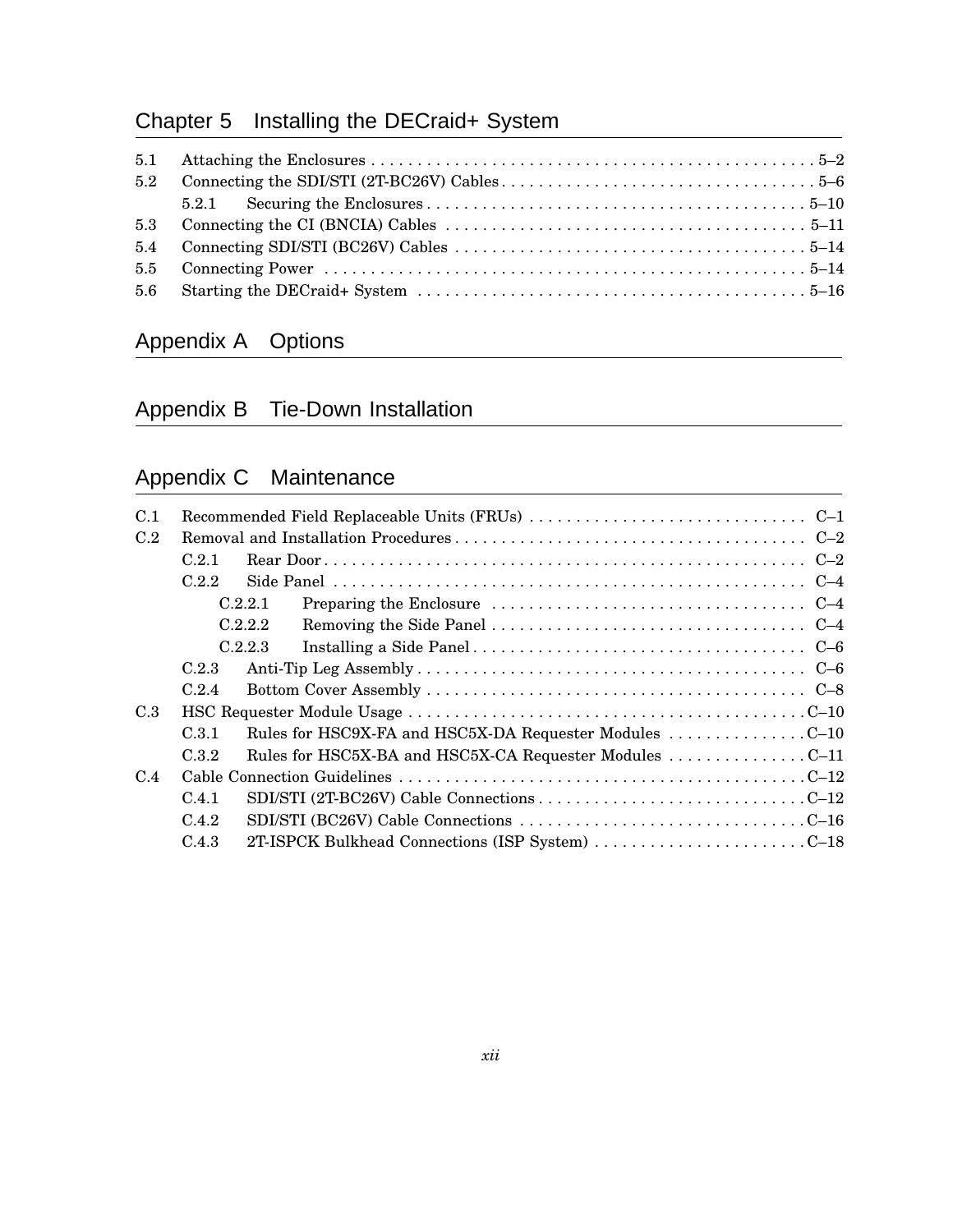## Chapter 5 Installing the DECraid+ System

- 5.1 Attaching the Enclosures . . . . . . . . . . 5–2
- 5.2 Connecting the SDI/STI (2T-BC26V) Cables . . . . . . . . . . 5–6
  - 5.2.1 Securing the Enclosures . . . . . . . . . . 5–10
- 5.3 Connecting the CI (BNCIA) Cables . . . . . . . . . . 5–11
- 5.4 Connecting SDI/STI (BC26V) Cables . . . . . . . . . . 5–14
- 5.5 Connecting Power . . . . . . . . . . 5–14
- 5.6 Starting the DECraid+ System . . . . . . . . . . 5–16

## Appendix A Options

## Appendix B Tie-Down Installation

## Appendix C Maintenance

- C.1 Recommended Field Replaceable Units (FRUs) . . . . . . . . . . C–1
- C.2 Removal and Installation Procedures . . . . . . . . . . C–2
  - C.2.1 Rear Door . . . . . . . . . . C–2
  - C.2.2 Side Panel . . . . . . . . . . C–4
    - C.2.2.1 Preparing the Enclosure . . . . . . . . . . C–4
    - C.2.2.2 Removing the Side Panel . . . . . . . . . . C–4
    - C.2.2.3 Installing a Side Panel . . . . . . . . . . C–6
  - C.2.3 Anti-Tip Leg Assembly . . . . . . . . . . C–6
  - C.2.4 Bottom Cover Assembly . . . . . . . . . . C–8
- C.3 HSC Requester Module Usage . . . . . . . . . . C–10
  - C.3.1 Rules for HSC9X-FA and HSC5X-DA Requester Modules . . . . . . . . . . C–10
  - C.3.2 Rules for HSC5X-BA and HSC5X-CA Requester Modules . . . . . . . . . . C–11
- C.4 Cable Connection Guidelines . . . . . . . . . . C–12
  - C.4.1 SDI/STI (2T-BC26V) Cable Connections . . . . . . . . . . C–12
  - C.4.2 SDI/STI (BC26V) Cable Connections . . . . . . . . . . C–16
  - C.4.3 2T-ISPCK Bulkhead Connections (ISP System) . . . . . . . . . . C–18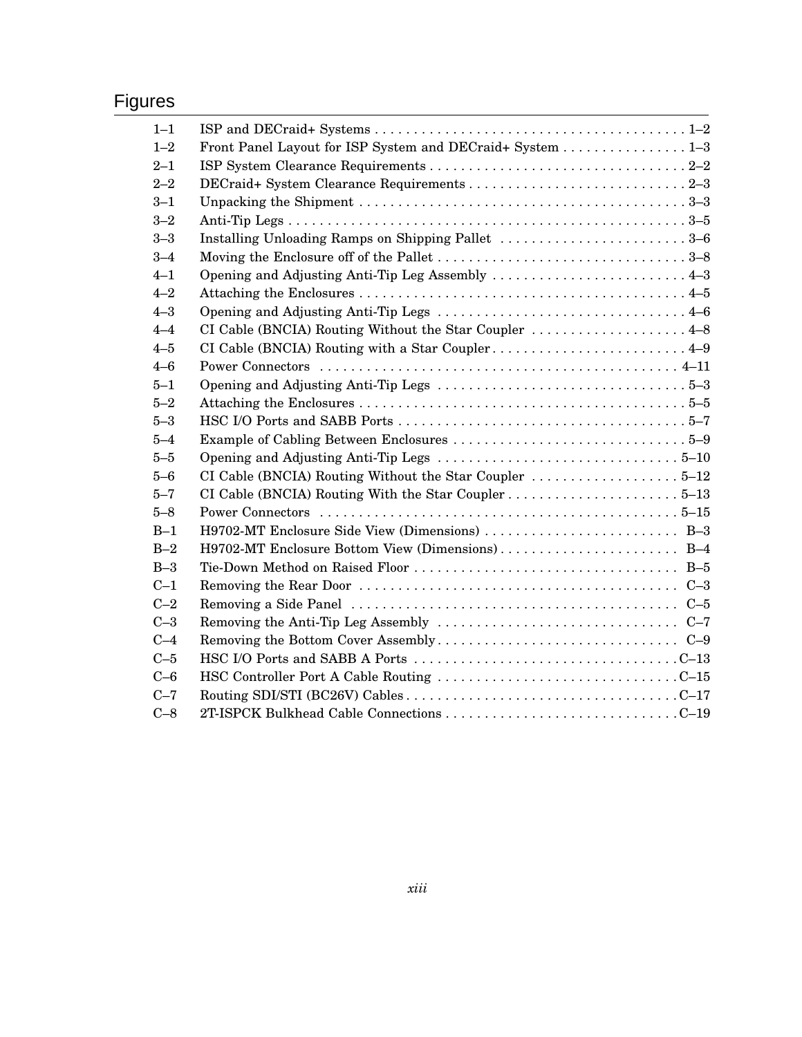# Figures

| | | |
|---|---|---|
| 1–1 | ISP and DECraid+ Systems | 1–2 |
| 1–2 | Front Panel Layout for ISP System and DECraid+ System | 1–3 |
| 2–1 | ISP System Clearance Requirements | 2–2 |
| 2–2 | DECraid+ System Clearance Requirements | 2–3 |
| 3–1 | Unpacking the Shipment | 3–3 |
| 3–2 | Anti-Tip Legs | 3–5 |
| 3–3 | Installing Unloading Ramps on Shipping Pallet | 3–6 |
| 3–4 | Moving the Enclosure off of the Pallet | 3–8 |
| 4–1 | Opening and Adjusting Anti-Tip Leg Assembly | 4–3 |
| 4–2 | Attaching the Enclosures | 4–5 |
| 4–3 | Opening and Adjusting Anti-Tip Legs | 4–6 |
| 4–4 | CI Cable (BNCIA) Routing Without the Star Coupler | 4–8 |
| 4–5 | CI Cable (BNCIA) Routing with a Star Coupler | 4–9 |
| 4–6 | Power Connectors | 4–11 |
| 5–1 | Opening and Adjusting Anti-Tip Legs | 5–3 |
| 5–2 | Attaching the Enclosures | 5–5 |
| 5–3 | HSC I/O Ports and SABB Ports | 5–7 |
| 5–4 | Example of Cabling Between Enclosures | 5–9 |
| 5–5 | Opening and Adjusting Anti-Tip Legs | 5–10 |
| 5–6 | CI Cable (BNCIA) Routing Without the Star Coupler | 5–12 |
| 5–7 | CI Cable (BNCIA) Routing With the Star Coupler | 5–13 |
| 5–8 | Power Connectors | 5–15 |
| B–1 | H9702-MT Enclosure Side View (Dimensions) | B–3 |
| B–2 | H9702-MT Enclosure Bottom View (Dimensions) | B–4 |
| B–3 | Tie-Down Method on Raised Floor | B–5 |
| C–1 | Removing the Rear Door | C–3 |
| C–2 | Removing a Side Panel | C–5 |
| C–3 | Removing the Anti-Tip Leg Assembly | C–7 |
| C–4 | Removing the Bottom Cover Assembly | C–9 |
| C–5 | HSC I/O Ports and SABB A Ports | C–13 |
| C–6 | HSC Controller Port A Cable Routing | C–15 |
| C–7 | Routing SDI/STI (BC26V) Cables | C–17 |
| C–8 | 2T-ISPCK Bulkhead Cable Connections | C–19 |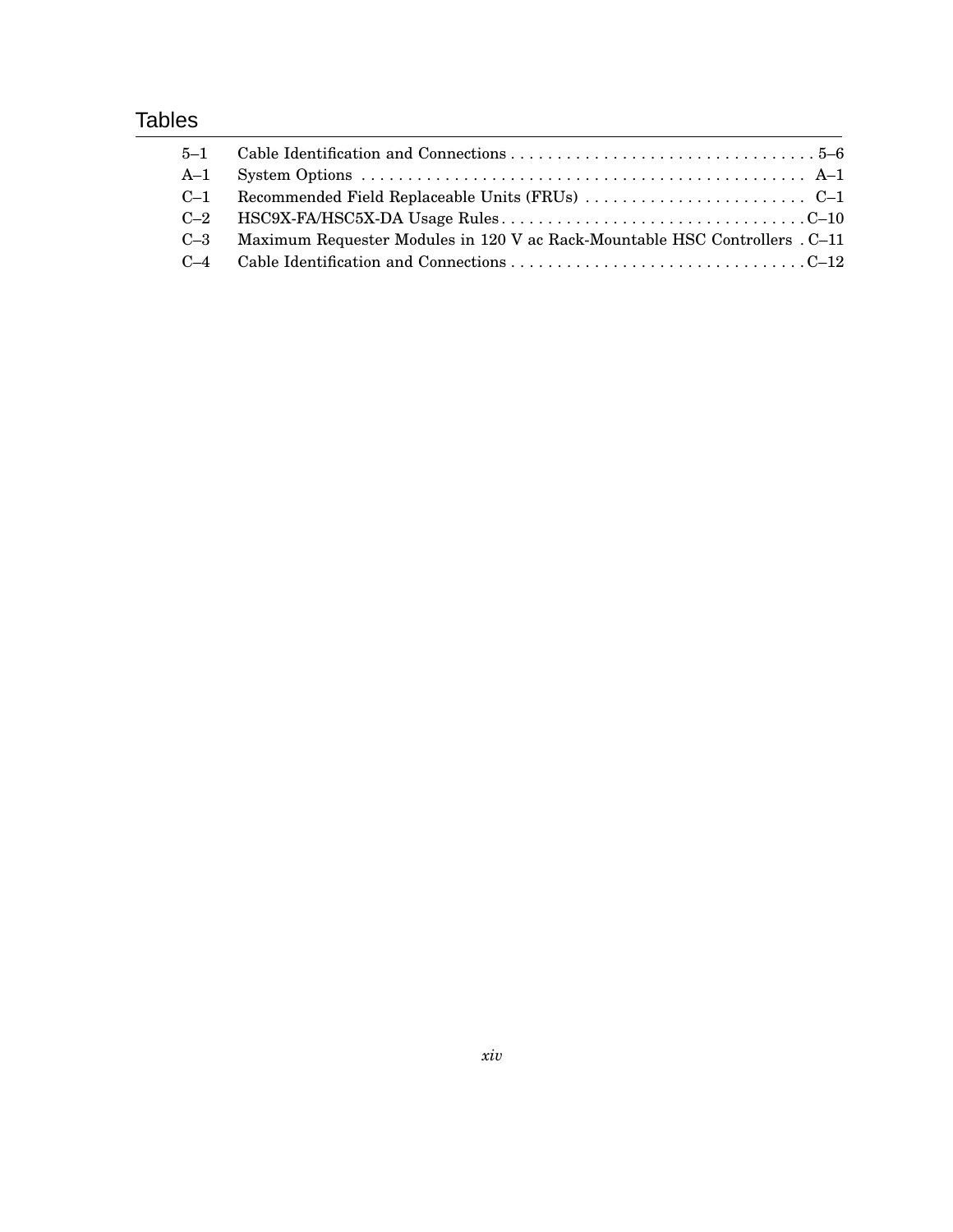## Tables

| | | |
|---|---|---|
| 5–1 | Cable Identification and Connections | 5–6 |
| A–1 | System Options | A–1 |
| C–1 | Recommended Field Replaceable Units (FRUs) | C–1 |
| C–2 | HSC9X-FA/HSC5X-DA Usage Rules | C–10 |
| C–3 | Maximum Requester Modules in 120 V ac Rack-Mountable HSC Controllers | C–11 |
| C–4 | Cable Identification and Connections | C–12 |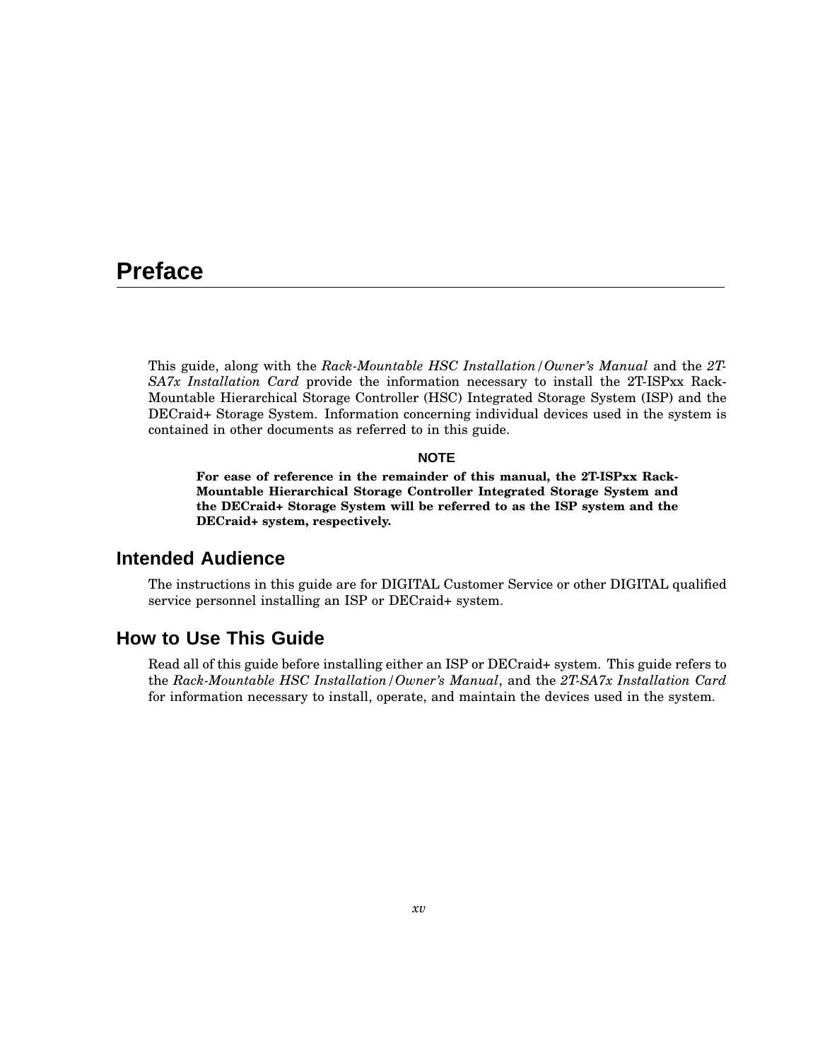# Preface

This guide, along with the *Rack-Mountable HSC Installation/Owner's Manual* and the *2T-SA7x Installation Card* provide the information necessary to install the 2T-ISPxx Rack-Mountable Hierarchical Storage Controller (HSC) Integrated Storage System (ISP) and the DECraid+ Storage System. Information concerning individual devices used in the system is contained in other documents as referred to in this guide.

**NOTE**

**For ease of reference in the remainder of this manual, the 2T-ISPxx Rack-Mountable Hierarchical Storage Controller Integrated Storage System and the DECraid+ Storage System will be referred to as the ISP system and the DECraid+ system, respectively.**

## Intended Audience

The instructions in this guide are for DIGITAL Customer Service or other DIGITAL qualified service personnel installing an ISP or DECraid+ system.

## How to Use This Guide

Read all of this guide before installing either an ISP or DECraid+ system. This guide refers to the *Rack-Mountable HSC Installation/Owner's Manual*, and the *2T-SA7x Installation Card* for information necessary to install, operate, and maintain the devices used in the system.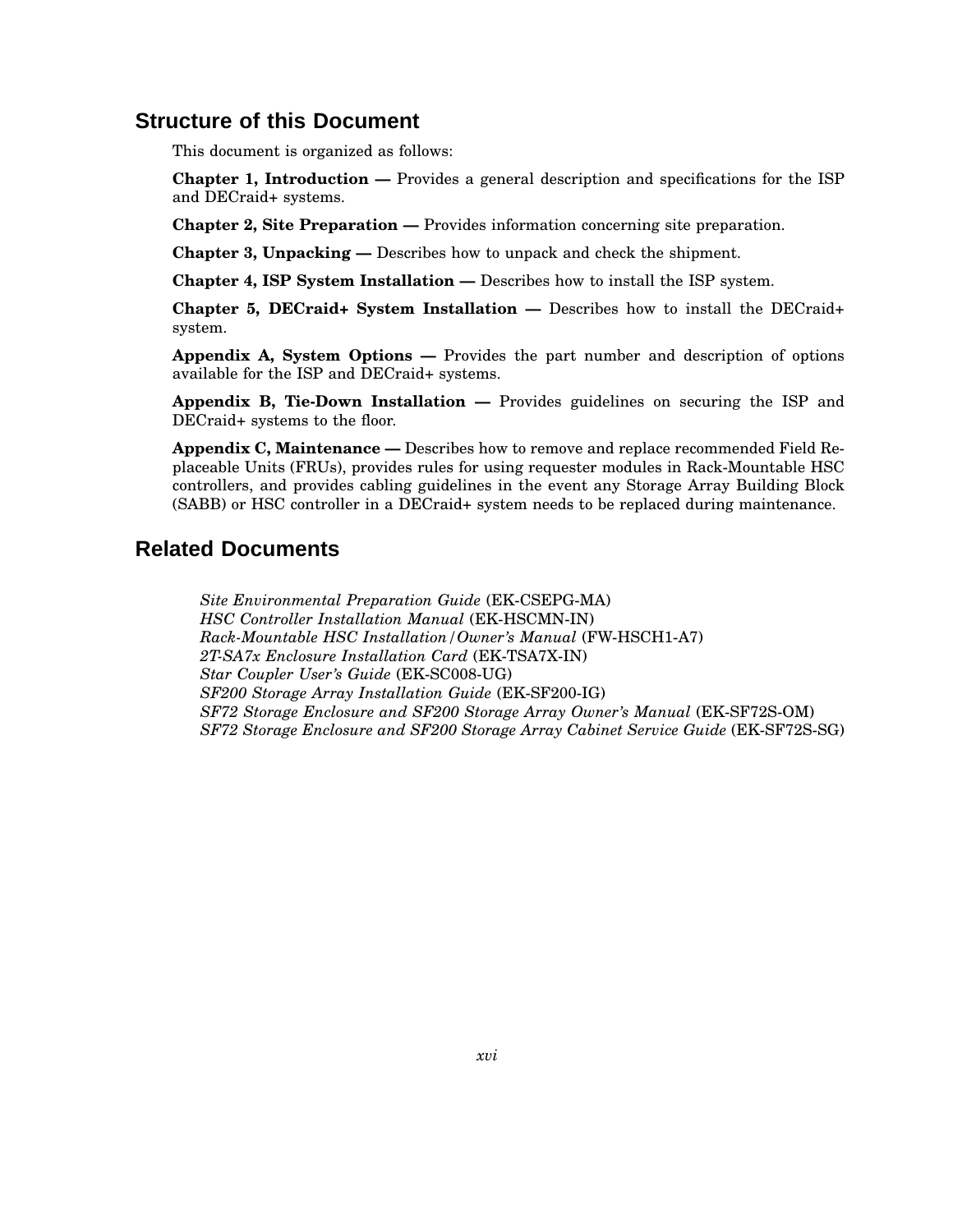## Structure of this Document

This document is organized as follows:

**Chapter 1, Introduction —** Provides a general description and specifications for the ISP and DECraid+ systems.

**Chapter 2, Site Preparation —** Provides information concerning site preparation.

**Chapter 3, Unpacking —** Describes how to unpack and check the shipment.

**Chapter 4, ISP System Installation —** Describes how to install the ISP system.

**Chapter 5, DECraid+ System Installation —** Describes how to install the DECraid+ system.

**Appendix A, System Options —** Provides the part number and description of options available for the ISP and DECraid+ systems.

**Appendix B, Tie-Down Installation —** Provides guidelines on securing the ISP and DECraid+ systems to the floor.

**Appendix C, Maintenance —** Describes how to remove and replace recommended Field Replaceable Units (FRUs), provides rules for using requester modules in Rack-Mountable HSC controllers, and provides cabling guidelines in the event any Storage Array Building Block (SABB) or HSC controller in a DECraid+ system needs to be replaced during maintenance.

## Related Documents

*Site Environmental Preparation Guide* (EK-CSEPG-MA)
*HSC Controller Installation Manual* (EK-HSCMN-IN)
*Rack-Mountable HSC Installation/Owner's Manual* (FW-HSCH1-A7)
*2T-SA7x Enclosure Installation Card* (EK-TSA7X-IN)
*Star Coupler User's Guide* (EK-SC008-UG)
*SF200 Storage Array Installation Guide* (EK-SF200-IG)
*SF72 Storage Enclosure and SF200 Storage Array Owner's Manual* (EK-SF72S-OM)
*SF72 Storage Enclosure and SF200 Storage Array Cabinet Service Guide* (EK-SF72S-SG)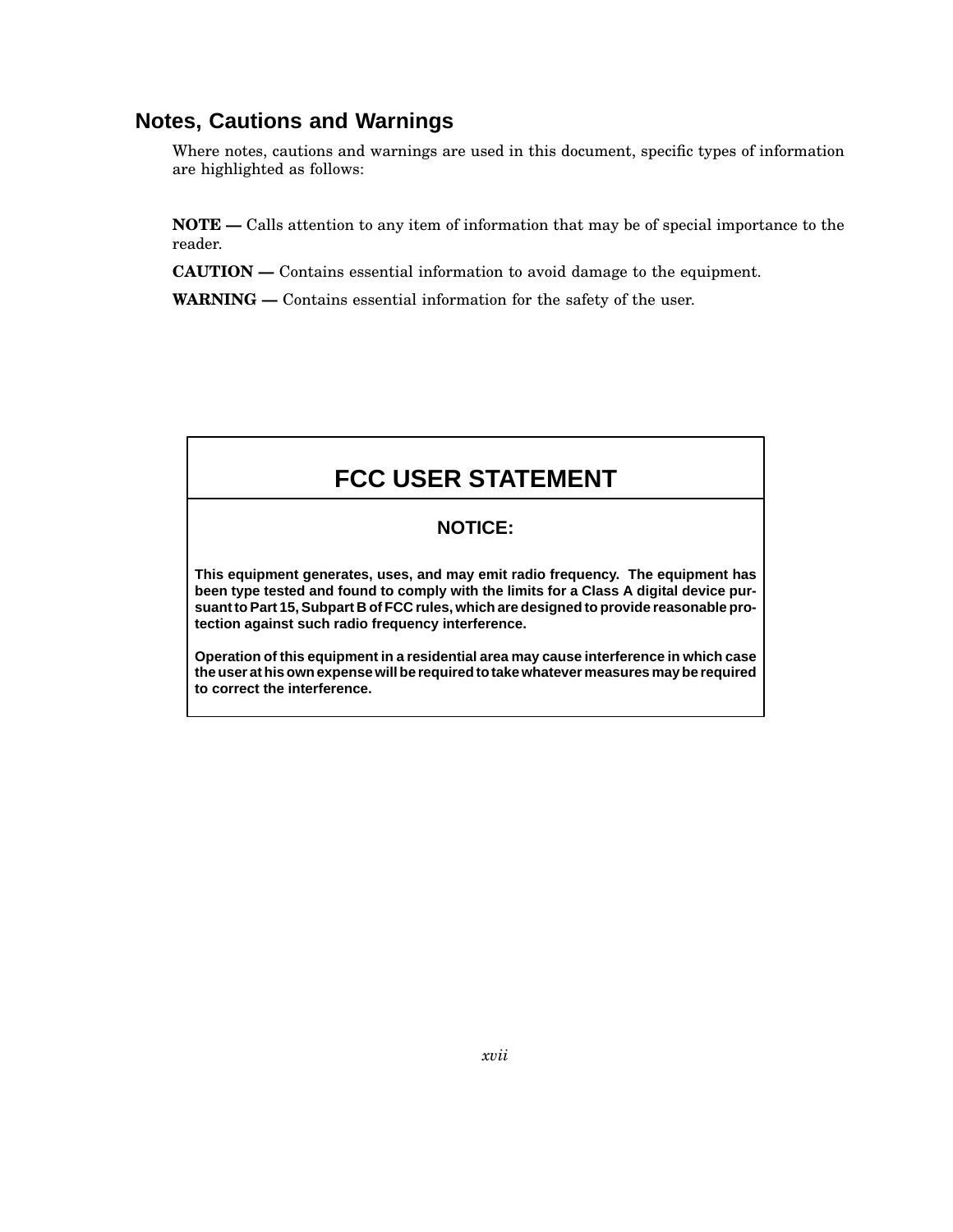## Notes, Cautions and Warnings

Where notes, cautions and warnings are used in this document, specific types of information are highlighted as follows:

**NOTE —** Calls attention to any item of information that may be of special importance to the reader.

**CAUTION —** Contains essential information to avoid damage to the equipment.

**WARNING —** Contains essential information for the safety of the user.

## FCC USER STATEMENT

**NOTICE:**

**This equipment generates, uses, and may emit radio frequency. The equipment has been type tested and found to comply with the limits for a Class A digital device pursuant to Part 15, Subpart B of FCC rules, which are designed to provide reasonable protection against such radio frequency interference.**

**Operation of this equipment in a residential area may cause interference in which case the user at his own expense will be required to take whatever measures may be required to correct the interference.**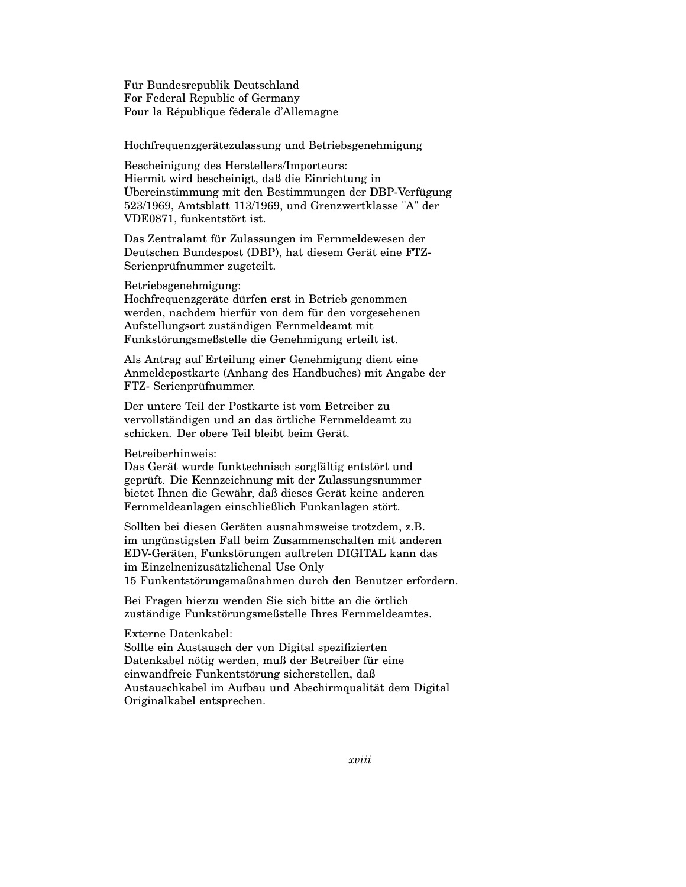Für Bundesrepublik Deutschland
For Federal Republic of Germany
Pour la République féderale d'Allemagne

Hochfrequenzgerätezulassung und Betriebsgenehmigung

Bescheinigung des Herstellers/Importeurs:
Hiermit wird bescheinigt, daß die Einrichtung in Übereinstimmung mit den Bestimmungen der DBP-Verfügung 523/1969, Amtsblatt 113/1969, und Grenzwertklasse "A" der VDE0871, funkentstört ist.

Das Zentralamt für Zulassungen im Fernmeldewesen der Deutschen Bundespost (DBP), hat diesem Gerät eine FTZ-Serienprüfnummer zugeteilt.

Betriebsgenehmigung:
Hochfrequenzgeräte dürfen erst in Betrieb genommen werden, nachdem hierfür von dem für den vorgesehenen Aufstellungsort zuständigen Fernmeldeamt mit Funkstörungsmeßstelle die Genehmigung erteilt ist.

Als Antrag auf Erteilung einer Genehmigung dient eine Anmeldepostkarte (Anhang des Handbuches) mit Angabe der FTZ- Serienprüfnummer.

Der untere Teil der Postkarte ist vom Betreiber zu vervollständigen und an das örtliche Fernmeldeamt zu schicken. Der obere Teil bleibt beim Gerät.

Betreiberhinweis:
Das Gerät wurde funktechnisch sorgfältig entstört und geprüft. Die Kennzeichnung mit der Zulassungsnummer bietet Ihnen die Gewähr, daß dieses Gerät keine anderen Fernmeldeanlagen einschließlich Funkanlagen stört.

Sollten bei diesen Geräten ausnahmsweise trotzdem, z.B. im ungünstigsten Fall beim Zusammenschalten mit anderen EDV-Geräten, Funkstörungen auftreten DIGITAL kann das im Einzelnenizusätzlichenal Use Only
15 Funkentstörungsmaßnahmen durch den Benutzer erfordern.

Bei Fragen hierzu wenden Sie sich bitte an die örtlich zuständige Funkstörungsmeßstelle Ihres Fernmeldeamtes.

Externe Datenkabel:
Sollte ein Austausch der von Digital spezifizierten Datenkabel nötig werden, muß der Betreiber für eine einwandfreie Funkentstörung sicherstellen, daß Austauschkabel im Aufbau und Abschirmqualität dem Digital Originalkabel entsprechen.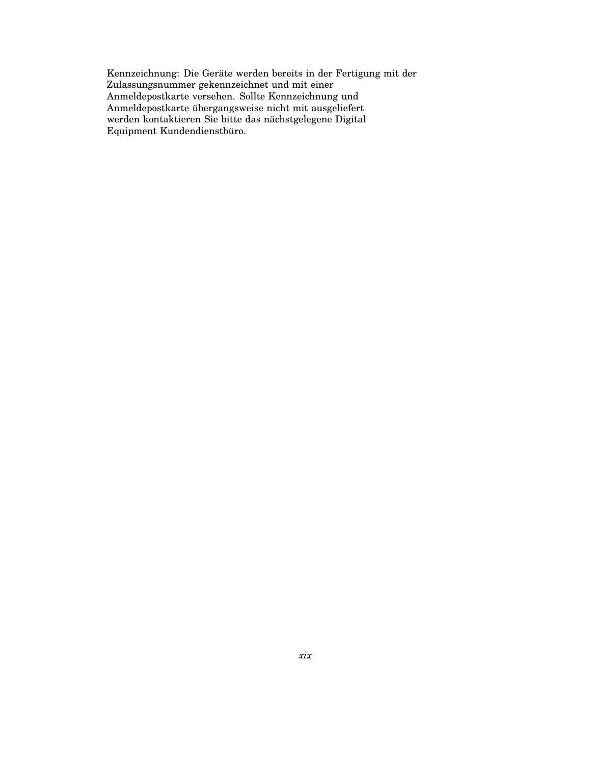Kennzeichnung: Die Geräte werden bereits in der Fertigung mit der Zulassungsnummer gekennzeichnet und mit einer Anmeldepostkarte versehen. Sollte Kennzeichnung und Anmeldepostkarte übergangsweise nicht mit ausgeliefert werden kontaktieren Sie bitte das nächstgelegene Digital Equipment Kundendienstbüro.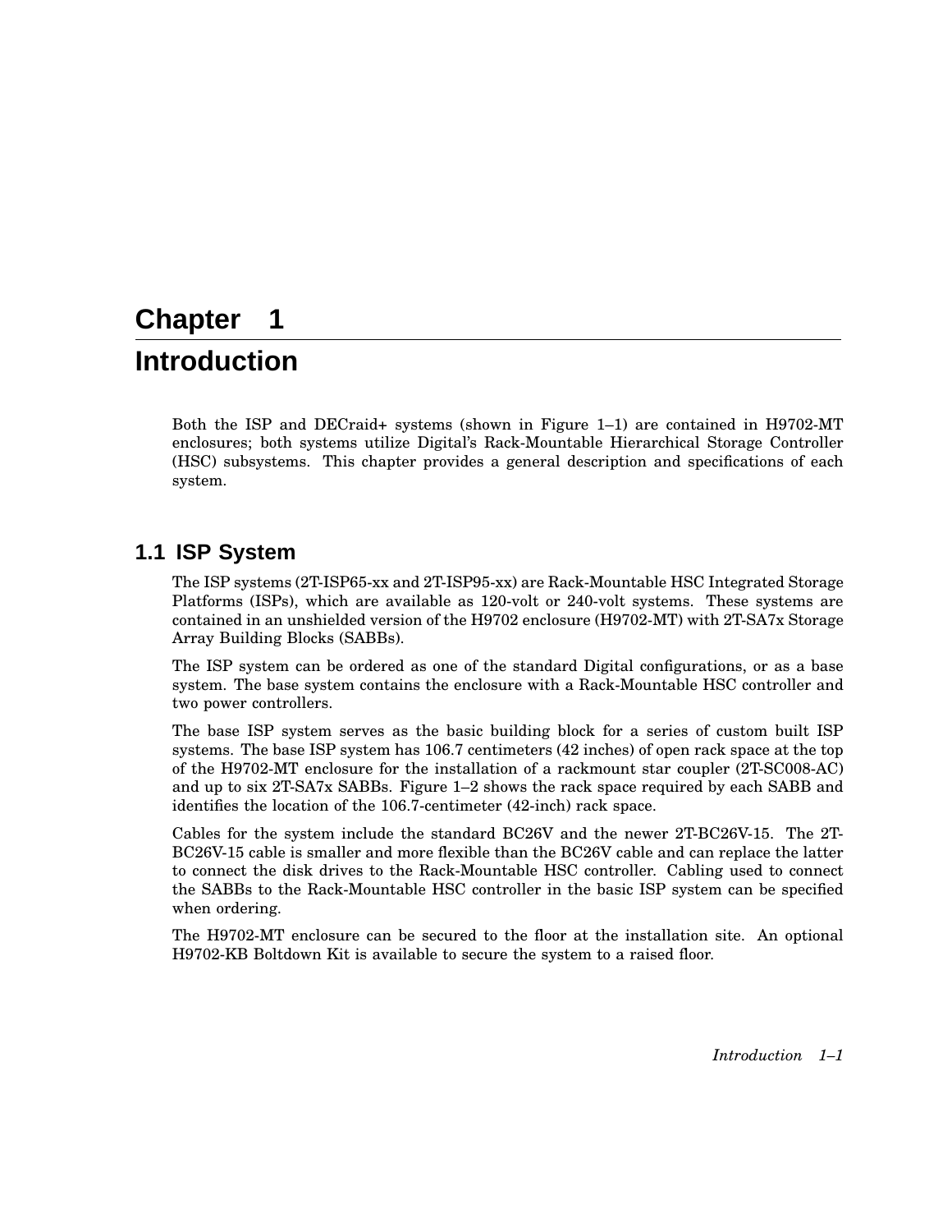# Chapter 1

# Introduction

Both the ISP and DECraid+ systems (shown in Figure 1–1) are contained in H9702-MT enclosures; both systems utilize Digital's Rack-Mountable Hierarchical Storage Controller (HSC) subsystems. This chapter provides a general description and specifications of each system.

## 1.1 ISP System

The ISP systems (2T-ISP65-xx and 2T-ISP95-xx) are Rack-Mountable HSC Integrated Storage Platforms (ISPs), which are available as 120-volt or 240-volt systems. These systems are contained in an unshielded version of the H9702 enclosure (H9702-MT) with 2T-SA7x Storage Array Building Blocks (SABBs).

The ISP system can be ordered as one of the standard Digital configurations, or as a base system. The base system contains the enclosure with a Rack-Mountable HSC controller and two power controllers.

The base ISP system serves as the basic building block for a series of custom built ISP systems. The base ISP system has 106.7 centimeters (42 inches) of open rack space at the top of the H9702-MT enclosure for the installation of a rackmount star coupler (2T-SC008-AC) and up to six 2T-SA7x SABBs. Figure 1–2 shows the rack space required by each SABB and identifies the location of the 106.7-centimeter (42-inch) rack space.

Cables for the system include the standard BC26V and the newer 2T-BC26V-15. The 2T-BC26V-15 cable is smaller and more flexible than the BC26V cable and can replace the latter to connect the disk drives to the Rack-Mountable HSC controller. Cabling used to connect the SABBs to the Rack-Mountable HSC controller in the basic ISP system can be specified when ordering.

The H9702-MT enclosure can be secured to the floor at the installation site. An optional H9702-KB Boltdown Kit is available to secure the system to a raised floor.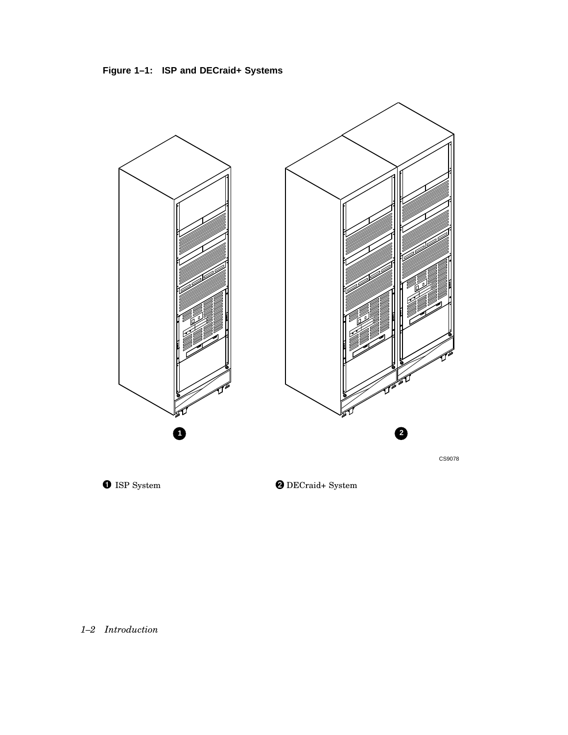**Figure 1–1: ISP and DECraid+ Systems**

CS9078

❶ ISP System

❷ DECraid+ System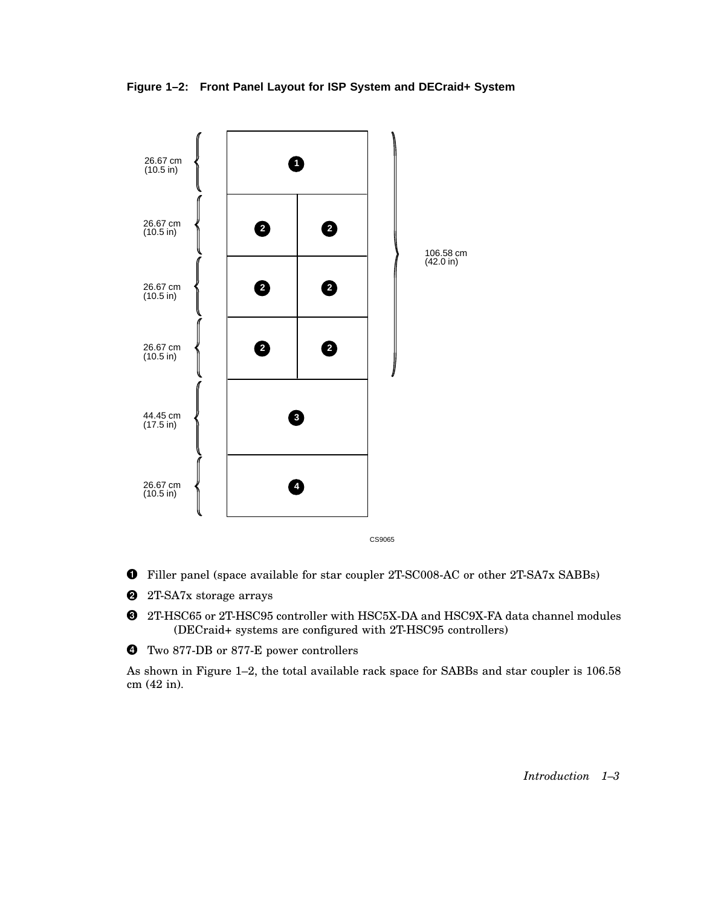**Figure 1–2: Front Panel Layout for ISP System and DECraid+ System**

26.67 cm (10.5 in)

26.67 cm (10.5 in)

26.67 cm (10.5 in)

26.67 cm (10.5 in)

44.45 cm (17.5 in)

26.67 cm (10.5 in)

106.58 cm (42.0 in)

CS9065

❶ Filler panel (space available for star coupler 2T-SC008-AC or other 2T-SA7x SABBs)

❷ 2T-SA7x storage arrays

❸ 2T-HSC65 or 2T-HSC95 controller with HSC5X-DA and HSC9X-FA data channel modules (DECraid+ systems are configured with 2T-HSC95 controllers)

❹ Two 877-DB or 877-E power controllers

As shown in Figure 1–2, the total available rack space for SABBs and star coupler is 106.58 cm (42 in).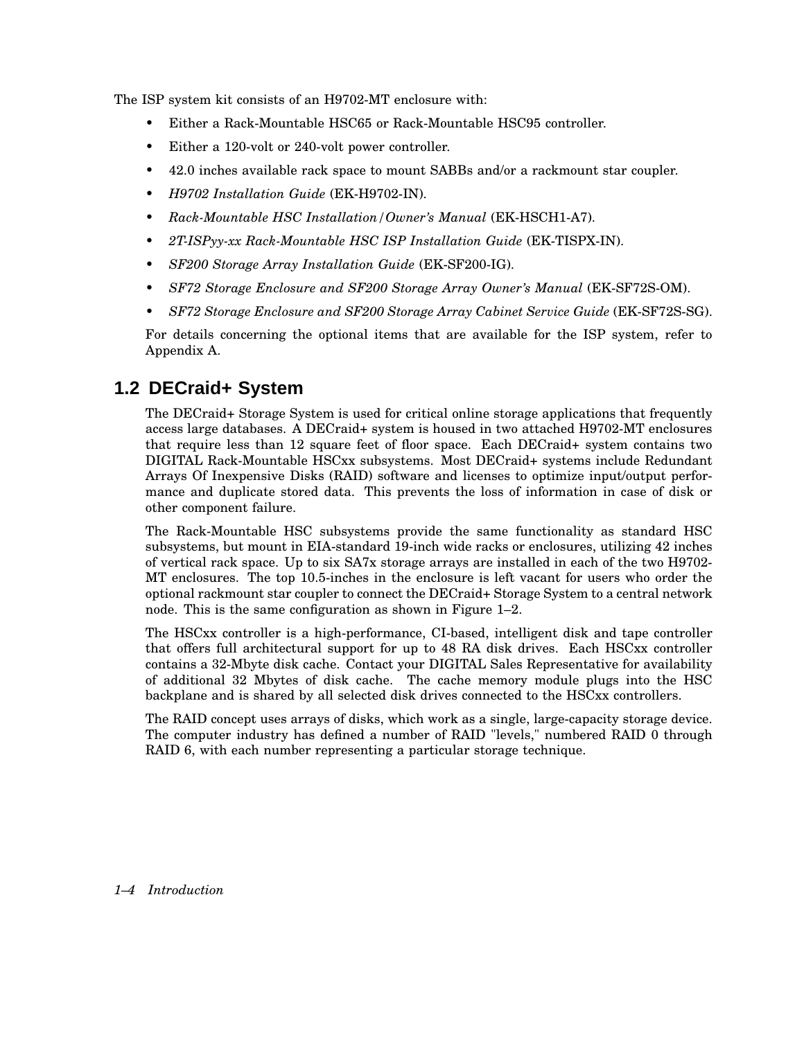The ISP system kit consists of an H9702-MT enclosure with:

- Either a Rack-Mountable HSC65 or Rack-Mountable HSC95 controller.
- Either a 120-volt or 240-volt power controller.
- 42.0 inches available rack space to mount SABBs and/or a rackmount star coupler.
- *H9702 Installation Guide* (EK-H9702-IN).
- *Rack-Mountable HSC Installation/Owner's Manual* (EK-HSCH1-A7).
- *2T-ISPyy-xx Rack-Mountable HSC ISP Installation Guide* (EK-TISPX-IN).
- *SF200 Storage Array Installation Guide* (EK-SF200-IG).
- *SF72 Storage Enclosure and SF200 Storage Array Owner's Manual* (EK-SF72S-OM).
- *SF72 Storage Enclosure and SF200 Storage Array Cabinet Service Guide* (EK-SF72S-SG).

For details concerning the optional items that are available for the ISP system, refer to Appendix A.

## 1.2 DECraid+ System

The DECraid+ Storage System is used for critical online storage applications that frequently access large databases. A DECraid+ system is housed in two attached H9702-MT enclosures that require less than 12 square feet of floor space. Each DECraid+ system contains two DIGITAL Rack-Mountable HSCxx subsystems. Most DECraid+ systems include Redundant Arrays Of Inexpensive Disks (RAID) software and licenses to optimize input/output performance and duplicate stored data. This prevents the loss of information in case of disk or other component failure.

The Rack-Mountable HSC subsystems provide the same functionality as standard HSC subsystems, but mount in EIA-standard 19-inch wide racks or enclosures, utilizing 42 inches of vertical rack space. Up to six SA7x storage arrays are installed in each of the two H9702-MT enclosures. The top 10.5-inches in the enclosure is left vacant for users who order the optional rackmount star coupler to connect the DECraid+ Storage System to a central network node. This is the same configuration as shown in Figure 1–2.

The HSCxx controller is a high-performance, CI-based, intelligent disk and tape controller that offers full architectural support for up to 48 RA disk drives. Each HSCxx controller contains a 32-Mbyte disk cache. Contact your DIGITAL Sales Representative for availability of additional 32 Mbytes of disk cache. The cache memory module plugs into the HSC backplane and is shared by all selected disk drives connected to the HSCxx controllers.

The RAID concept uses arrays of disks, which work as a single, large-capacity storage device. The computer industry has defined a number of RAID "levels," numbered RAID 0 through RAID 6, with each number representing a particular storage technique.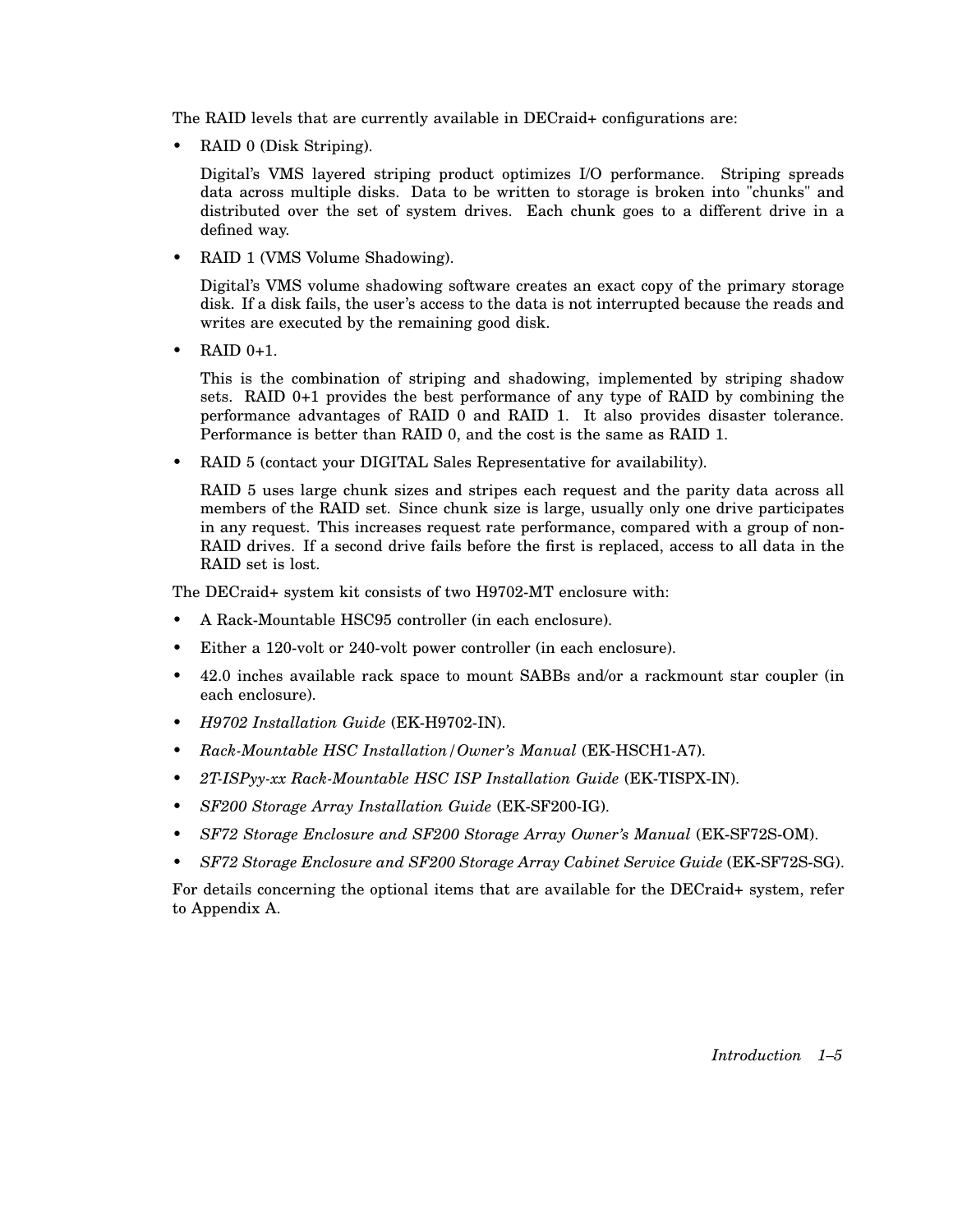The RAID levels that are currently available in DECraid+ configurations are:

- RAID 0 (Disk Striping).

  Digital's VMS layered striping product optimizes I/O performance. Striping spreads data across multiple disks. Data to be written to storage is broken into "chunks" and distributed over the set of system drives. Each chunk goes to a different drive in a defined way.

- RAID 1 (VMS Volume Shadowing).

  Digital's VMS volume shadowing software creates an exact copy of the primary storage disk. If a disk fails, the user's access to the data is not interrupted because the reads and writes are executed by the remaining good disk.

- RAID 0+1.

  This is the combination of striping and shadowing, implemented by striping shadow sets. RAID 0+1 provides the best performance of any type of RAID by combining the performance advantages of RAID 0 and RAID 1. It also provides disaster tolerance. Performance is better than RAID 0, and the cost is the same as RAID 1.

- RAID 5 (contact your DIGITAL Sales Representative for availability).

  RAID 5 uses large chunk sizes and stripes each request and the parity data across all members of the RAID set. Since chunk size is large, usually only one drive participates in any request. This increases request rate performance, compared with a group of non-RAID drives. If a second drive fails before the first is replaced, access to all data in the RAID set is lost.

The DECraid+ system kit consists of two H9702-MT enclosure with:

- A Rack-Mountable HSC95 controller (in each enclosure).
- Either a 120-volt or 240-volt power controller (in each enclosure).
- 42.0 inches available rack space to mount SABBs and/or a rackmount star coupler (in each enclosure).
- *H9702 Installation Guide* (EK-H9702-IN).
- *Rack-Mountable HSC Installation/Owner's Manual* (EK-HSCH1-A7).
- *2T-ISPyy-xx Rack-Mountable HSC ISP Installation Guide* (EK-TISPX-IN).
- *SF200 Storage Array Installation Guide* (EK-SF200-IG).
- *SF72 Storage Enclosure and SF200 Storage Array Owner's Manual* (EK-SF72S-OM).
- *SF72 Storage Enclosure and SF200 Storage Array Cabinet Service Guide* (EK-SF72S-SG).

For details concerning the optional items that are available for the DECraid+ system, refer to Appendix A.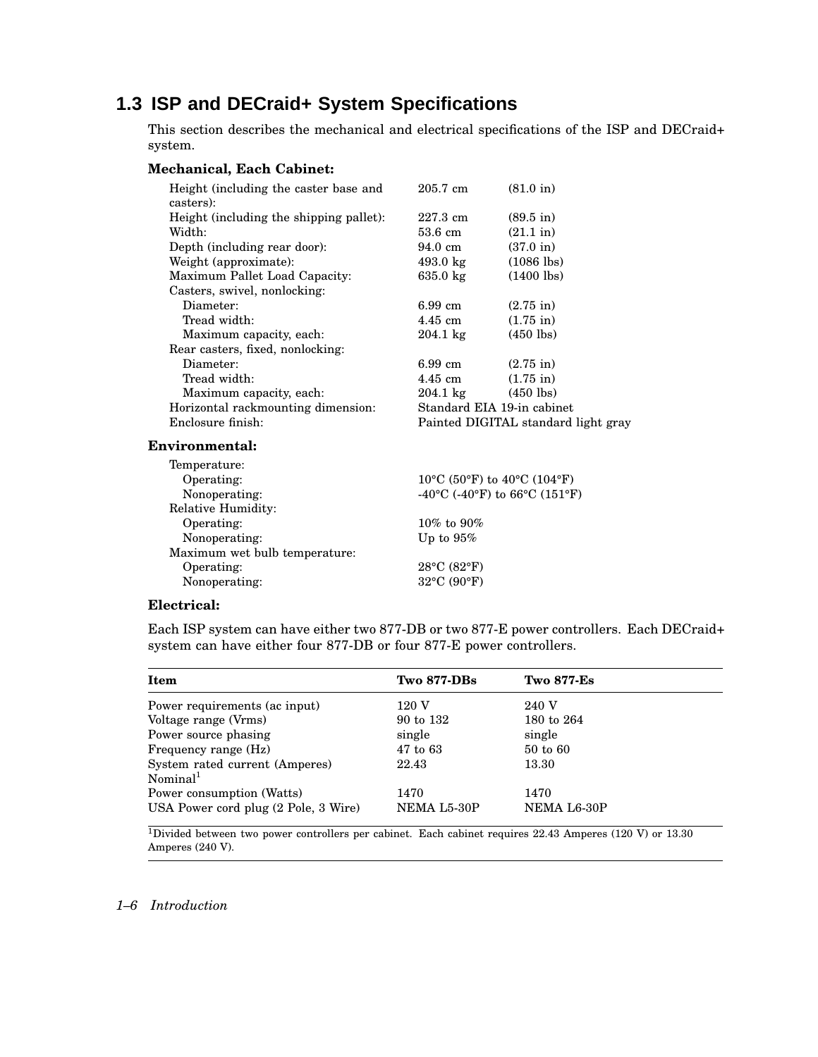## 1.3 ISP and DECraid+ System Specifications

This section describes the mechanical and electrical specifications of the ISP and DECraid+ system.

**Mechanical, Each Cabinet:**

| | | |
|---|---|---|
| Height (including the caster base and casters): | 205.7 cm | (81.0 in) |
| Height (including the shipping pallet): | 227.3 cm | (89.5 in) |
| Width: | 53.6 cm | (21.1 in) |
| Depth (including rear door): | 94.0 cm | (37.0 in) |
| Weight (approximate): | 493.0 kg | (1086 lbs) |
| Maximum Pallet Load Capacity: | 635.0 kg | (1400 lbs) |
| Casters, swivel, nonlocking: | | |
| Diameter: | 6.99 cm | (2.75 in) |
| Tread width: | 4.45 cm | (1.75 in) |
| Maximum capacity, each: | 204.1 kg | (450 lbs) |
| Rear casters, fixed, nonlocking: | | |
| Diameter: | 6.99 cm | (2.75 in) |
| Tread width: | 4.45 cm | (1.75 in) |
| Maximum capacity, each: | 204.1 kg | (450 lbs) |
| Horizontal rackmounting dimension: | Standard EIA 19-in cabinet | |
| Enclosure finish: | Painted DIGITAL standard light gray | |

**Environmental:**

| | |
|---|---|
| Temperature: | |
| Operating: | 10°C (50°F) to 40°C (104°F) |
| Nonoperating: | -40°C (-40°F) to 66°C (151°F) |
| Relative Humidity: | |
| Operating: | 10% to 90% |
| Nonoperating: | Up to 95% |
| Maximum wet bulb temperature: | |
| Operating: | 28°C (82°F) |
| Nonoperating: | 32°C (90°F) |

**Electrical:**

Each ISP system can have either two 877-DB or two 877-E power controllers. Each DECraid+ system can have either four 877-DB or four 877-E power controllers.

| Item | Two 877-DBs | Two 877-Es |
|---|---|---|
| Power requirements (ac input) | 120 V | 240 V |
| Voltage range (Vrms) | 90 to 132 | 180 to 264 |
| Power source phasing | single | single |
| Frequency range (Hz) | 47 to 63 | 50 to 60 |
| System rated current (Amperes) Nominal[1] | 22.43 | 13.30 |
| Power consumption (Watts) | 1470 | 1470 |
| USA Power cord plug (2 Pole, 3 Wire) | NEMA L5-30P | NEMA L6-30P |

[1]Divided between two power controllers per cabinet. Each cabinet requires 22.43 Amperes (120 V) or 13.30 Amperes (240 V).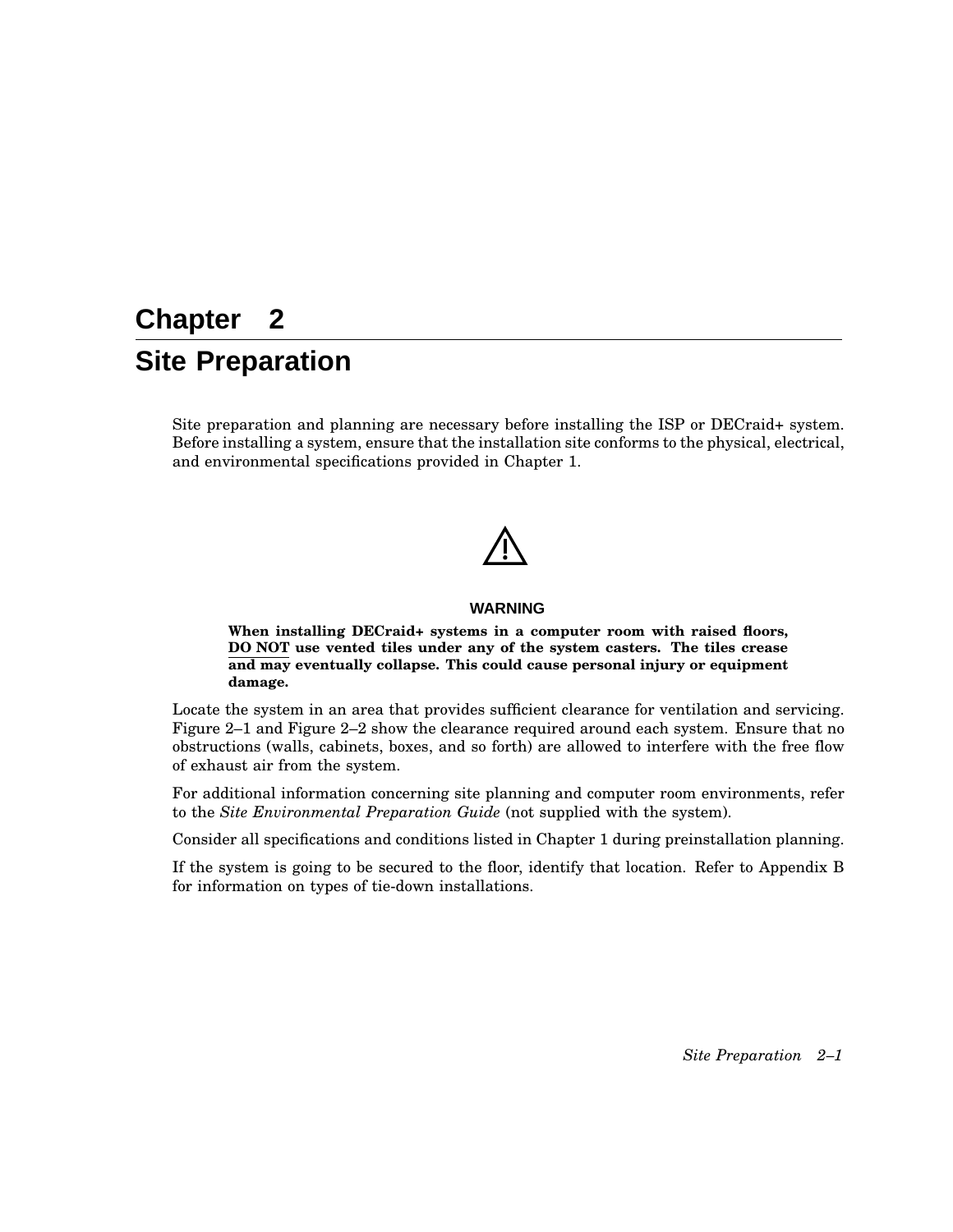# Chapter 2
# Site Preparation

Site preparation and planning are necessary before installing the ISP or DECraid+ system. Before installing a system, ensure that the installation site conforms to the physical, electrical, and environmental specifications provided in Chapter 1.

**WARNING**

**When installing DECraid+ systems in a computer room with raised floors, DO NOT use vented tiles under any of the system casters. The tiles crease and may eventually collapse. This could cause personal injury or equipment damage.**

Locate the system in an area that provides sufficient clearance for ventilation and servicing. Figure 2–1 and Figure 2–2 show the clearance required around each system. Ensure that no obstructions (walls, cabinets, boxes, and so forth) are allowed to interfere with the free flow of exhaust air from the system.

For additional information concerning site planning and computer room environments, refer to the *Site Environmental Preparation Guide* (not supplied with the system).

Consider all specifications and conditions listed in Chapter 1 during preinstallation planning.

If the system is going to be secured to the floor, identify that location. Refer to Appendix B for information on types of tie-down installations.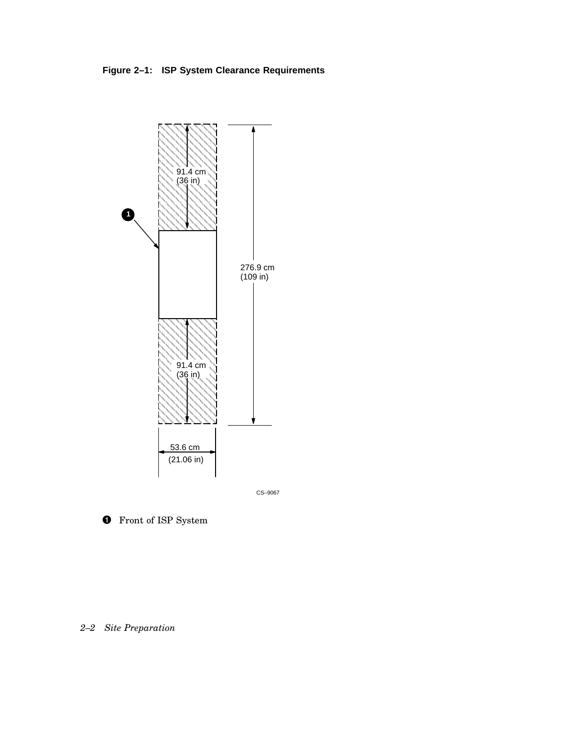**Figure 2–1: ISP System Clearance Requirements**

91.4 cm
(36 in)

276.9 cm
(109 in)

91.4 cm
(36 in)

53.6 cm
(21.06 in)

CS–9067

❶ Front of ISP System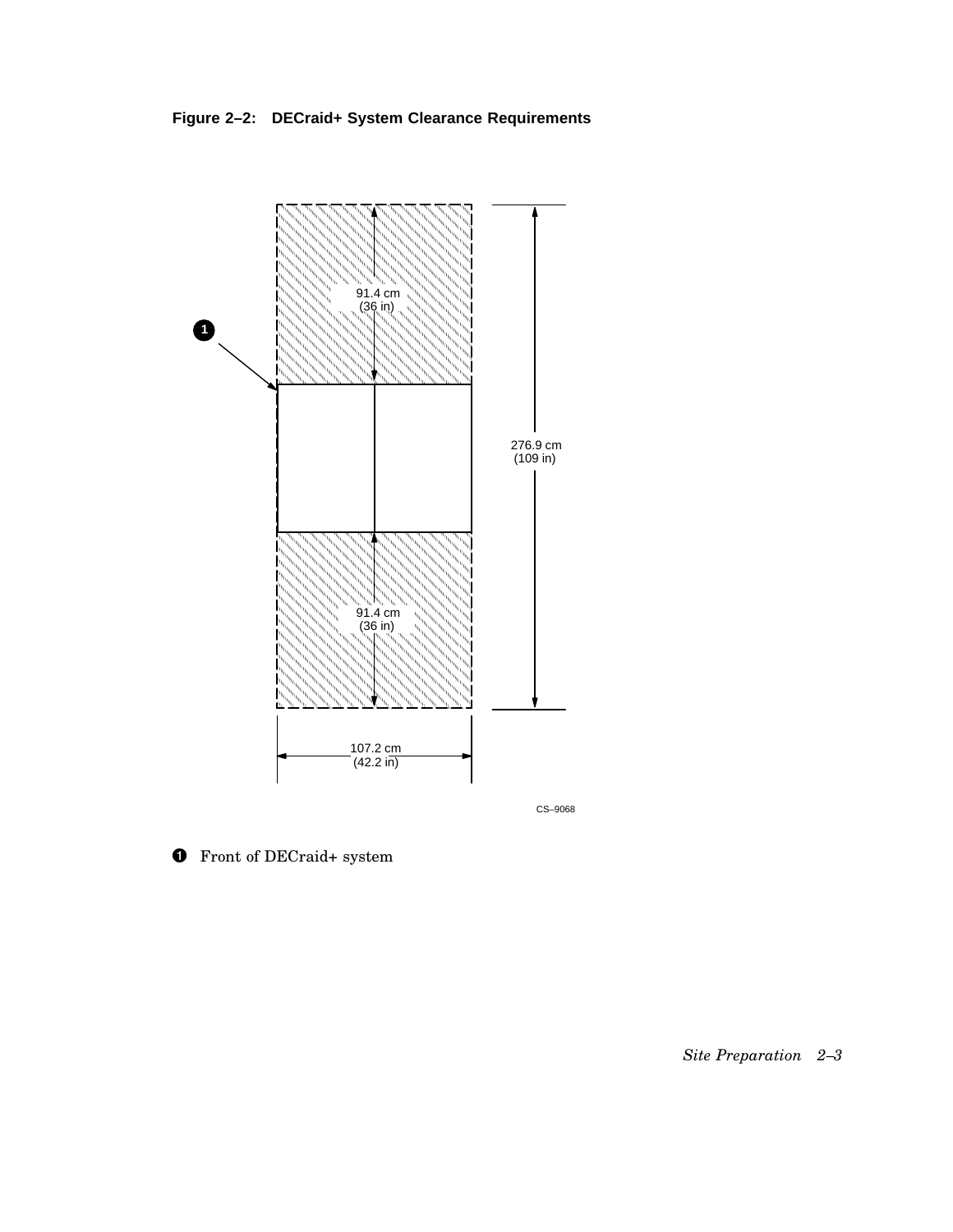**Figure 2–2: DECraid+ System Clearance Requirements**

❶ Front of DECraid+ system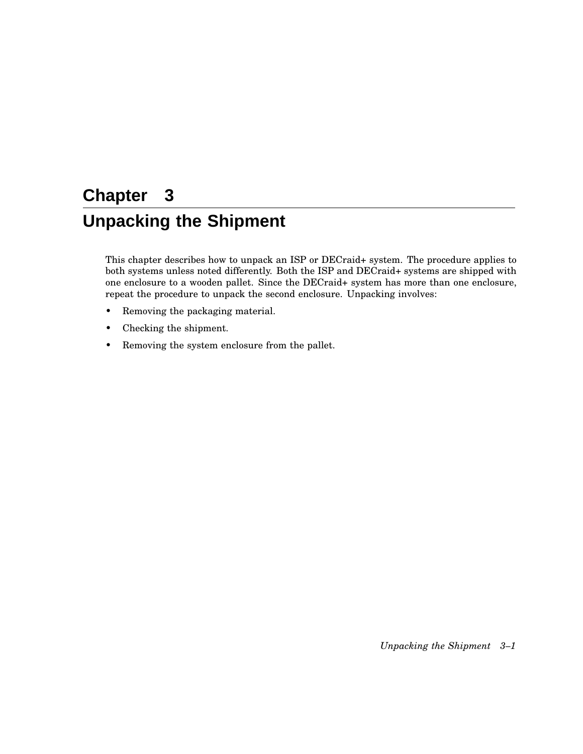# Chapter 3

# Unpacking the Shipment

This chapter describes how to unpack an ISP or DECraid+ system. The procedure applies to both systems unless noted differently. Both the ISP and DECraid+ systems are shipped with one enclosure to a wooden pallet. Since the DECraid+ system has more than one enclosure, repeat the procedure to unpack the second enclosure. Unpacking involves:

- Removing the packaging material.
- Checking the shipment.
- Removing the system enclosure from the pallet.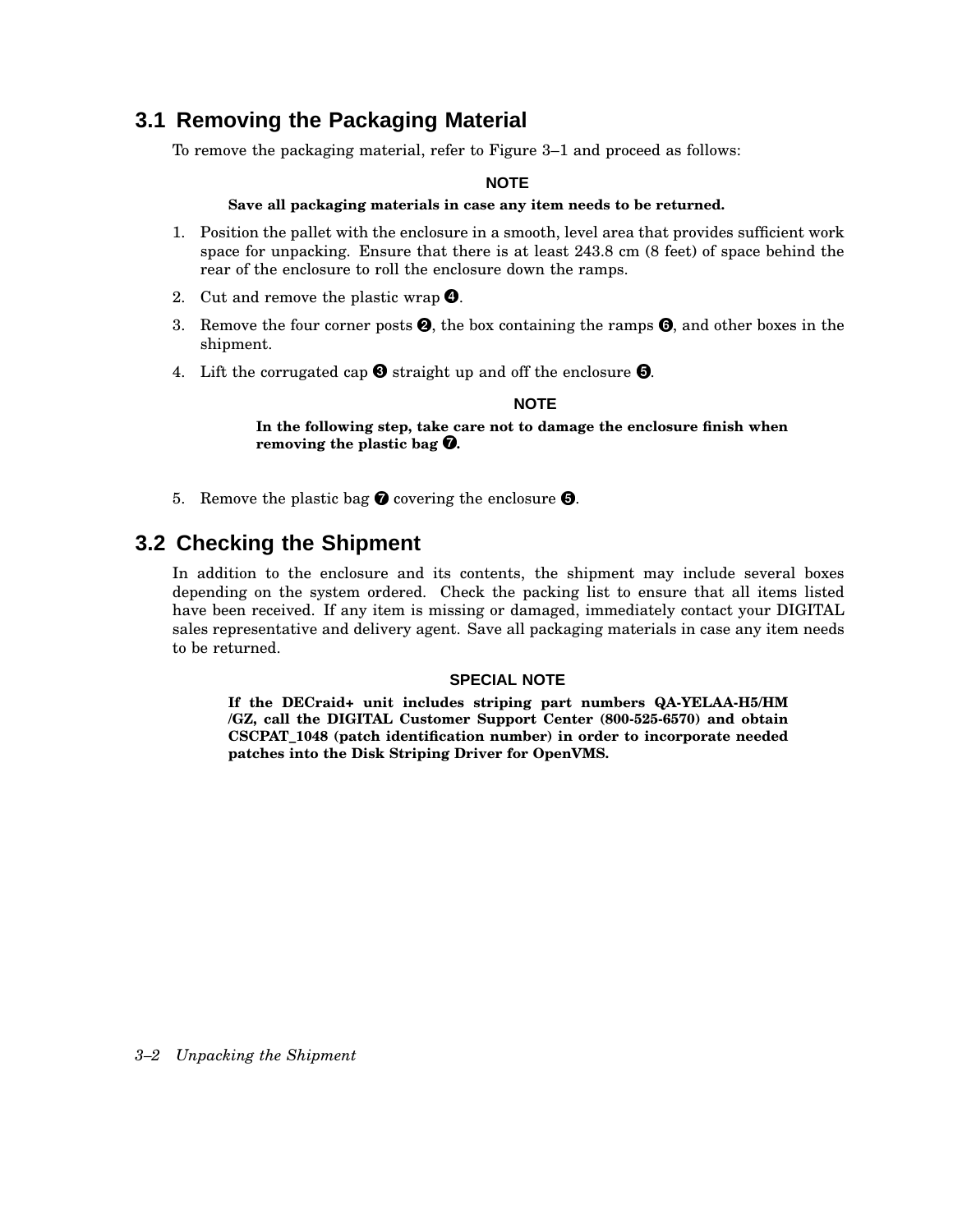## 3.1 Removing the Packaging Material

To remove the packaging material, refer to Figure 3–1 and proceed as follows:

**NOTE**

**Save all packaging materials in case any item needs to be returned.**

1. Position the pallet with the enclosure in a smooth, level area that provides sufficient work space for unpacking. Ensure that there is at least 243.8 cm (8 feet) of space behind the rear of the enclosure to roll the enclosure down the ramps.
2. Cut and remove the plastic wrap ❹.
3. Remove the four corner posts ❷, the box containing the ramps ❻, and other boxes in the shipment.
4. Lift the corrugated cap ❸ straight up and off the enclosure ❺.

**NOTE**

**In the following step, take care not to damage the enclosure finish when removing the plastic bag ❼.**

5. Remove the plastic bag ❼ covering the enclosure ❺.

## 3.2 Checking the Shipment

In addition to the enclosure and its contents, the shipment may include several boxes depending on the system ordered. Check the packing list to ensure that all items listed have been received. If any item is missing or damaged, immediately contact your DIGITAL sales representative and delivery agent. Save all packaging materials in case any item needs to be returned.

**SPECIAL NOTE**

**If the DECraid+ unit includes striping part numbers QA-YELAA-H5/HM /GZ, call the DIGITAL Customer Support Center (800-525-6570) and obtain CSCPAT_1048 (patch identification number) in order to incorporate needed patches into the Disk Striping Driver for OpenVMS.**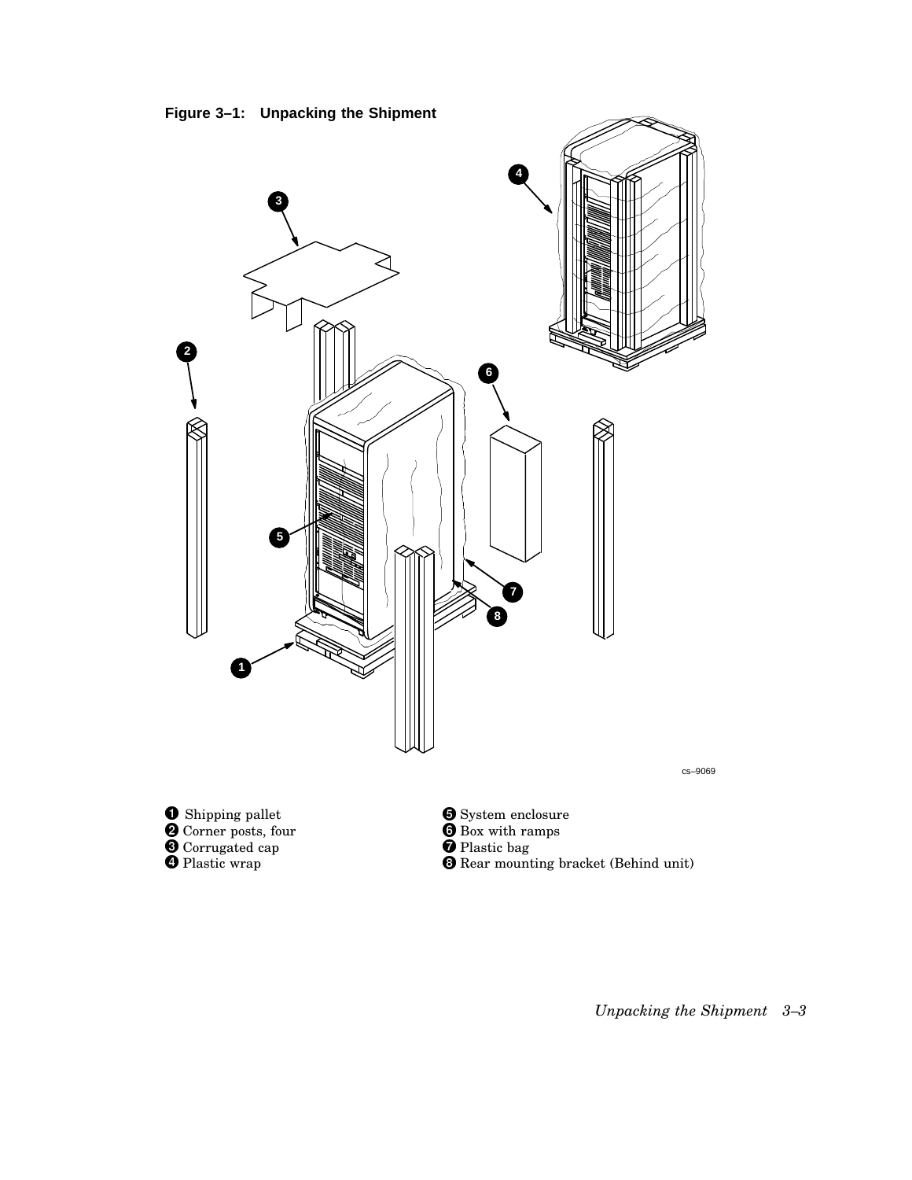**Figure 3–1: Unpacking the Shipment**

cs–9069

1. Shipping pallet
2. Corner posts, four
3. Corrugated cap
4. Plastic wrap
5. System enclosure
6. Box with ramps
7. Plastic bag
8. Rear mounting bracket (Behind unit)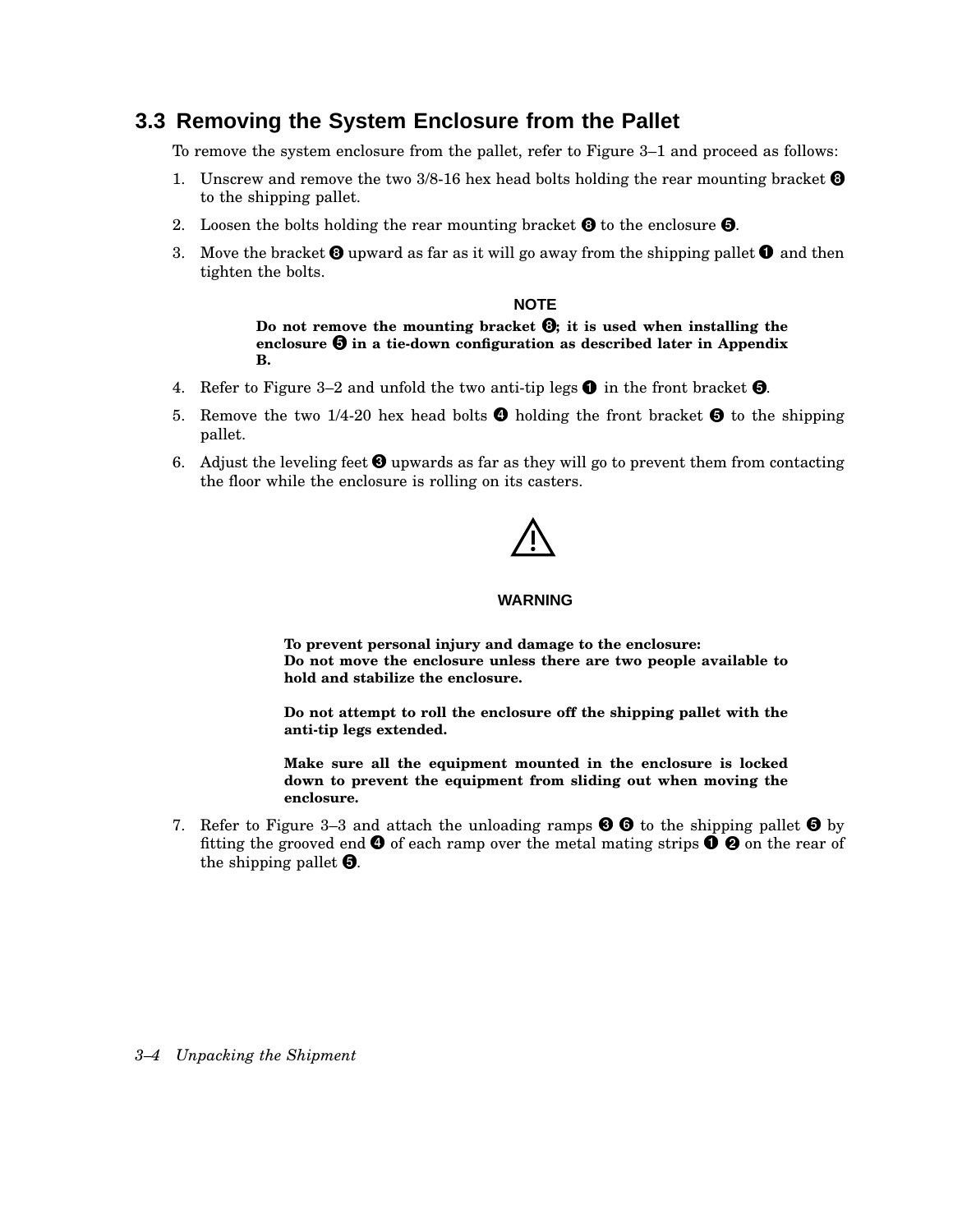## 3.3 Removing the System Enclosure from the Pallet

To remove the system enclosure from the pallet, refer to Figure 3–1 and proceed as follows:

1. Unscrew and remove the two 3/8-16 hex head bolts holding the rear mounting bracket ➑ to the shipping pallet.
2. Loosen the bolts holding the rear mounting bracket ➑ to the enclosure ➎.
3. Move the bracket ➑ upward as far as it will go away from the shipping pallet ➊ and then tighten the bolts.

**NOTE**

**Do not remove the mounting bracket ➑; it is used when installing the enclosure ➎ in a tie-down configuration as described later in Appendix B.**

4. Refer to Figure 3–2 and unfold the two anti-tip legs ➊ in the front bracket ➎.
5. Remove the two 1/4-20 hex head bolts ➍ holding the front bracket ➎ to the shipping pallet.
6. Adjust the leveling feet ➌ upwards as far as they will go to prevent them from contacting the floor while the enclosure is rolling on its casters.

⚠

**WARNING**

**To prevent personal injury and damage to the enclosure:**
**Do not move the enclosure unless there are two people available to hold and stabilize the enclosure.**

**Do not attempt to roll the enclosure off the shipping pallet with the anti-tip legs extended.**

**Make sure all the equipment mounted in the enclosure is locked down to prevent the equipment from sliding out when moving the enclosure.**

7. Refer to Figure 3–3 and attach the unloading ramps ➌ ➏ to the shipping pallet ➎ by fitting the grooved end ➍ of each ramp over the metal mating strips ➊ ➋ on the rear of the shipping pallet ➎.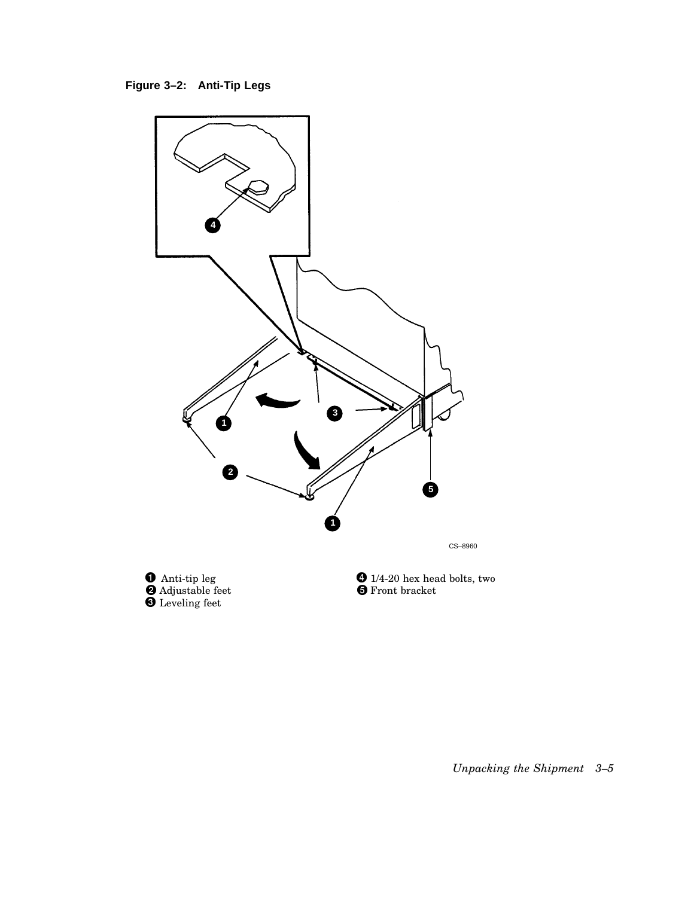**Figure 3–2: Anti-Tip Legs**

CS–8960

❶ Anti-tip leg
❷ Adjustable feet
❸ Leveling feet
❹ 1/4-20 hex head bolts, two
❺ Front bracket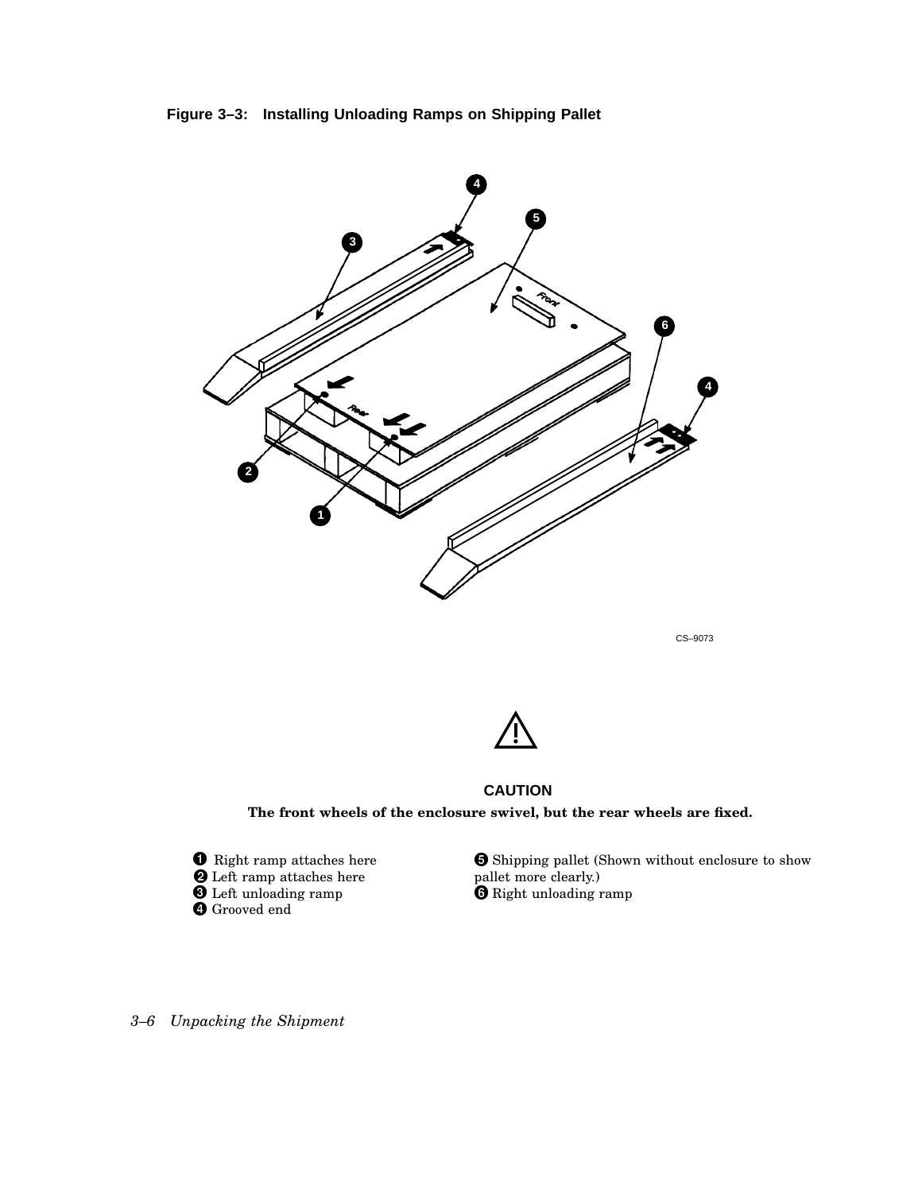**Figure 3–3: Installing Unloading Ramps on Shipping Pallet**

CS–9073

**CAUTION**

**The front wheels of the enclosure swivel, but the rear wheels are fixed.**

❶ Right ramp attaches here
❷ Left ramp attaches here
❸ Left unloading ramp
❹ Grooved end
❺ Shipping pallet (Shown without enclosure to show pallet more clearly.)
❻ Right unloading ramp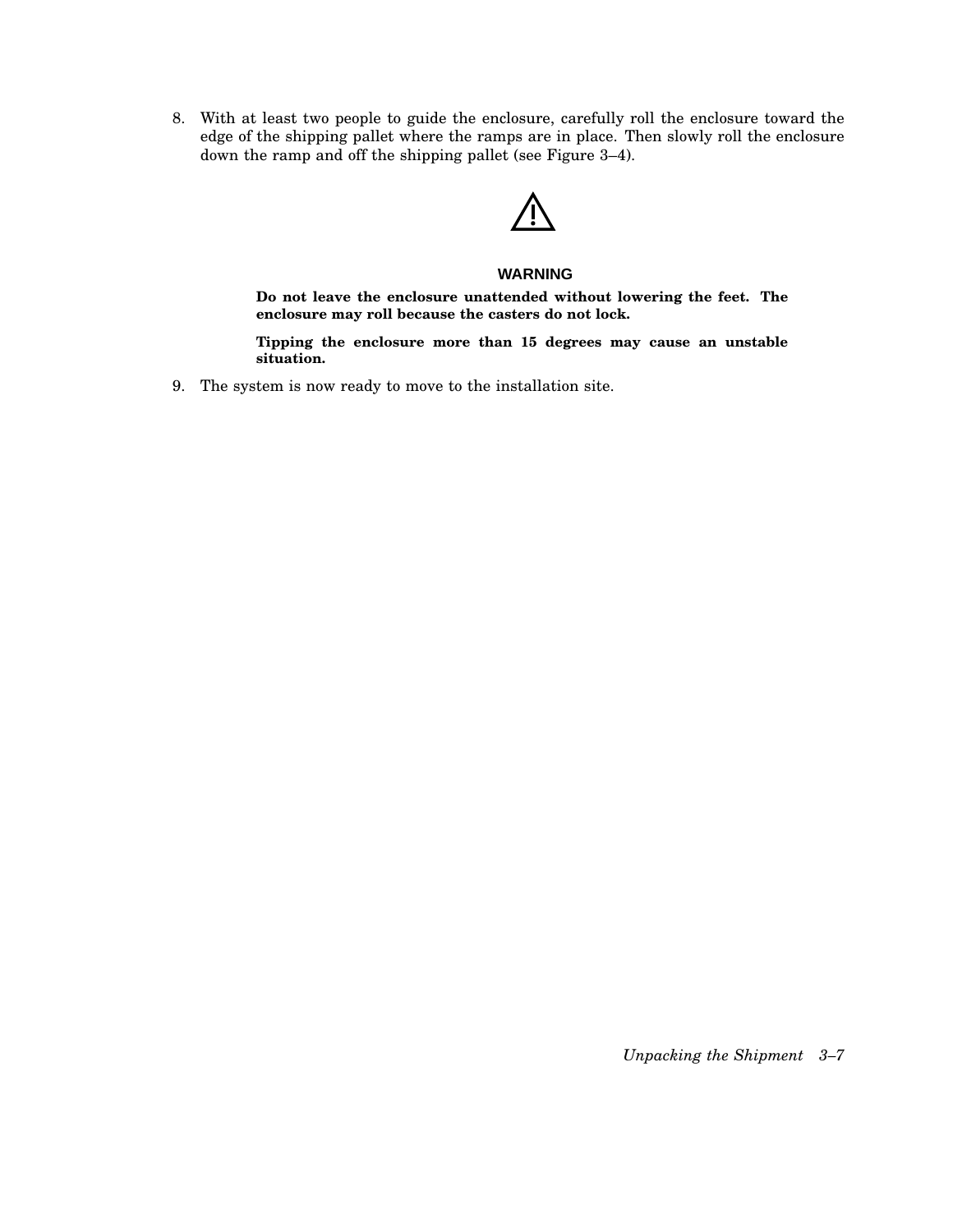8. With at least two people to guide the enclosure, carefully roll the enclosure toward the edge of the shipping pallet where the ramps are in place. Then slowly roll the enclosure down the ramp and off the shipping pallet (see Figure 3–4).

**WARNING**

**Do not leave the enclosure unattended without lowering the feet. The enclosure may roll because the casters do not lock.**

**Tipping the enclosure more than 15 degrees may cause an unstable situation.**

9. The system is now ready to move to the installation site.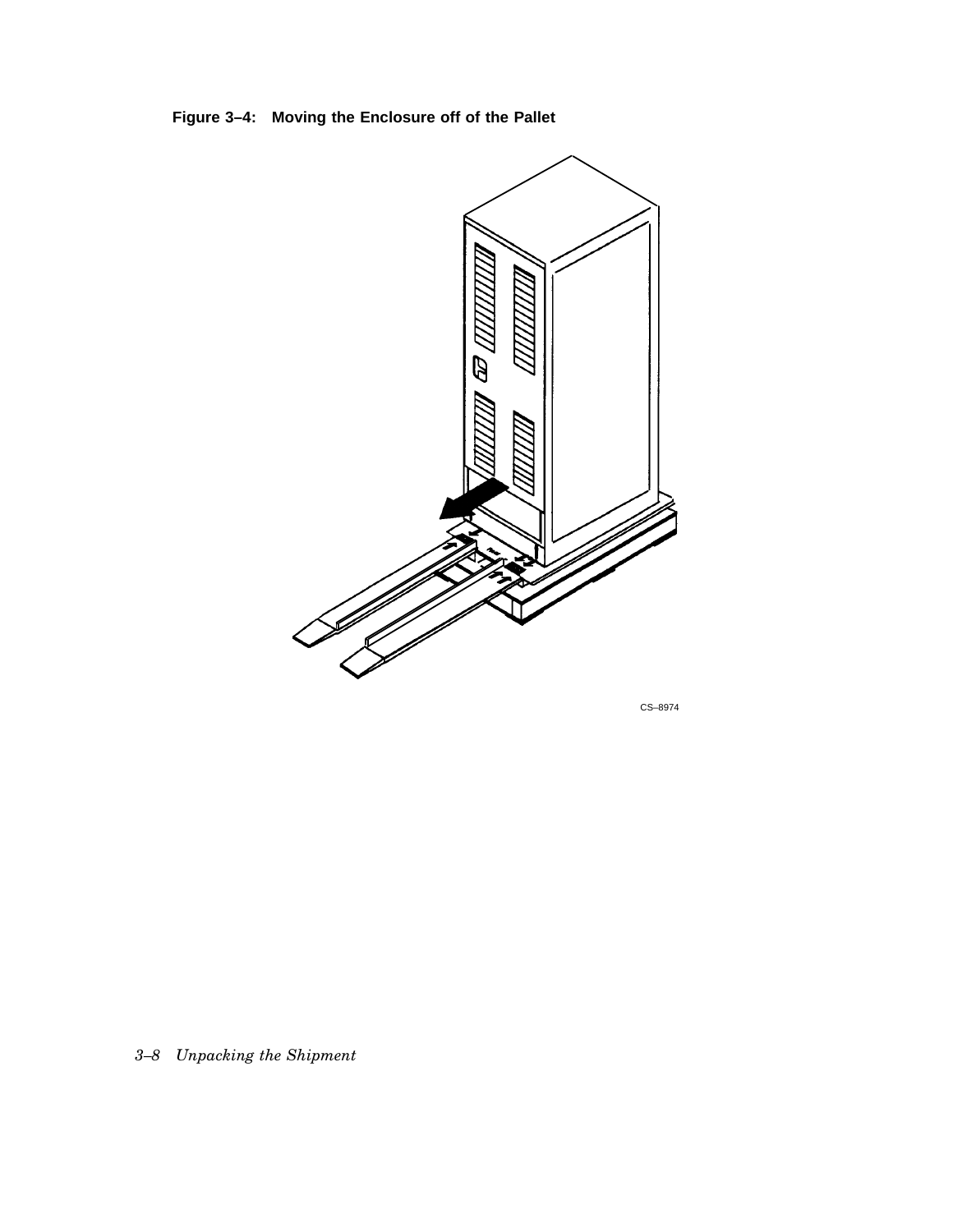**Figure 3–4: Moving the Enclosure off of the Pallet**

CS–8974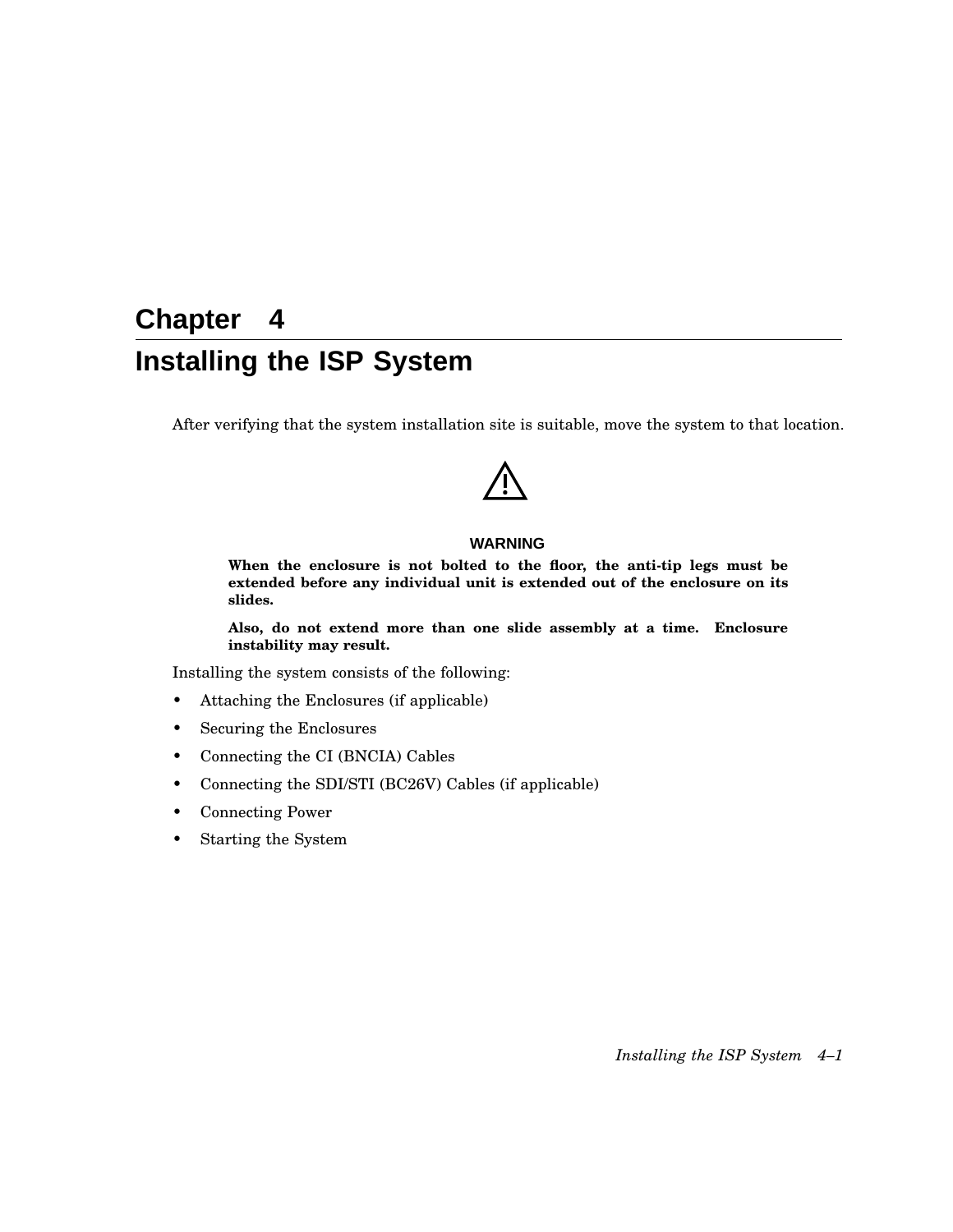# Chapter 4

# Installing the ISP System

After verifying that the system installation site is suitable, move the system to that location.

**WARNING**

**When the enclosure is not bolted to the floor, the anti-tip legs must be extended before any individual unit is extended out of the enclosure on its slides.**

**Also, do not extend more than one slide assembly at a time. Enclosure instability may result.**

Installing the system consists of the following:

- Attaching the Enclosures (if applicable)
- Securing the Enclosures
- Connecting the CI (BNCIA) Cables
- Connecting the SDI/STI (BC26V) Cables (if applicable)
- Connecting Power
- Starting the System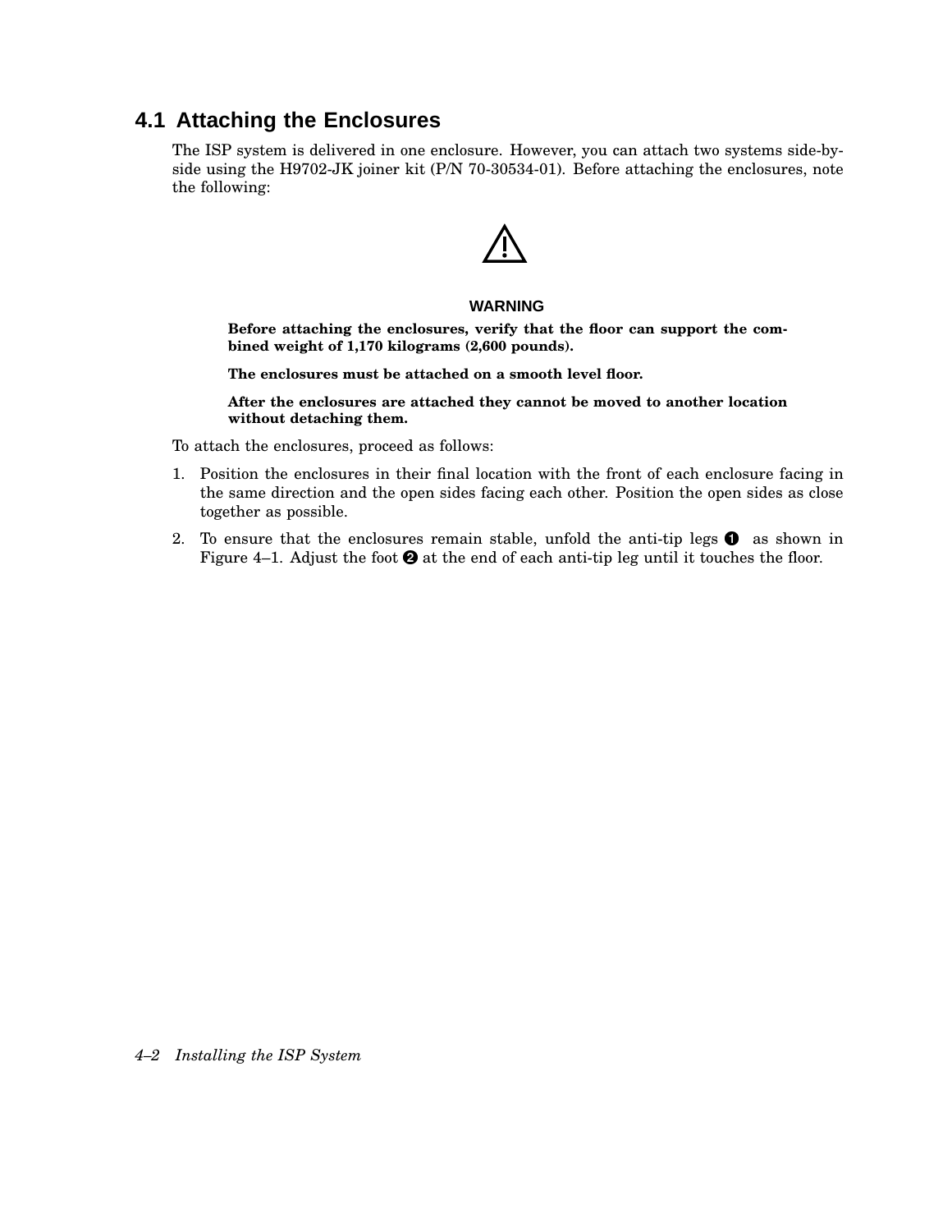## 4.1 Attaching the Enclosures

The ISP system is delivered in one enclosure. However, you can attach two systems side-by-side using the H9702-JK joiner kit (P/N 70-30534-01). Before attaching the enclosures, note the following:

**WARNING**

**Before attaching the enclosures, verify that the floor can support the combined weight of 1,170 kilograms (2,600 pounds).**

**The enclosures must be attached on a smooth level floor.**

**After the enclosures are attached they cannot be moved to another location without detaching them.**

To attach the enclosures, proceed as follows:

1. Position the enclosures in their final location with the front of each enclosure facing in the same direction and the open sides facing each other. Position the open sides as close together as possible.
2. To ensure that the enclosures remain stable, unfold the anti-tip legs ❶ as shown in Figure 4–1. Adjust the foot ❷ at the end of each anti-tip leg until it touches the floor.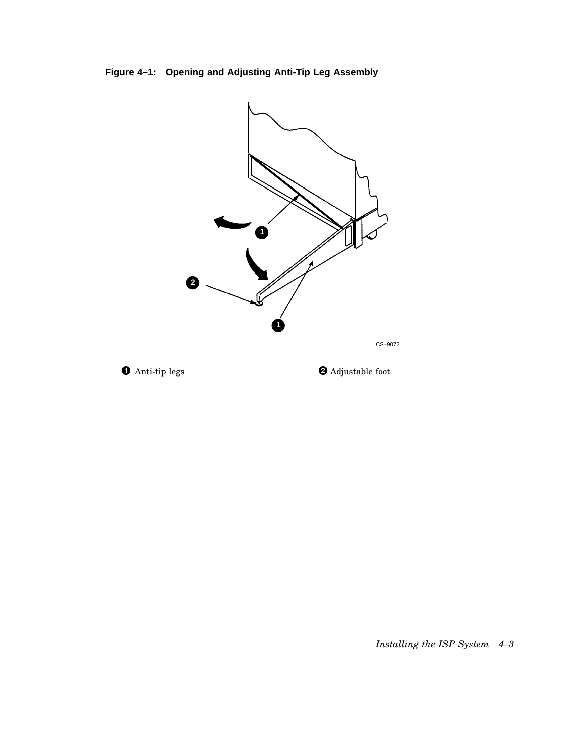**Figure 4–1: Opening and Adjusting Anti-Tip Leg Assembly**

CS–9072

❶ Anti-tip legs

❷ Adjustable foot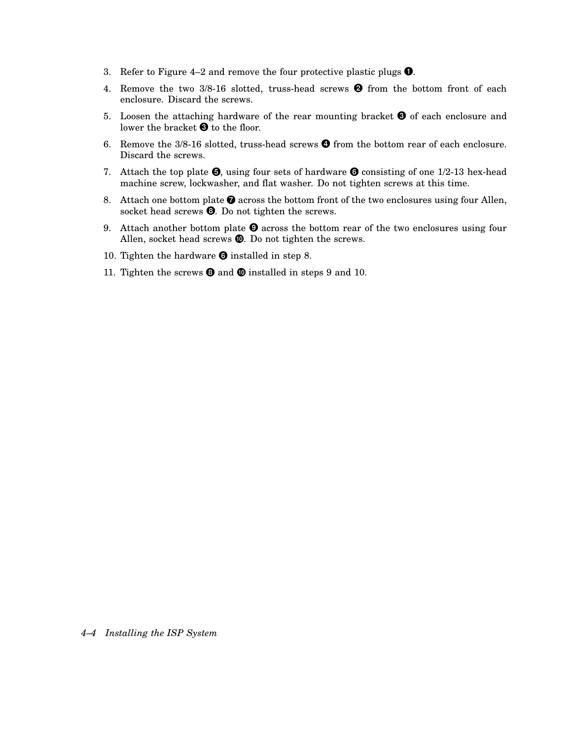3. Refer to Figure 4–2 and remove the four protective plastic plugs ❶.
4. Remove the two 3/8-16 slotted, truss-head screws ❷ from the bottom front of each enclosure. Discard the screws.
5. Loosen the attaching hardware of the rear mounting bracket ❸ of each enclosure and lower the bracket ❸ to the floor.
6. Remove the 3/8-16 slotted, truss-head screws ❹ from the bottom rear of each enclosure. Discard the screws.
7. Attach the top plate ❺, using four sets of hardware ❻ consisting of one 1/2-13 hex-head machine screw, lockwasher, and flat washer. Do not tighten screws at this time.
8. Attach one bottom plate ❼ across the bottom front of the two enclosures using four Allen, socket head screws ❽. Do not tighten the screws.
9. Attach another bottom plate ❾ across the bottom rear of the two enclosures using four Allen, socket head screws ❿. Do not tighten the screws.
10. Tighten the hardware ❻ installed in step 8.
11. Tighten the screws ❽ and ❿ installed in steps 9 and 10.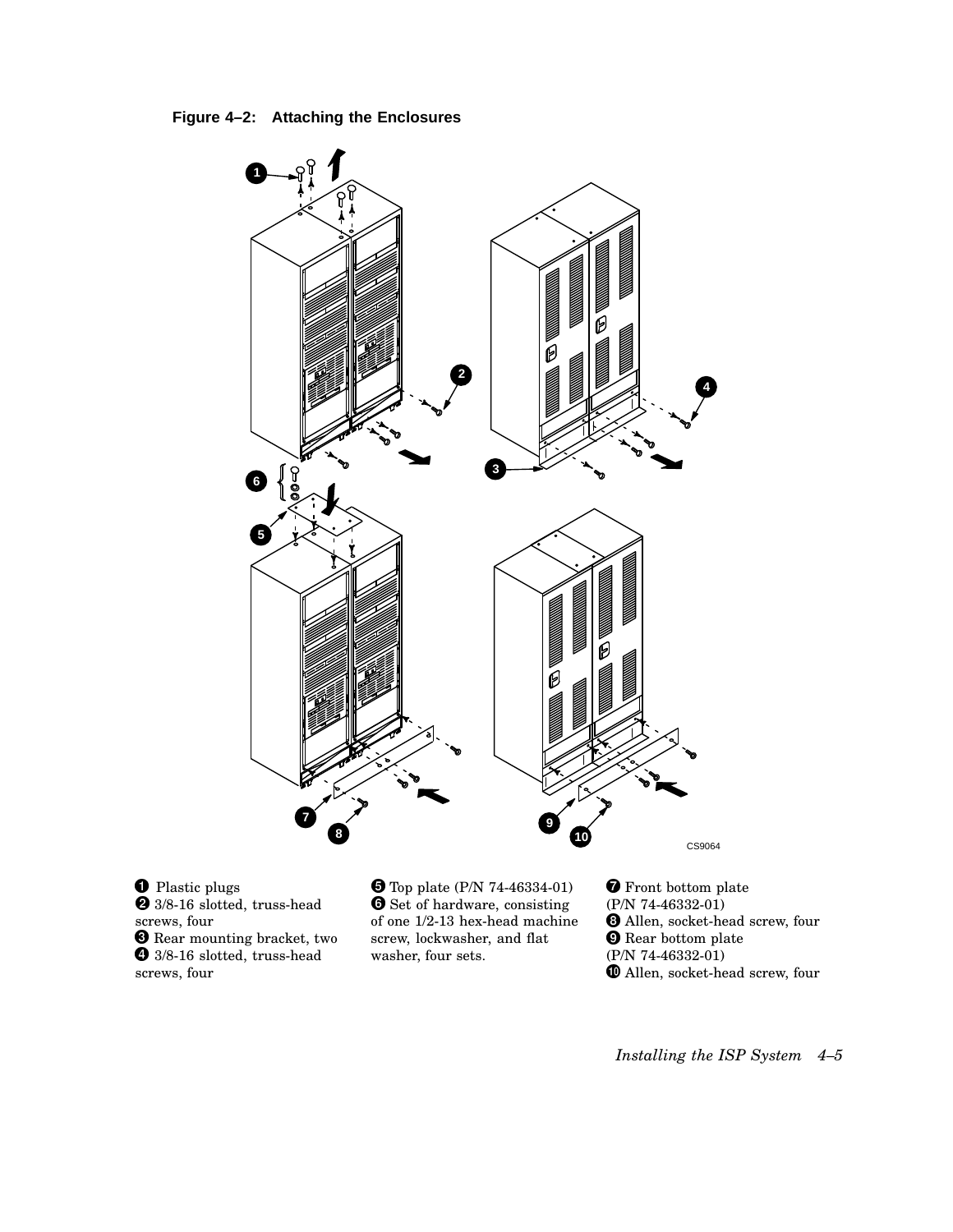**Figure 4–2: Attaching the Enclosures**

❶ Plastic plugs
❷ 3/8-16 slotted, truss-head screws, four
❸ Rear mounting bracket, two
❹ 3/8-16 slotted, truss-head screws, four
❺ Top plate (P/N 74-46334-01)
❻ Set of hardware, consisting of one 1/2-13 hex-head machine screw, lockwasher, and flat washer, four sets.
❼ Front bottom plate (P/N 74-46332-01)
❽ Allen, socket-head screw, four
❾ Rear bottom plate (P/N 74-46332-01)
❿ Allen, socket-head screw, four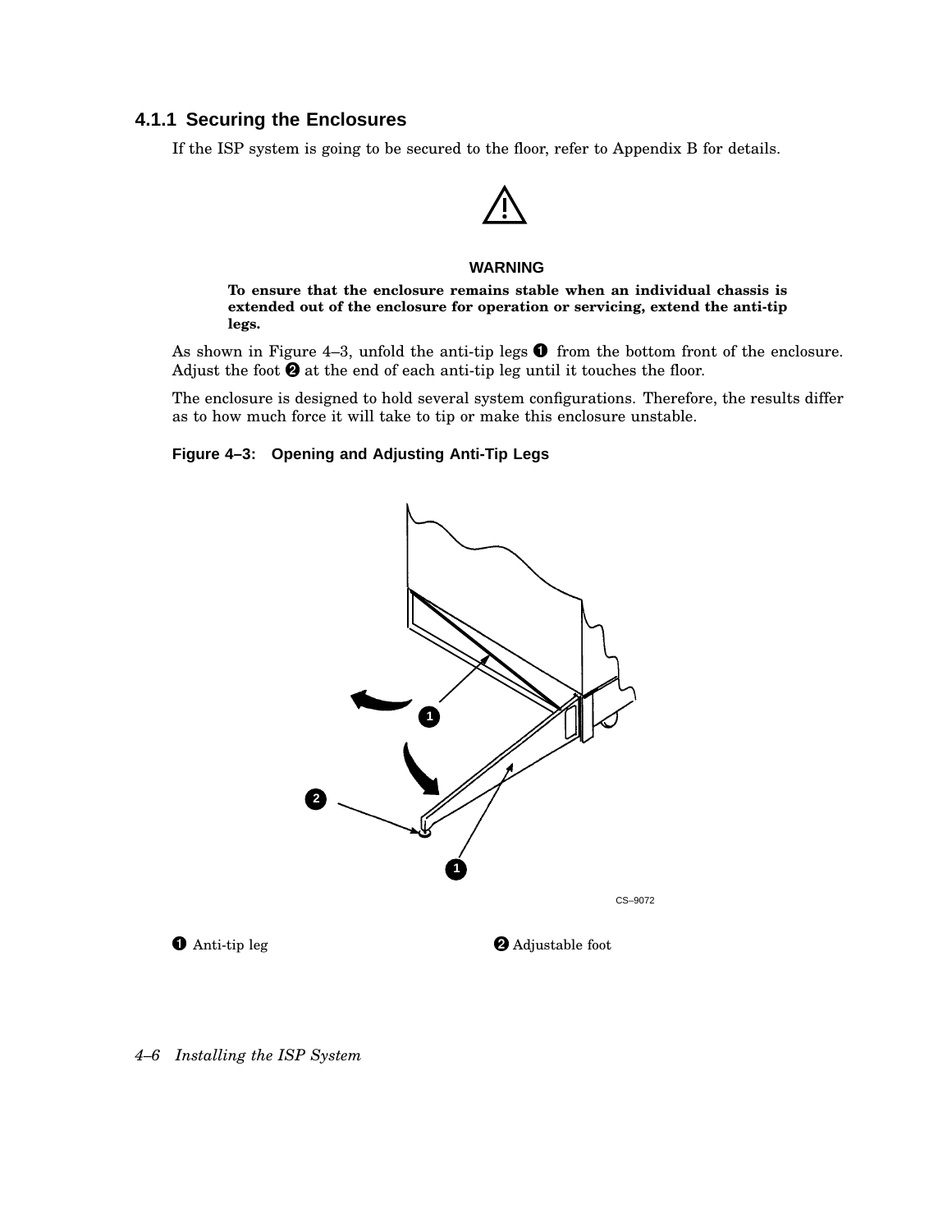### 4.1.1 Securing the Enclosures

If the ISP system is going to be secured to the floor, refer to Appendix B for details.

**WARNING**

**To ensure that the enclosure remains stable when an individual chassis is extended out of the enclosure for operation or servicing, extend the anti-tip legs.**

As shown in Figure 4–3, unfold the anti-tip legs ❶ from the bottom front of the enclosure. Adjust the foot ❷ at the end of each anti-tip leg until it touches the floor.

The enclosure is designed to hold several system configurations. Therefore, the results differ as to how much force it will take to tip or make this enclosure unstable.

**Figure 4–3: Opening and Adjusting Anti-Tip Legs**

CS–9072

❶ Anti-tip leg

❷ Adjustable foot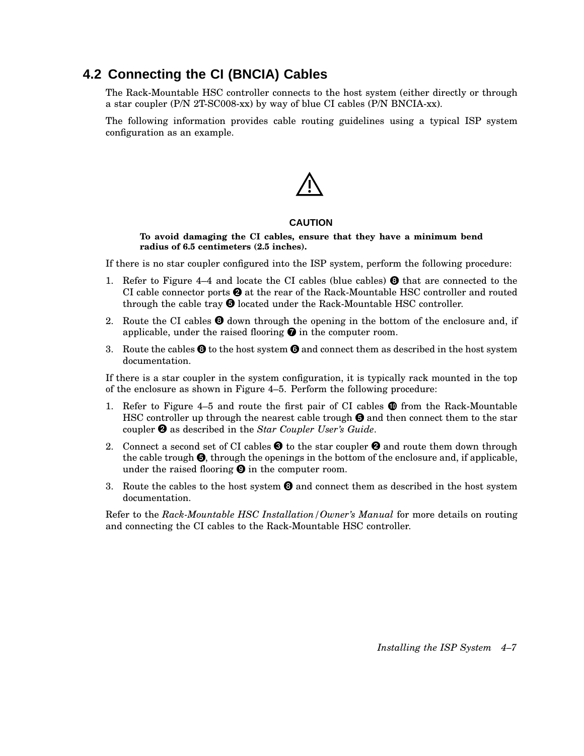## 4.2 Connecting the CI (BNCIA) Cables

The Rack-Mountable HSC controller connects to the host system (either directly or through a star coupler (P/N 2T-SC008-xx) by way of blue CI cables (P/N BNCIA-xx).

The following information provides cable routing guidelines using a typical ISP system configuration as an example.

⚠

**CAUTION**

**To avoid damaging the CI cables, ensure that they have a minimum bend radius of 6.5 centimeters (2.5 inches).**

If there is no star coupler configured into the ISP system, perform the following procedure:

1. Refer to Figure 4–4 and locate the CI cables (blue cables) ❽ that are connected to the CI cable connector ports ❷ at the rear of the Rack-Mountable HSC controller and routed through the cable tray ❺ located under the Rack-Mountable HSC controller.
2. Route the CI cables ❽ down through the opening in the bottom of the enclosure and, if applicable, under the raised flooring ❼ in the computer room.
3. Route the cables ❽ to the host system ❻ and connect them as described in the host system documentation.

If there is a star coupler in the system configuration, it is typically rack mounted in the top of the enclosure as shown in Figure 4–5. Perform the following procedure:

1. Refer to Figure 4–5 and route the first pair of CI cables ❿ from the Rack-Mountable HSC controller up through the nearest cable trough ❺ and then connect them to the star coupler ❷ as described in the *Star Coupler User's Guide*.
2. Connect a second set of CI cables ❸ to the star coupler ❷ and route them down through the cable trough ❺, through the openings in the bottom of the enclosure and, if applicable, under the raised flooring ❾ in the computer room.
3. Route the cables to the host system ❽ and connect them as described in the host system documentation.

Refer to the *Rack-Mountable HSC Installation/Owner's Manual* for more details on routing and connecting the CI cables to the Rack-Mountable HSC controller.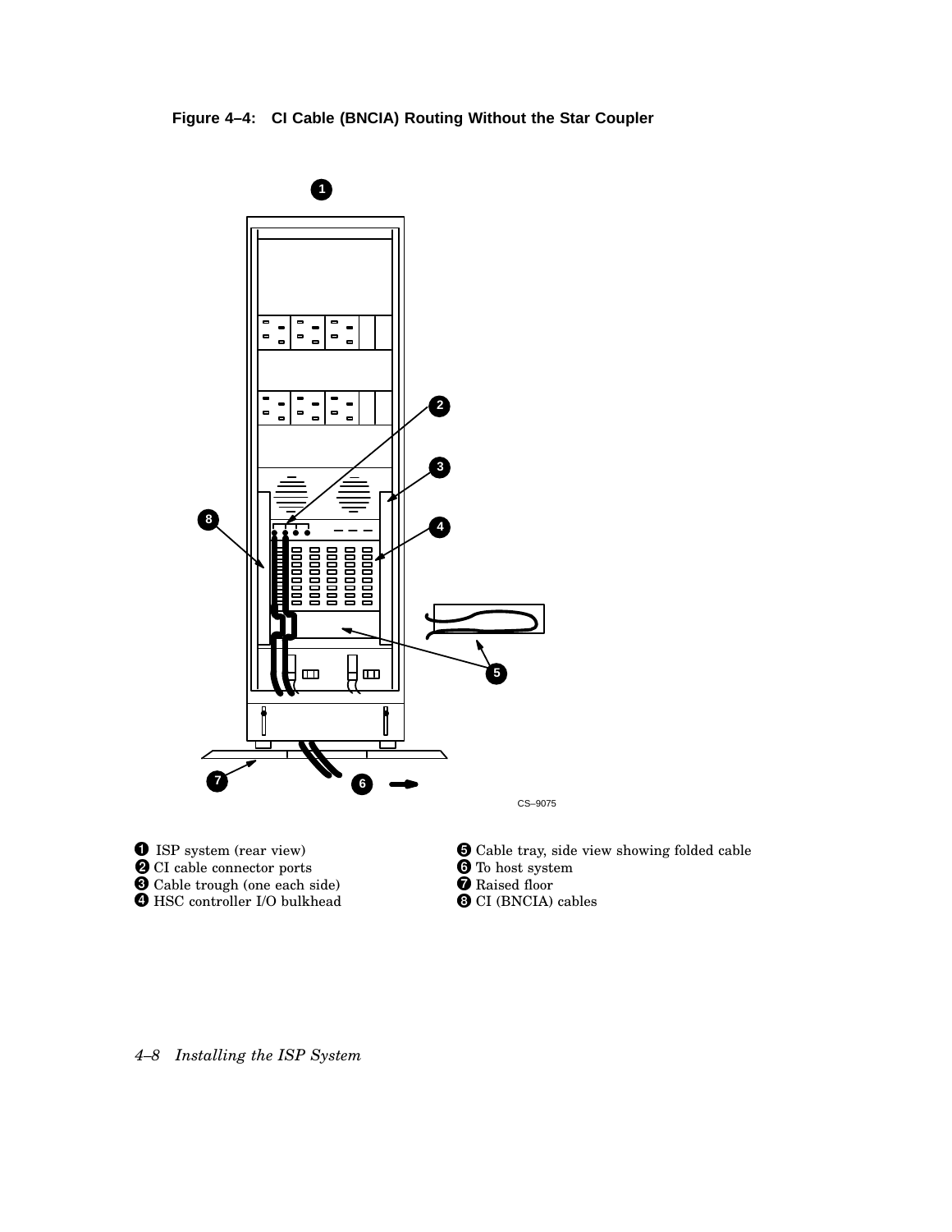**Figure 4–4: CI Cable (BNCIA) Routing Without the Star Coupler**

CS–9075

❶ ISP system (rear view)
❷ CI cable connector ports
❸ Cable trough (one each side)
❹ HSC controller I/O bulkhead
❺ Cable tray, side view showing folded cable
❻ To host system
❼ Raised floor
❽ CI (BNCIA) cables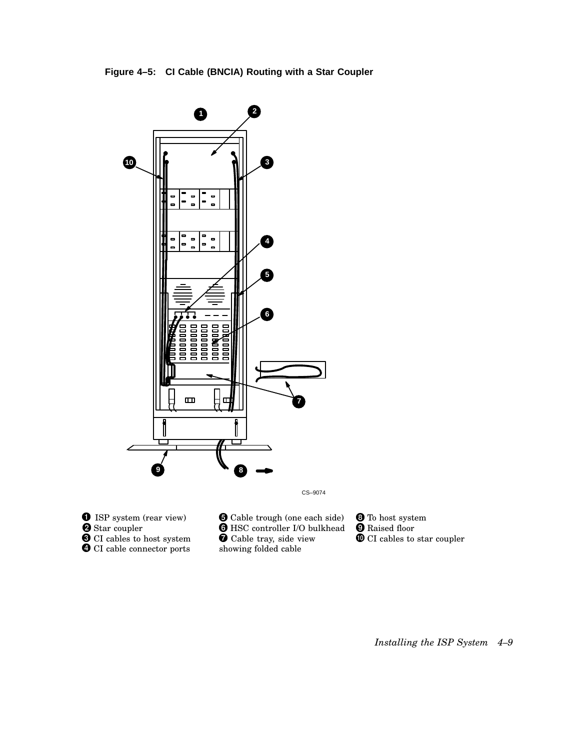**Figure 4–5: CI Cable (BNCIA) Routing with a Star Coupler**

CS–9074

❶ ISP system (rear view)
❷ Star coupler
❸ CI cables to host system
❹ CI cable connector ports
❺ Cable trough (one each side)
❻ HSC controller I/O bulkhead
❼ Cable tray, side view showing folded cable
❽ To host system
❾ Raised floor
❿ CI cables to star coupler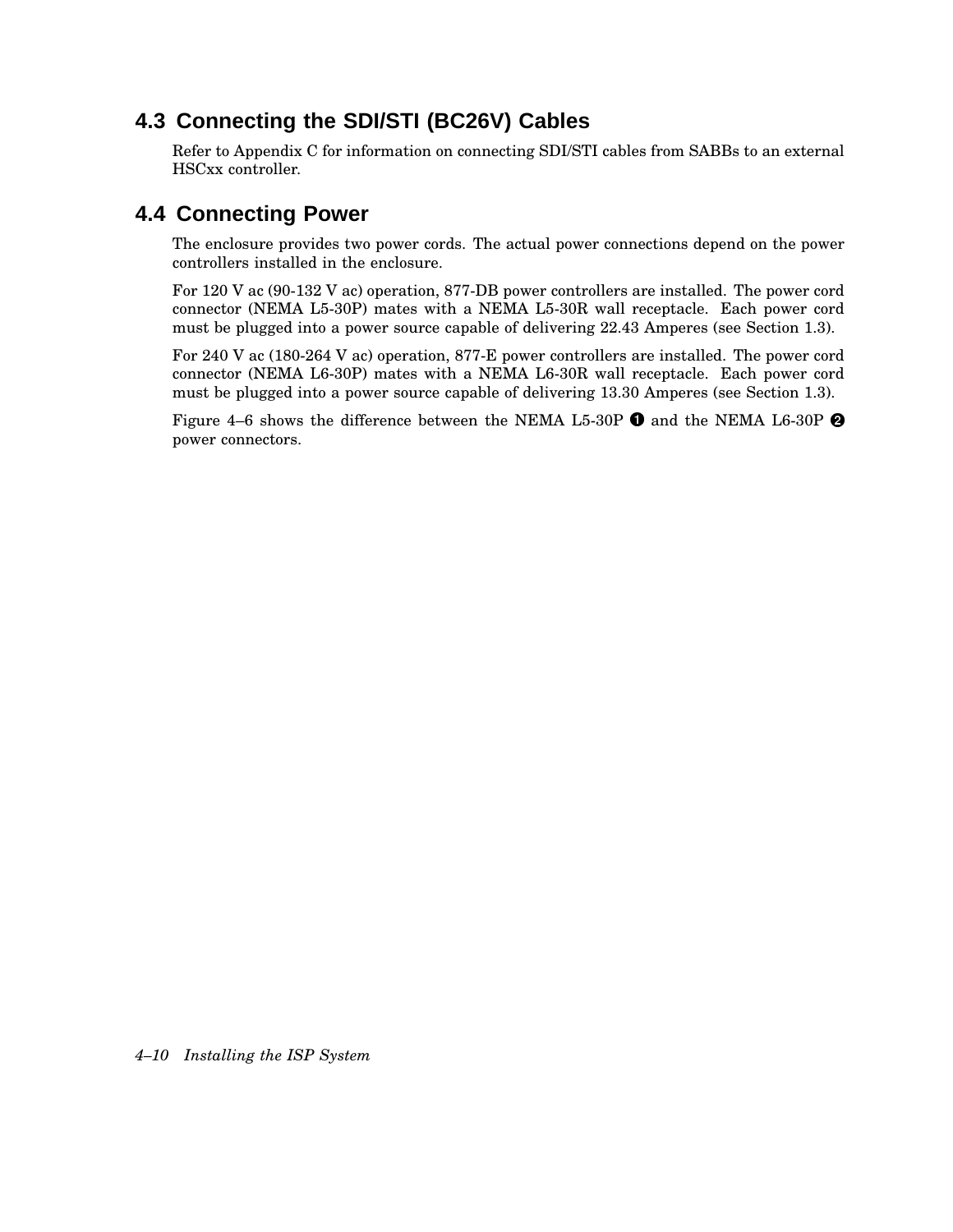## 4.3 Connecting the SDI/STI (BC26V) Cables

Refer to Appendix C for information on connecting SDI/STI cables from SABBs to an external HSCxx controller.

## 4.4 Connecting Power

The enclosure provides two power cords. The actual power connections depend on the power controllers installed in the enclosure.

For 120 V ac (90-132 V ac) operation, 877-DB power controllers are installed. The power cord connector (NEMA L5-30P) mates with a NEMA L5-30R wall receptacle. Each power cord must be plugged into a power source capable of delivering 22.43 Amperes (see Section 1.3).

For 240 V ac (180-264 V ac) operation, 877-E power controllers are installed. The power cord connector (NEMA L6-30P) mates with a NEMA L6-30R wall receptacle. Each power cord must be plugged into a power source capable of delivering 13.30 Amperes (see Section 1.3).

Figure 4–6 shows the difference between the NEMA L5-30P ❶ and the NEMA L6-30P ❷ power connectors.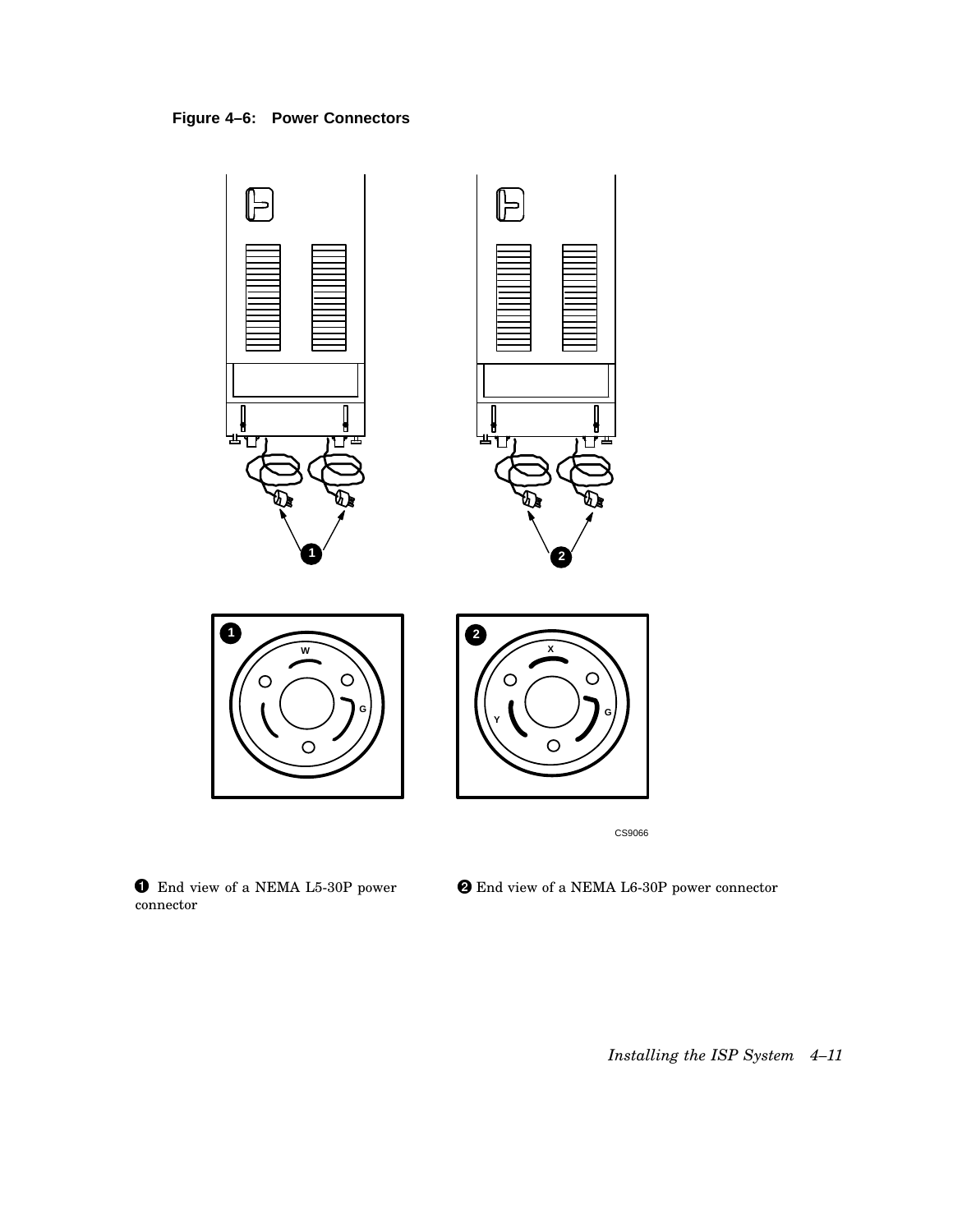**Figure 4–6: Power Connectors**

❶ End view of a NEMA L5-30P power connector

❷ End view of a NEMA L6-30P power connector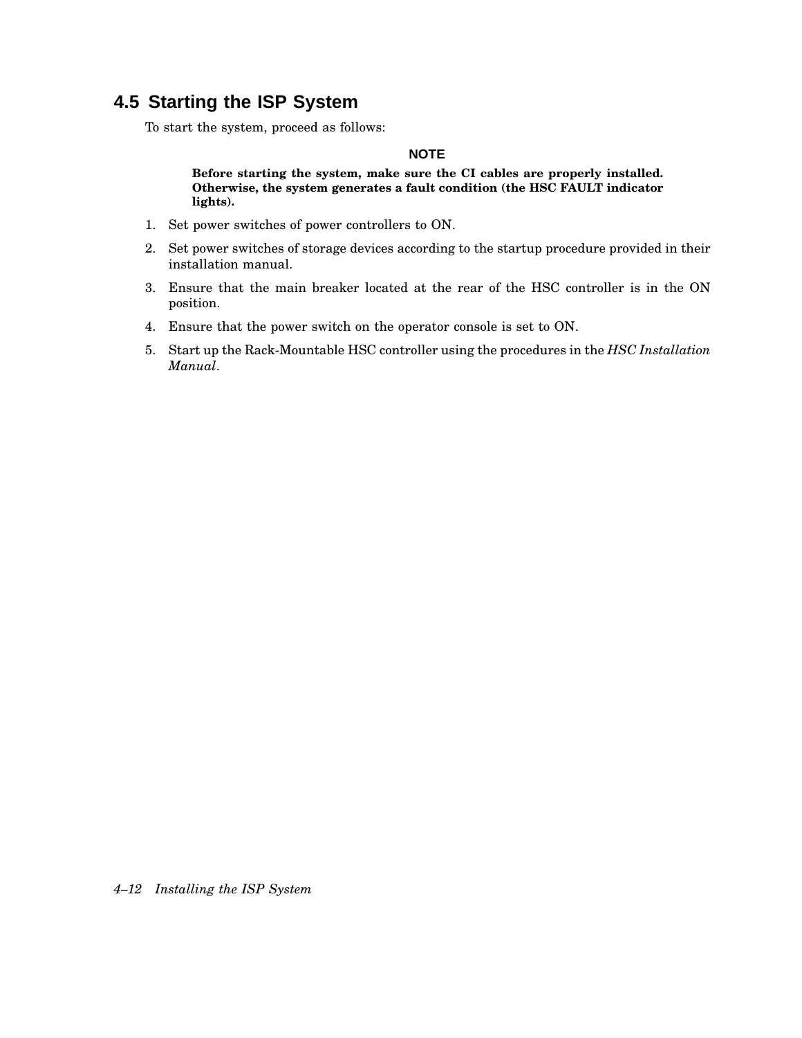## 4.5 Starting the ISP System

To start the system, proceed as follows:

**NOTE**

**Before starting the system, make sure the CI cables are properly installed. Otherwise, the system generates a fault condition (the HSC FAULT indicator lights).**

1. Set power switches of power controllers to ON.
2. Set power switches of storage devices according to the startup procedure provided in their installation manual.
3. Ensure that the main breaker located at the rear of the HSC controller is in the ON position.
4. Ensure that the power switch on the operator console is set to ON.
5. Start up the Rack-Mountable HSC controller using the procedures in the *HSC Installation Manual*.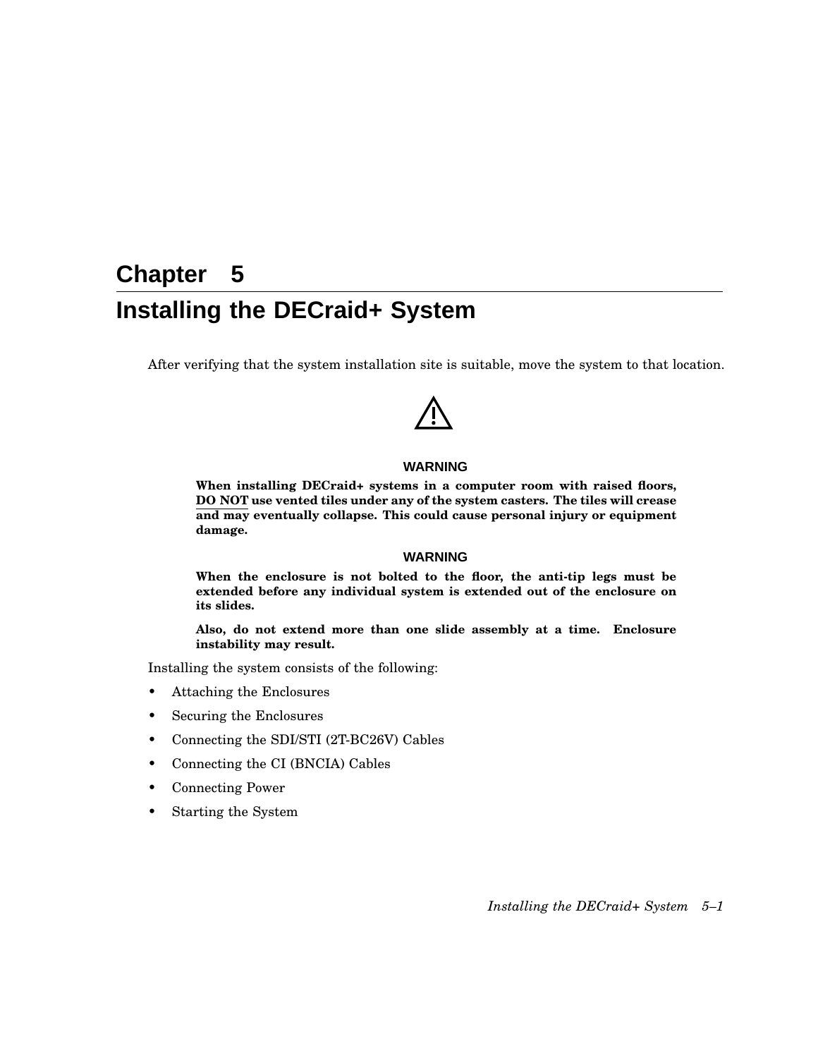# Chapter 5

# Installing the DECraid+ System

After verifying that the system installation site is suitable, move the system to that location.

**WARNING**

**When installing DECraid+ systems in a computer room with raised floors, DO NOT use vented tiles under any of the system casters. The tiles will crease and may eventually collapse. This could cause personal injury or equipment damage.**

**WARNING**

**When the enclosure is not bolted to the floor, the anti-tip legs must be extended before any individual system is extended out of the enclosure on its slides.**

**Also, do not extend more than one slide assembly at a time. Enclosure instability may result.**

Installing the system consists of the following:

- Attaching the Enclosures
- Securing the Enclosures
- Connecting the SDI/STI (2T-BC26V) Cables
- Connecting the CI (BNCIA) Cables
- Connecting Power
- Starting the System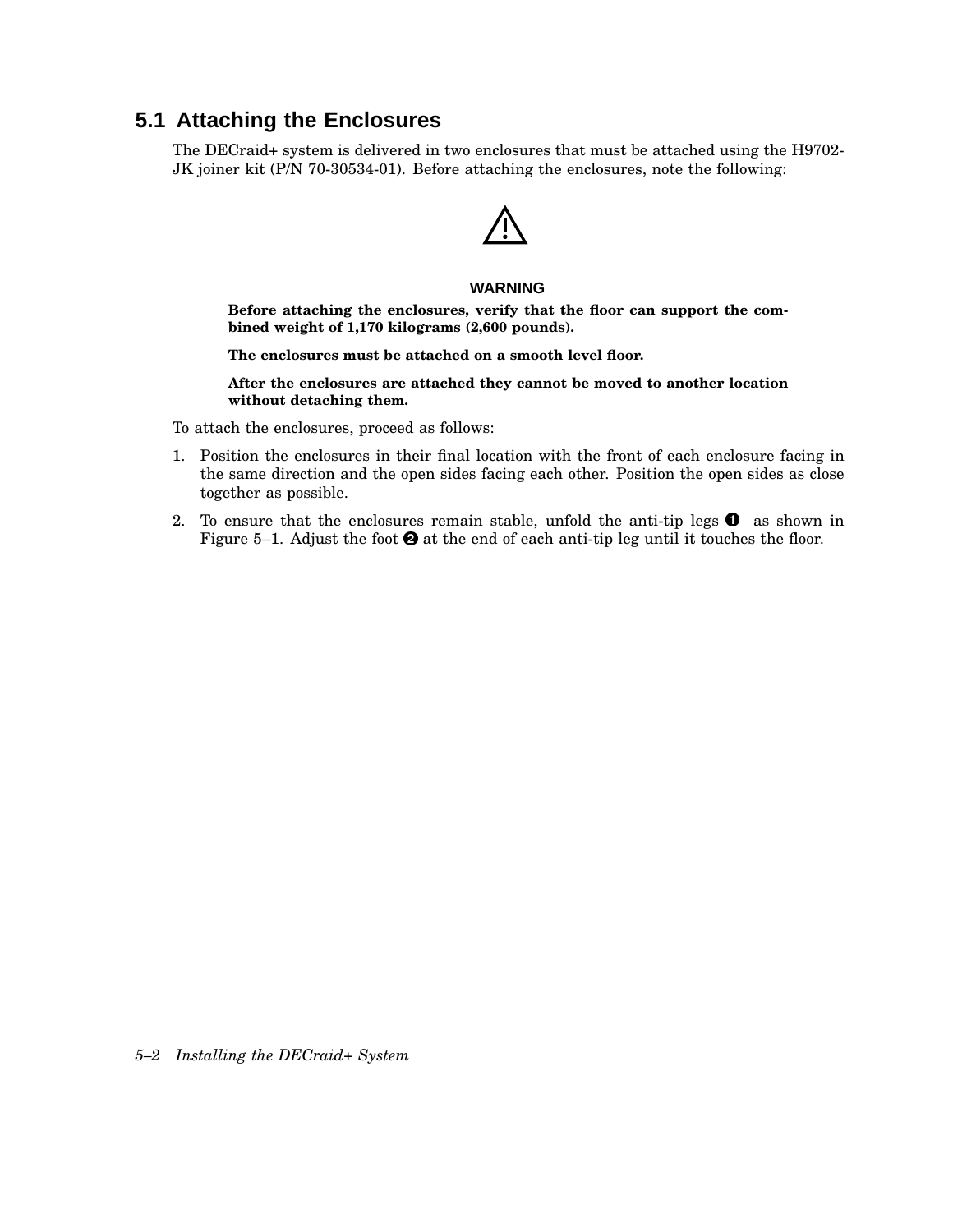## 5.1 Attaching the Enclosures

The DECraid+ system is delivered in two enclosures that must be attached using the H9702-JK joiner kit (P/N 70-30534-01). Before attaching the enclosures, note the following:

**WARNING**

**Before attaching the enclosures, verify that the floor can support the combined weight of 1,170 kilograms (2,600 pounds).**

**The enclosures must be attached on a smooth level floor.**

**After the enclosures are attached they cannot be moved to another location without detaching them.**

To attach the enclosures, proceed as follows:

1. Position the enclosures in their final location with the front of each enclosure facing in the same direction and the open sides facing each other. Position the open sides as close together as possible.
2. To ensure that the enclosures remain stable, unfold the anti-tip legs ➊ as shown in Figure 5–1. Adjust the foot ➋ at the end of each anti-tip leg until it touches the floor.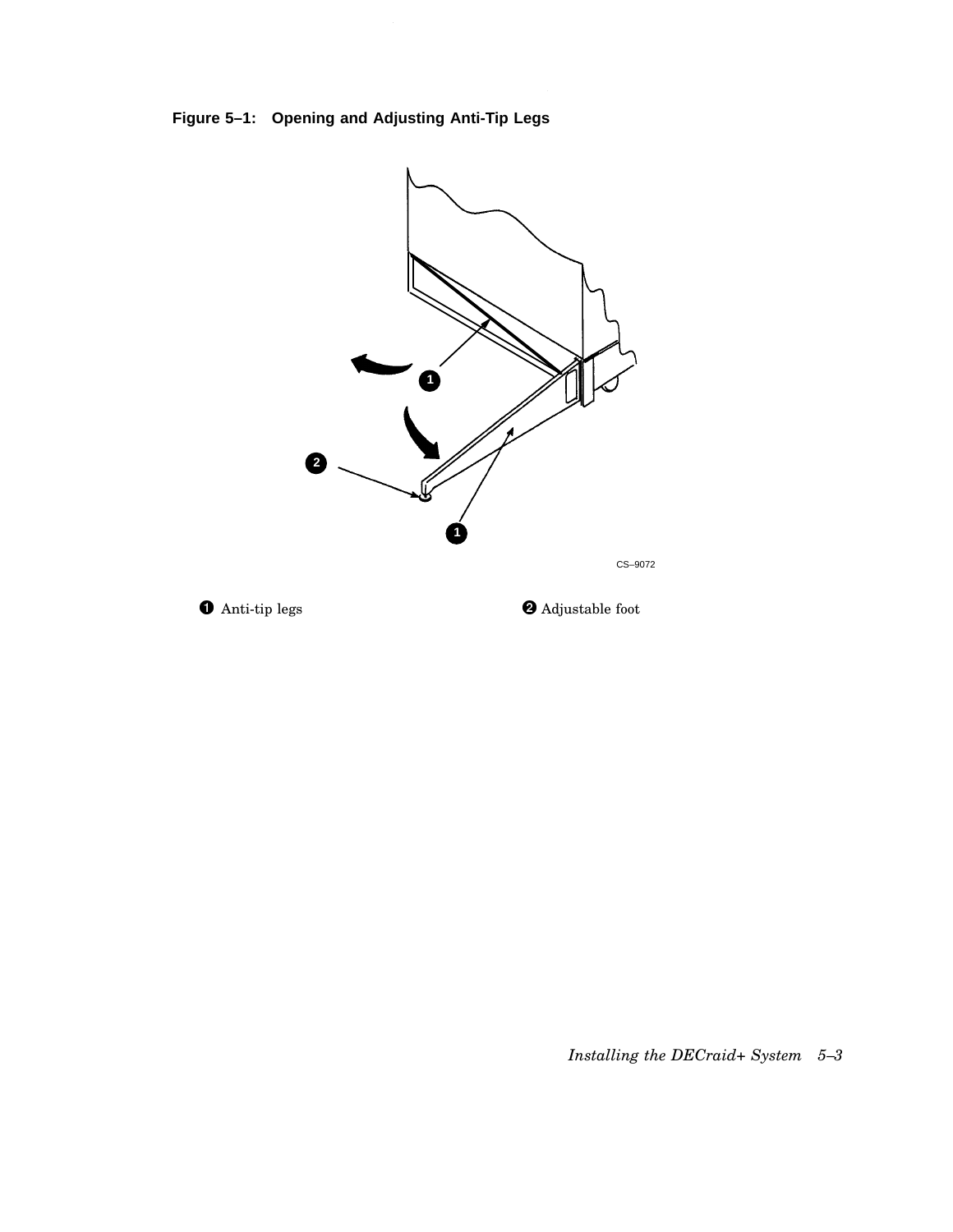**Figure 5–1: Opening and Adjusting Anti-Tip Legs**

CS–9072

❶ Anti-tip legs

❷ Adjustable foot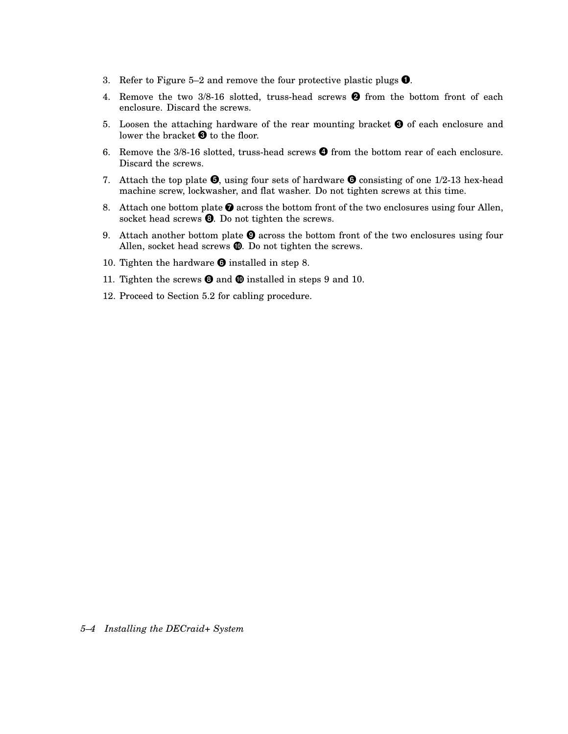3. Refer to Figure 5–2 and remove the four protective plastic plugs ❶.
4. Remove the two 3/8-16 slotted, truss-head screws ❷ from the bottom front of each enclosure. Discard the screws.
5. Loosen the attaching hardware of the rear mounting bracket ❸ of each enclosure and lower the bracket ❸ to the floor.
6. Remove the 3/8-16 slotted, truss-head screws ❹ from the bottom rear of each enclosure. Discard the screws.
7. Attach the top plate ❺, using four sets of hardware ❻ consisting of one 1/2-13 hex-head machine screw, lockwasher, and flat washer. Do not tighten screws at this time.
8. Attach one bottom plate ❼ across the bottom front of the two enclosures using four Allen, socket head screws ❽. Do not tighten the screws.
9. Attach another bottom plate ❾ across the bottom front of the two enclosures using four Allen, socket head screws ❿. Do not tighten the screws.
10. Tighten the hardware ❻ installed in step 8.
11. Tighten the screws ❽ and ❿ installed in steps 9 and 10.
12. Proceed to Section 5.2 for cabling procedure.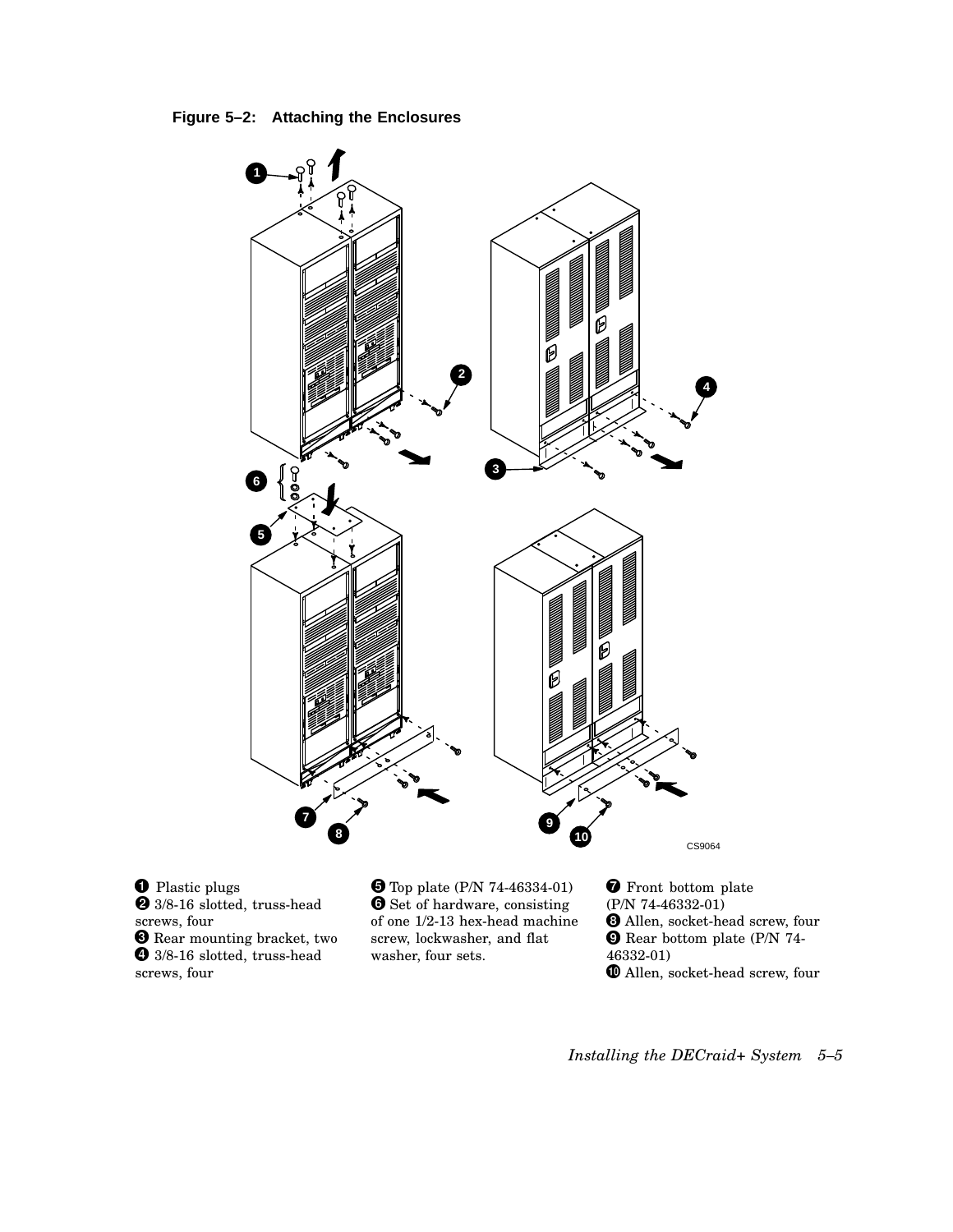**Figure 5–2: Attaching the Enclosures**

❶ Plastic plugs
❷ 3/8-16 slotted, truss-head screws, four
❸ Rear mounting bracket, two
❹ 3/8-16 slotted, truss-head screws, four
❺ Top plate (P/N 74-46334-01)
❻ Set of hardware, consisting of one 1/2-13 hex-head machine screw, lockwasher, and flat washer, four sets.
❼ Front bottom plate (P/N 74-46332-01)
❽ Allen, socket-head screw, four
❾ Rear bottom plate (P/N 74-46332-01)
❿ Allen, socket-head screw, four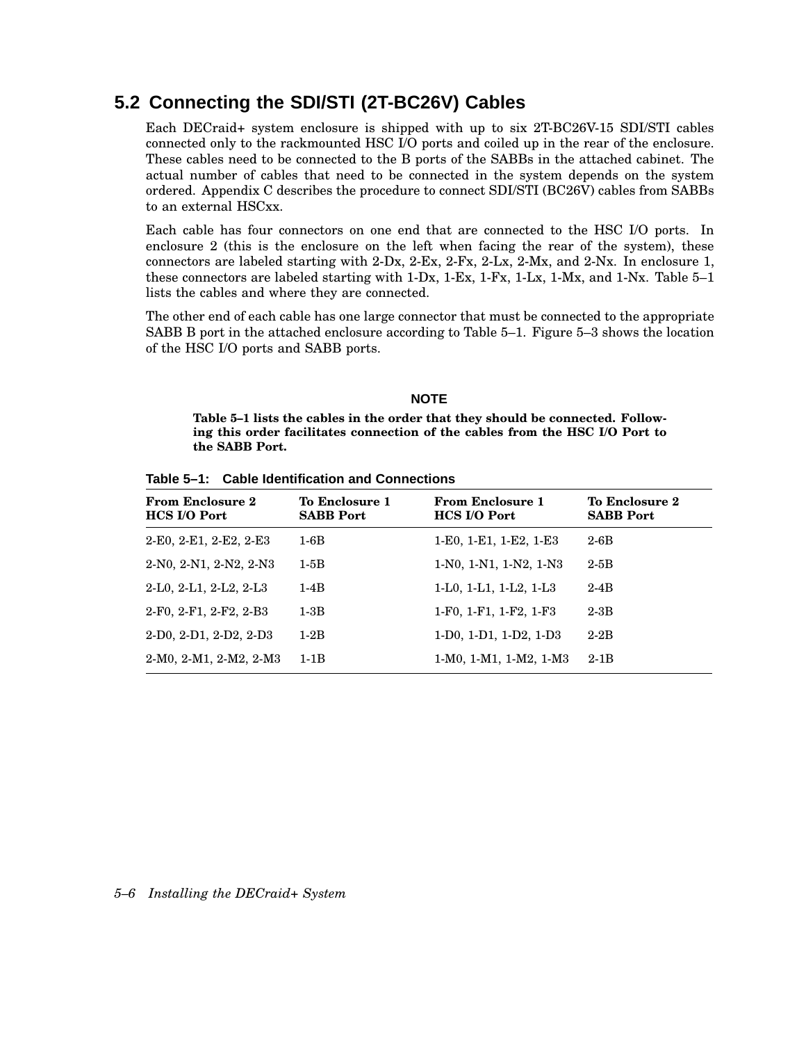## 5.2 Connecting the SDI/STI (2T-BC26V) Cables

Each DECraid+ system enclosure is shipped with up to six 2T-BC26V-15 SDI/STI cables connected only to the rackmounted HSC I/O ports and coiled up in the rear of the enclosure. These cables need to be connected to the B ports of the SABBs in the attached cabinet. The actual number of cables that need to be connected in the system depends on the system ordered. Appendix C describes the procedure to connect SDI/STI (BC26V) cables from SABBs to an external HSCxx.

Each cable has four connectors on one end that are connected to the HSC I/O ports. In enclosure 2 (this is the enclosure on the left when facing the rear of the system), these connectors are labeled starting with 2-Dx, 2-Ex, 2-Fx, 2-Lx, 2-Mx, and 2-Nx. In enclosure 1, these connectors are labeled starting with 1-Dx, 1-Ex, 1-Fx, 1-Lx, 1-Mx, and 1-Nx. Table 5–1 lists the cables and where they are connected.

The other end of each cable has one large connector that must be connected to the appropriate SABB B port in the attached enclosure according to Table 5–1. Figure 5–3 shows the location of the HSC I/O ports and SABB ports.

**NOTE**

**Table 5–1 lists the cables in the order that they should be connected. Following this order facilitates connection of the cables from the HSC I/O Port to the SABB Port.**

**Table 5–1: Cable Identification and Connections**

| From Enclosure 2 HCS I/O Port | To Enclosure 1 SABB Port | From Enclosure 1 HCS I/O Port | To Enclosure 2 SABB Port |
|---|---|---|---|
| 2-E0, 2-E1, 2-E2, 2-E3 | 1-6B | 1-E0, 1-E1, 1-E2, 1-E3 | 2-6B |
| 2-N0, 2-N1, 2-N2, 2-N3 | 1-5B | 1-N0, 1-N1, 1-N2, 1-N3 | 2-5B |
| 2-L0, 2-L1, 2-L2, 2-L3 | 1-4B | 1-L0, 1-L1, 1-L2, 1-L3 | 2-4B |
| 2-F0, 2-F1, 2-F2, 2-B3 | 1-3B | 1-F0, 1-F1, 1-F2, 1-F3 | 2-3B |
| 2-D0, 2-D1, 2-D2, 2-D3 | 1-2B | 1-D0, 1-D1, 1-D2, 1-D3 | 2-2B |
| 2-M0, 2-M1, 2-M2, 2-M3 | 1-1B | 1-M0, 1-M1, 1-M2, 1-M3 | 2-1B |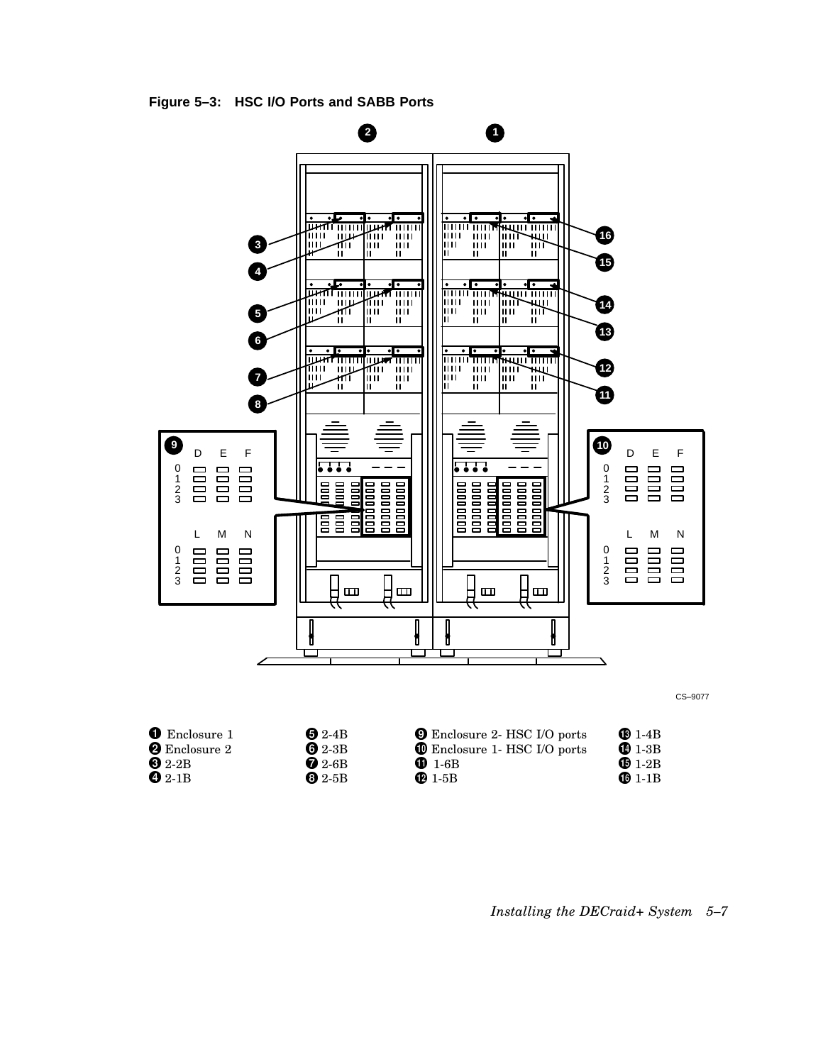**Figure 5–3: HSC I/O Ports and SABB Ports**

CS–9077

| | | | |
|---|---|---|---|
| ❶ Enclosure 1 | ❺ 2-4B | ❾ Enclosure 2- HSC I/O ports | ⓭ 1-4B |
| ❷ Enclosure 2 | ❻ 2-3B | ❿ Enclosure 1- HSC I/O ports | ⓮ 1-3B |
| ❸ 2-2B | ❼ 2-6B | ⓫ 1-6B | ⓯ 1-2B |
| ❹ 2-1B | ❽ 2-5B | ⓬ 1-5B | ⓰ 1-1B |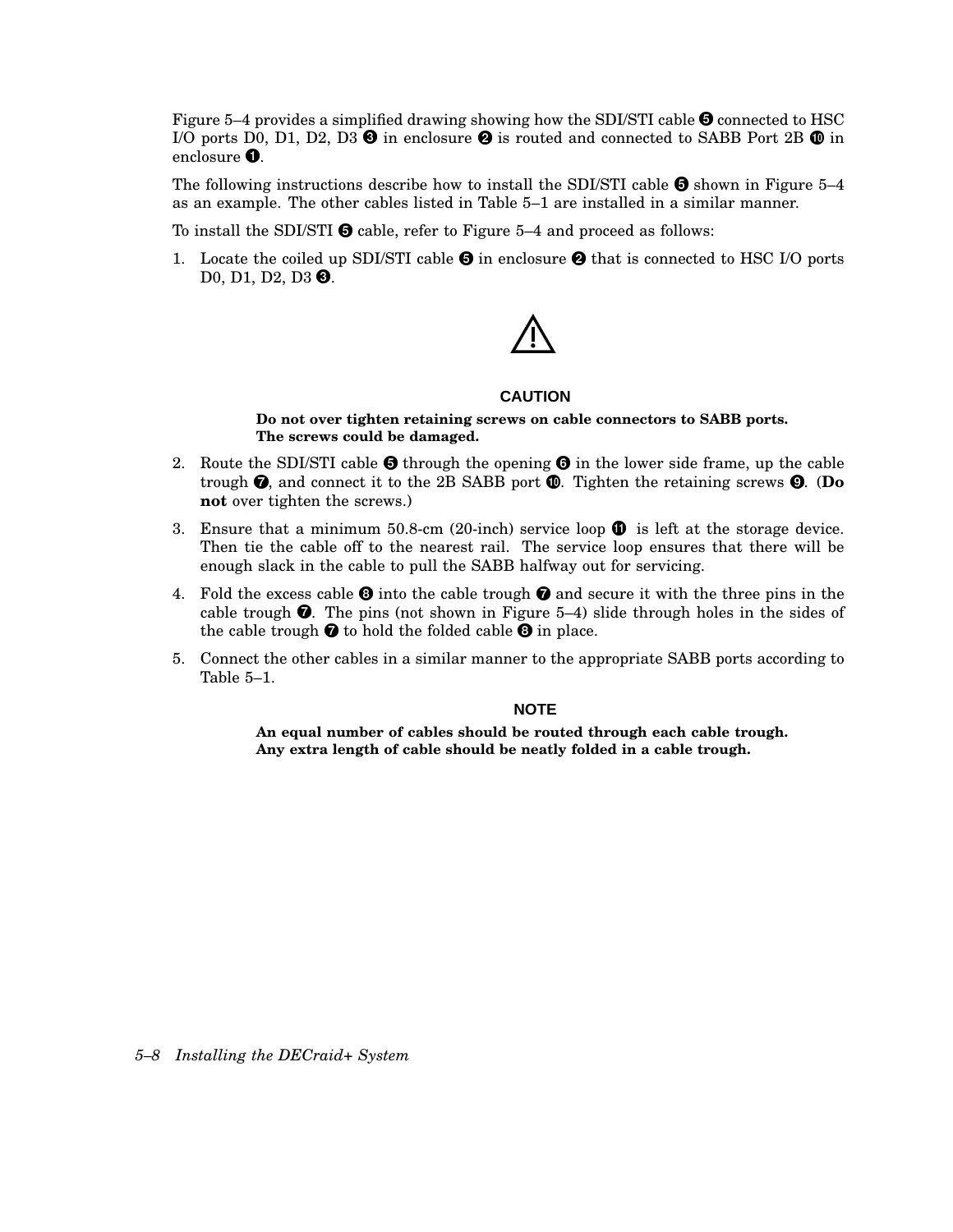Figure 5–4 provides a simplified drawing showing how the SDI/STI cable ❺ connected to HSC I/O ports D0, D1, D2, D3 ❸ in enclosure ❷ is routed and connected to SABB Port 2B ❿ in enclosure ❶.

The following instructions describe how to install the SDI/STI cable ❺ shown in Figure 5–4 as an example. The other cables listed in Table 5–1 are installed in a similar manner.

To install the SDI/STI ❺ cable, refer to Figure 5–4 and proceed as follows:

1. Locate the coiled up SDI/STI cable ❺ in enclosure ❷ that is connected to HSC I/O ports D0, D1, D2, D3 ❸.

**CAUTION**

**Do not over tighten retaining screws on cable connectors to SABB ports. The screws could be damaged.**

2. Route the SDI/STI cable ❺ through the opening ❻ in the lower side frame, up the cable trough ❼, and connect it to the 2B SABB port ❿. Tighten the retaining screws ❾. (**Do not** over tighten the screws.)
3. Ensure that a minimum 50.8-cm (20-inch) service loop ⓫ is left at the storage device. Then tie the cable off to the nearest rail. The service loop ensures that there will be enough slack in the cable to pull the SABB halfway out for servicing.
4. Fold the excess cable ❽ into the cable trough ❼ and secure it with the three pins in the cable trough ❼. The pins (not shown in Figure 5–4) slide through holes in the sides of the cable trough ❼ to hold the folded cable ❽ in place.
5. Connect the other cables in a similar manner to the appropriate SABB ports according to Table 5–1.

**NOTE**

**An equal number of cables should be routed through each cable trough. Any extra length of cable should be neatly folded in a cable trough.**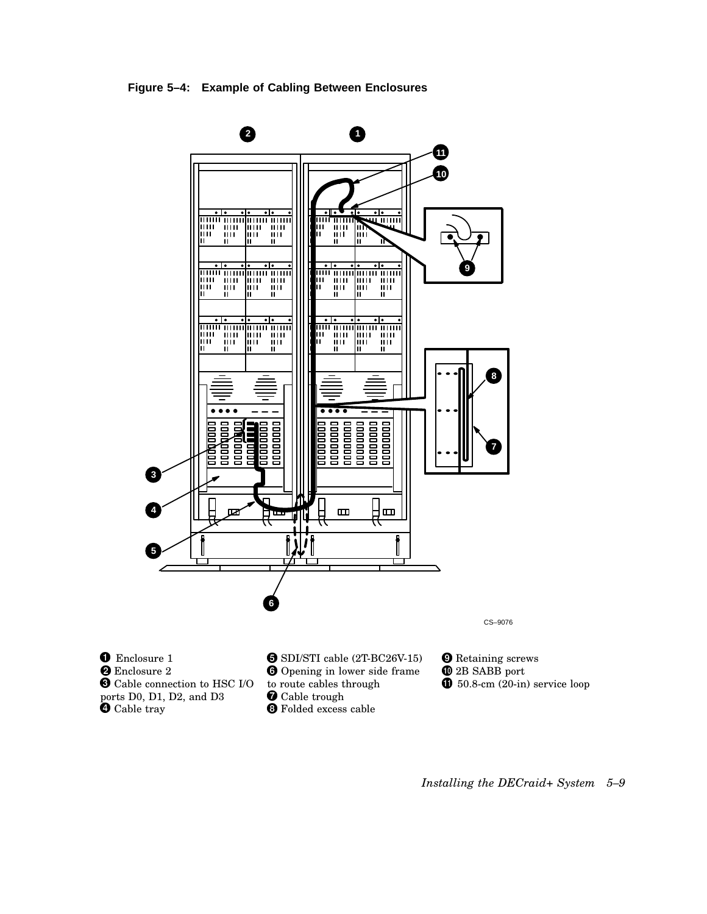**Figure 5–4: Example of Cabling Between Enclosures**

CS–9076

❶ Enclosure 1
❷ Enclosure 2
❸ Cable connection to HSC I/O ports D0, D1, D2, and D3
❹ Cable tray
❺ SDI/STI cable (2T-BC26V-15)
❻ Opening in lower side frame to route cables through
❼ Cable trough
❽ Folded excess cable
❾ Retaining screws
❿ 2B SABB port
⓫ 50.8-cm (20-in) service loop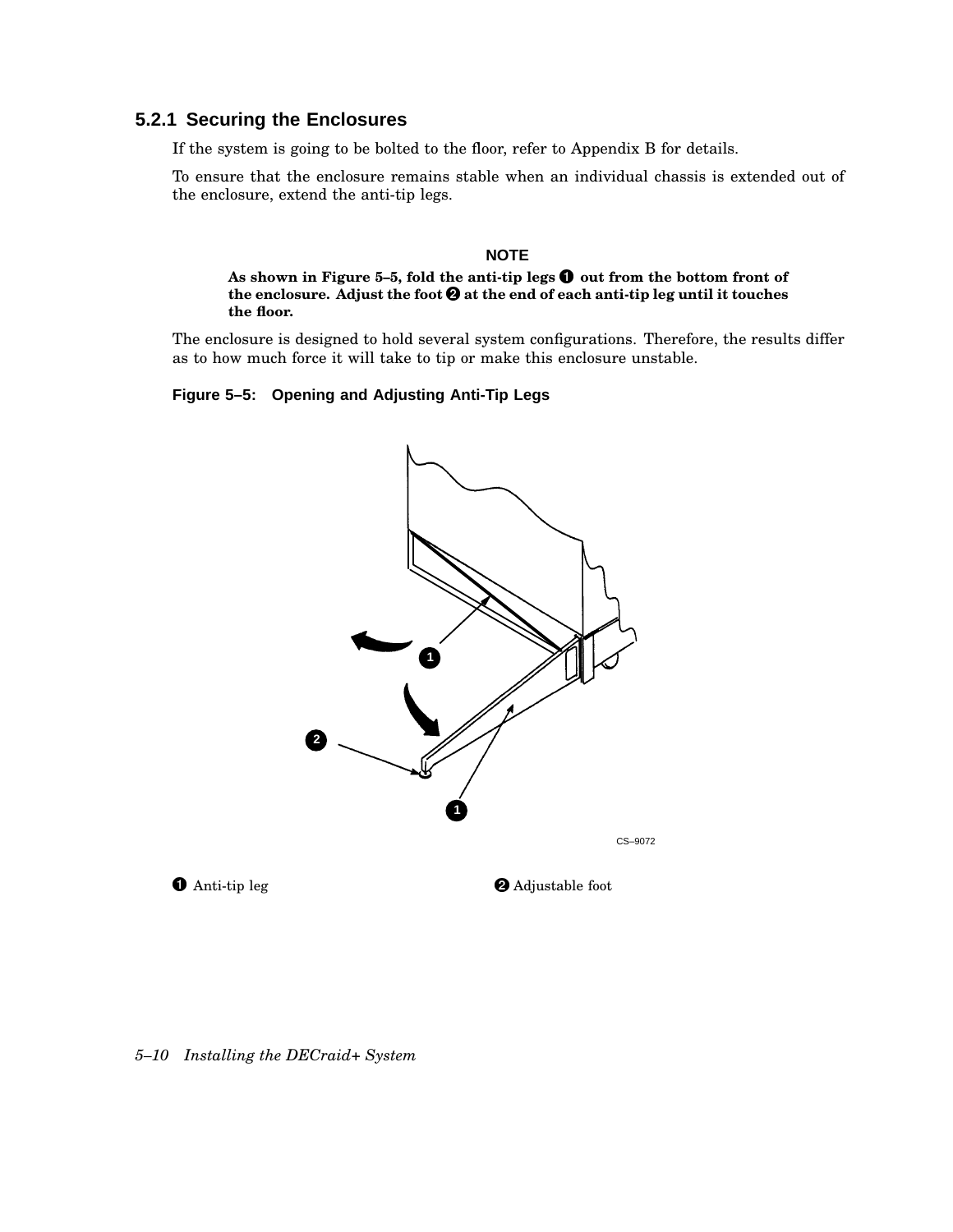### 5.2.1 Securing the Enclosures

If the system is going to be bolted to the floor, refer to Appendix B for details.

To ensure that the enclosure remains stable when an individual chassis is extended out of the enclosure, extend the anti-tip legs.

**NOTE**

**As shown in Figure 5–5, fold the anti-tip legs ➊ out from the bottom front of the enclosure. Adjust the foot ➋ at the end of each anti-tip leg until it touches the floor.**

The enclosure is designed to hold several system configurations. Therefore, the results differ as to how much force it will take to tip or make this enclosure unstable.

**Figure 5–5: Opening and Adjusting Anti-Tip Legs**

CS–9072

➊ Anti-tip leg

➋ Adjustable foot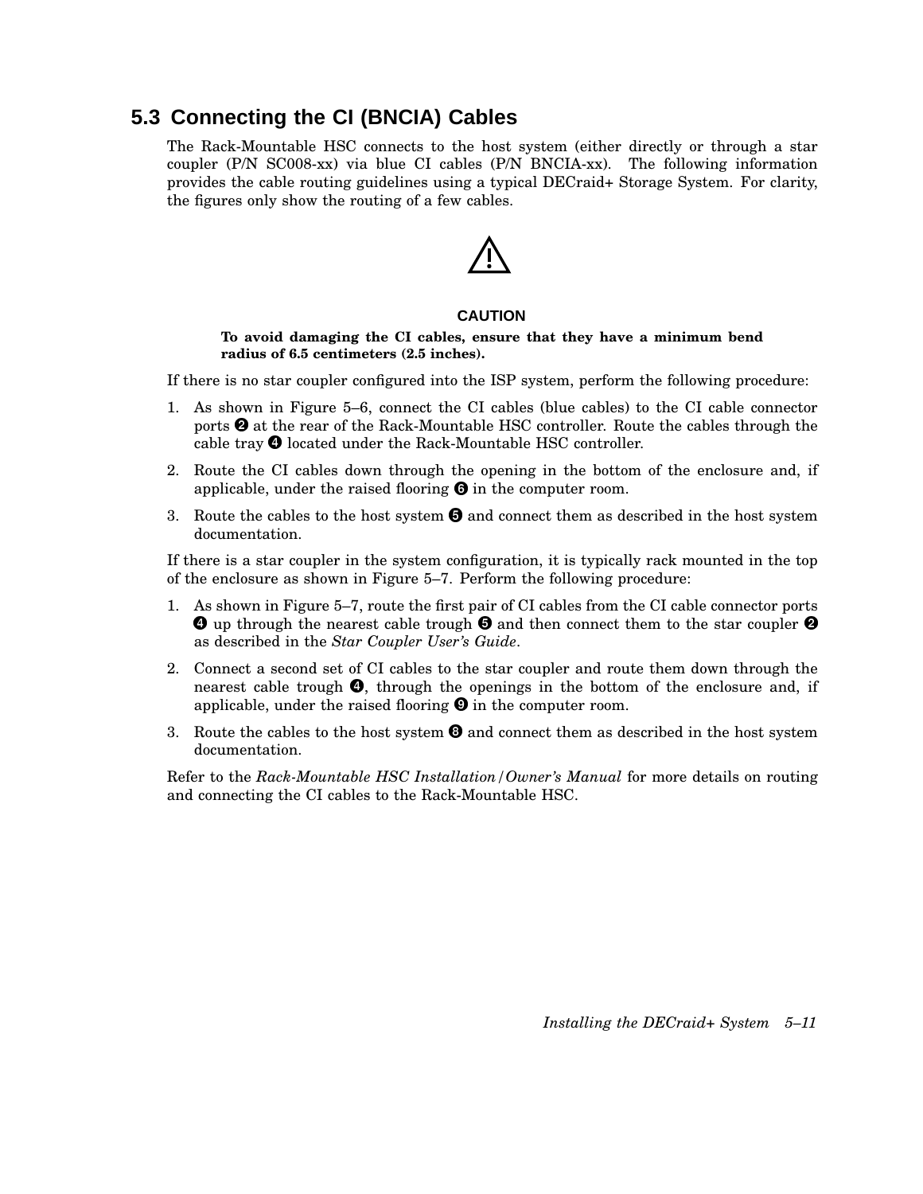## 5.3 Connecting the CI (BNCIA) Cables

The Rack-Mountable HSC connects to the host system (either directly or through a star coupler (P/N SC008-xx) via blue CI cables (P/N BNCIA-xx). The following information provides the cable routing guidelines using a typical DECraid+ Storage System. For clarity, the figures only show the routing of a few cables.

⚠

**CAUTION**

**To avoid damaging the CI cables, ensure that they have a minimum bend radius of 6.5 centimeters (2.5 inches).**

If there is no star coupler configured into the ISP system, perform the following procedure:

1. As shown in Figure 5–6, connect the CI cables (blue cables) to the CI cable connector ports ❷ at the rear of the Rack-Mountable HSC controller. Route the cables through the cable tray ❹ located under the Rack-Mountable HSC controller.
2. Route the CI cables down through the opening in the bottom of the enclosure and, if applicable, under the raised flooring ❻ in the computer room.
3. Route the cables to the host system ❺ and connect them as described in the host system documentation.

If there is a star coupler in the system configuration, it is typically rack mounted in the top of the enclosure as shown in Figure 5–7. Perform the following procedure:

1. As shown in Figure 5–7, route the first pair of CI cables from the CI cable connector ports ❹ up through the nearest cable trough ❺ and then connect them to the star coupler ❷ as described in the *Star Coupler User's Guide*.
2. Connect a second set of CI cables to the star coupler and route them down through the nearest cable trough ❹, through the openings in the bottom of the enclosure and, if applicable, under the raised flooring ❾ in the computer room.
3. Route the cables to the host system ❽ and connect them as described in the host system documentation.

Refer to the *Rack-Mountable HSC Installation/Owner's Manual* for more details on routing and connecting the CI cables to the Rack-Mountable HSC.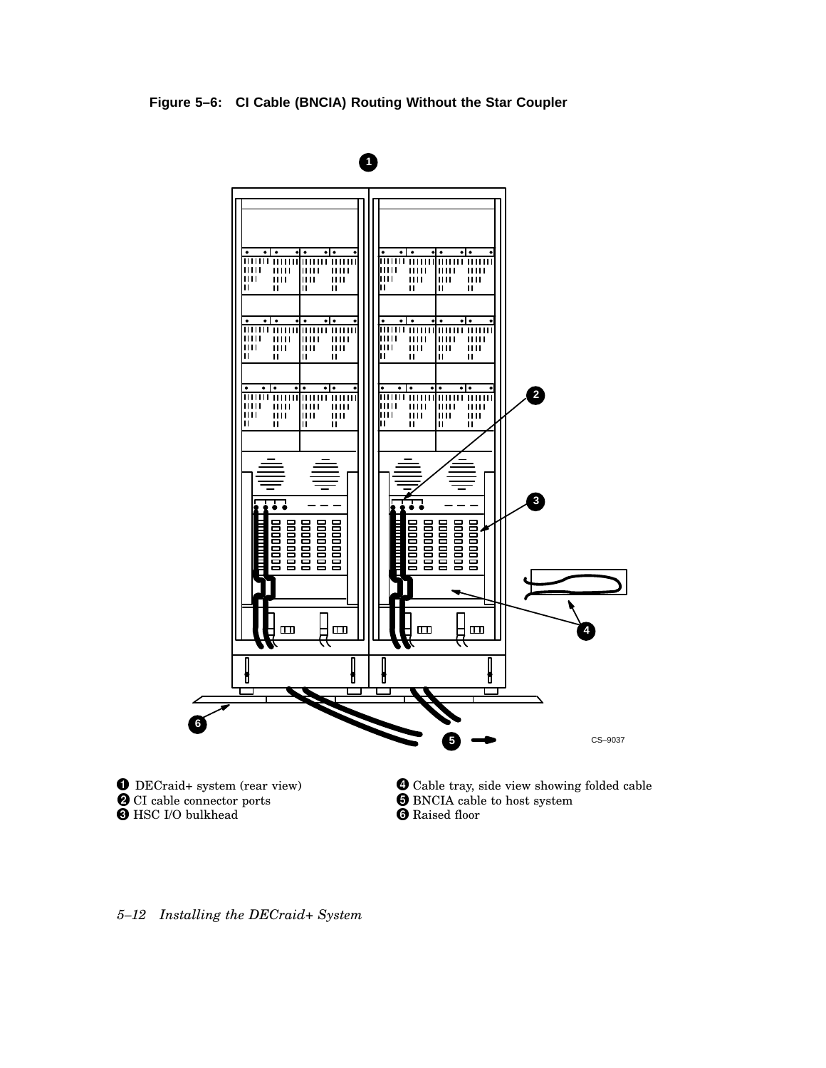**Figure 5–6: CI Cable (BNCIA) Routing Without the Star Coupler**

CS–9037

❶ DECraid+ system (rear view)
❷ CI cable connector ports
❸ HSC I/O bulkhead
❹ Cable tray, side view showing folded cable
❺ BNCIA cable to host system
❻ Raised floor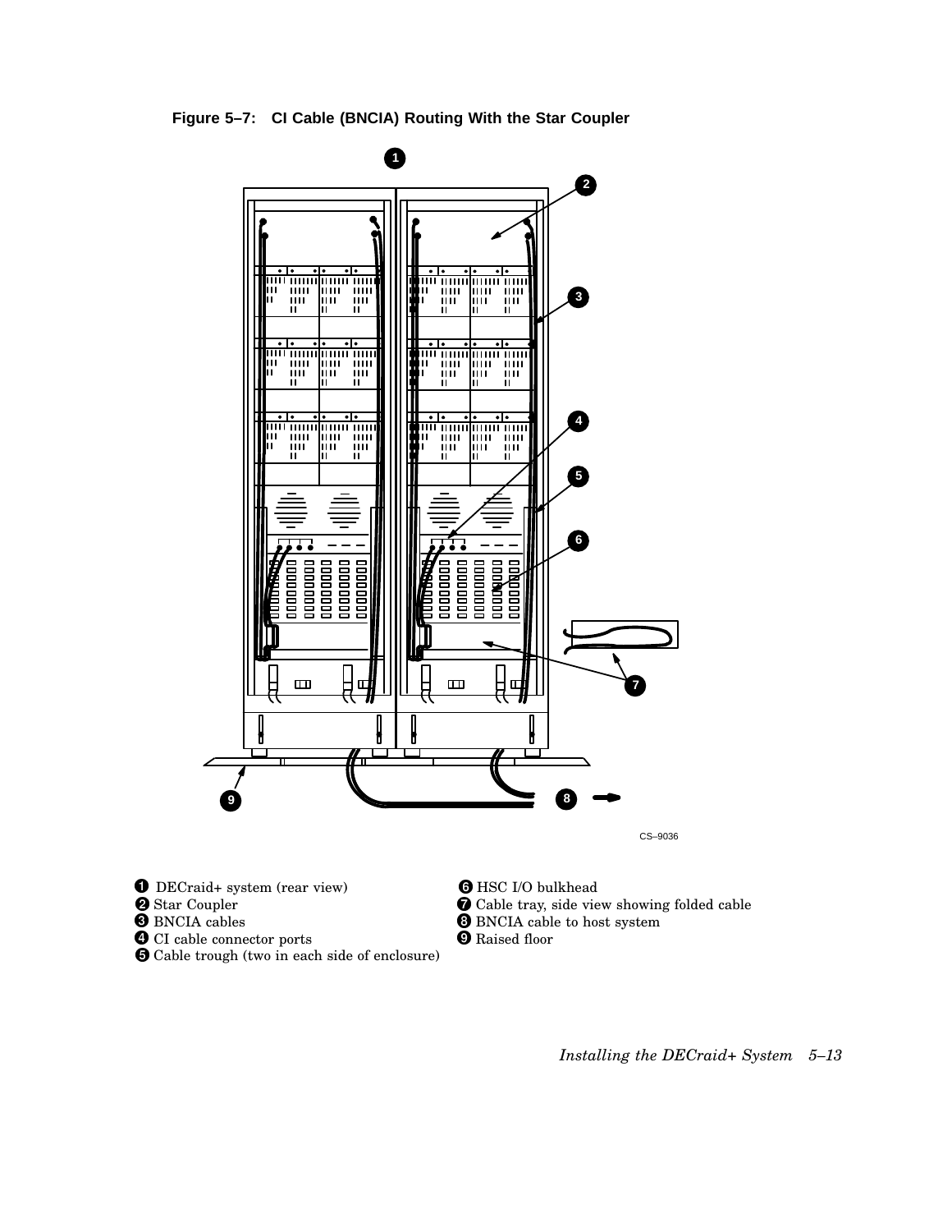**Figure 5–7: CI Cable (BNCIA) Routing With the Star Coupler**

CS–9036

❶ DECraid+ system (rear view)
❷ Star Coupler
❸ BNCIA cables
❹ CI cable connector ports
❺ Cable trough (two in each side of enclosure)
❻ HSC I/O bulkhead
❼ Cable tray, side view showing folded cable
❽ BNCIA cable to host system
❾ Raised floor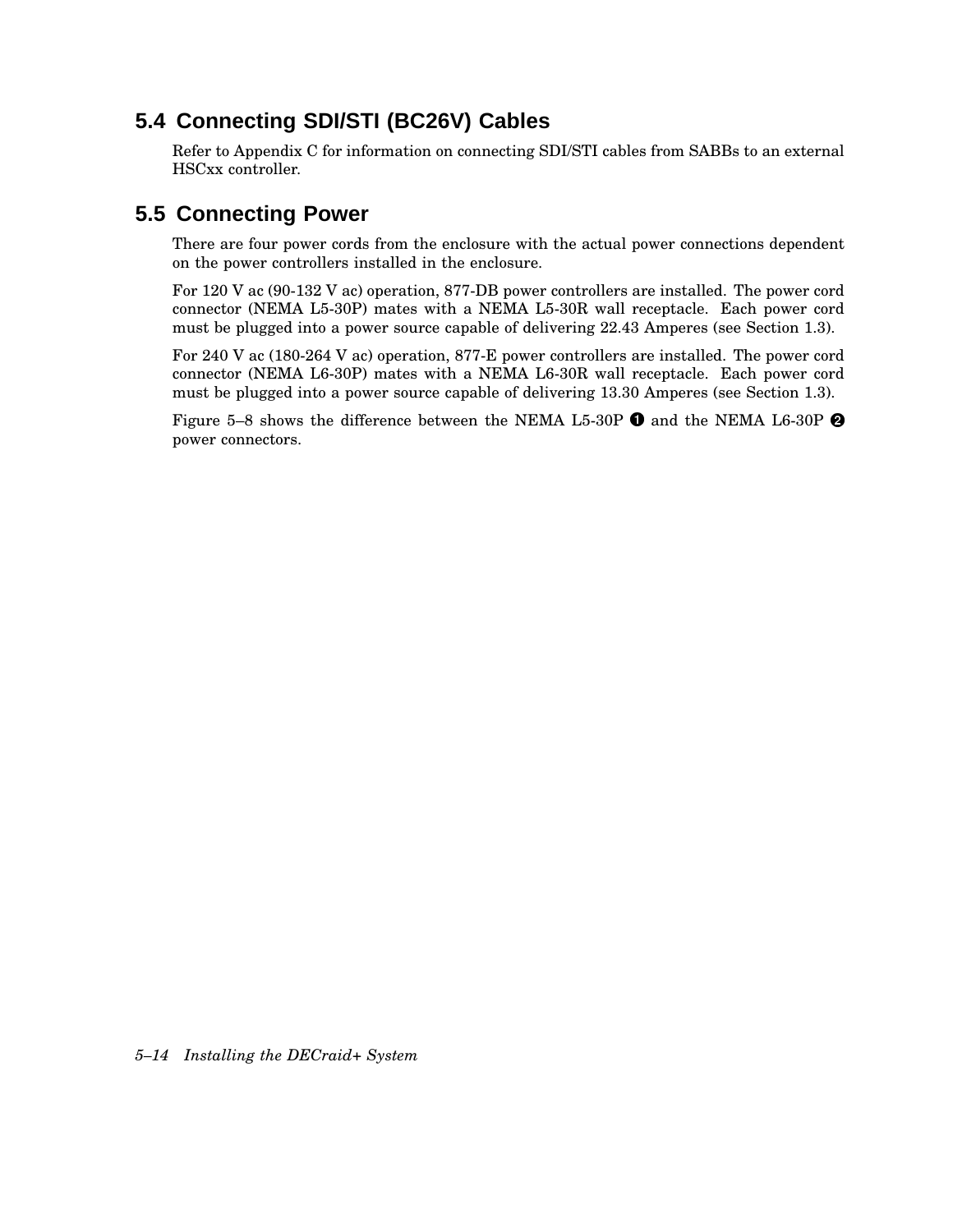## 5.4 Connecting SDI/STI (BC26V) Cables

Refer to Appendix C for information on connecting SDI/STI cables from SABBs to an external HSCxx controller.

## 5.5 Connecting Power

There are four power cords from the enclosure with the actual power connections dependent on the power controllers installed in the enclosure.

For 120 V ac (90-132 V ac) operation, 877-DB power controllers are installed. The power cord connector (NEMA L5-30P) mates with a NEMA L5-30R wall receptacle. Each power cord must be plugged into a power source capable of delivering 22.43 Amperes (see Section 1.3).

For 240 V ac (180-264 V ac) operation, 877-E power controllers are installed. The power cord connector (NEMA L6-30P) mates with a NEMA L6-30R wall receptacle. Each power cord must be plugged into a power source capable of delivering 13.30 Amperes (see Section 1.3).

Figure 5–8 shows the difference between the NEMA L5-30P ❶ and the NEMA L6-30P ❷ power connectors.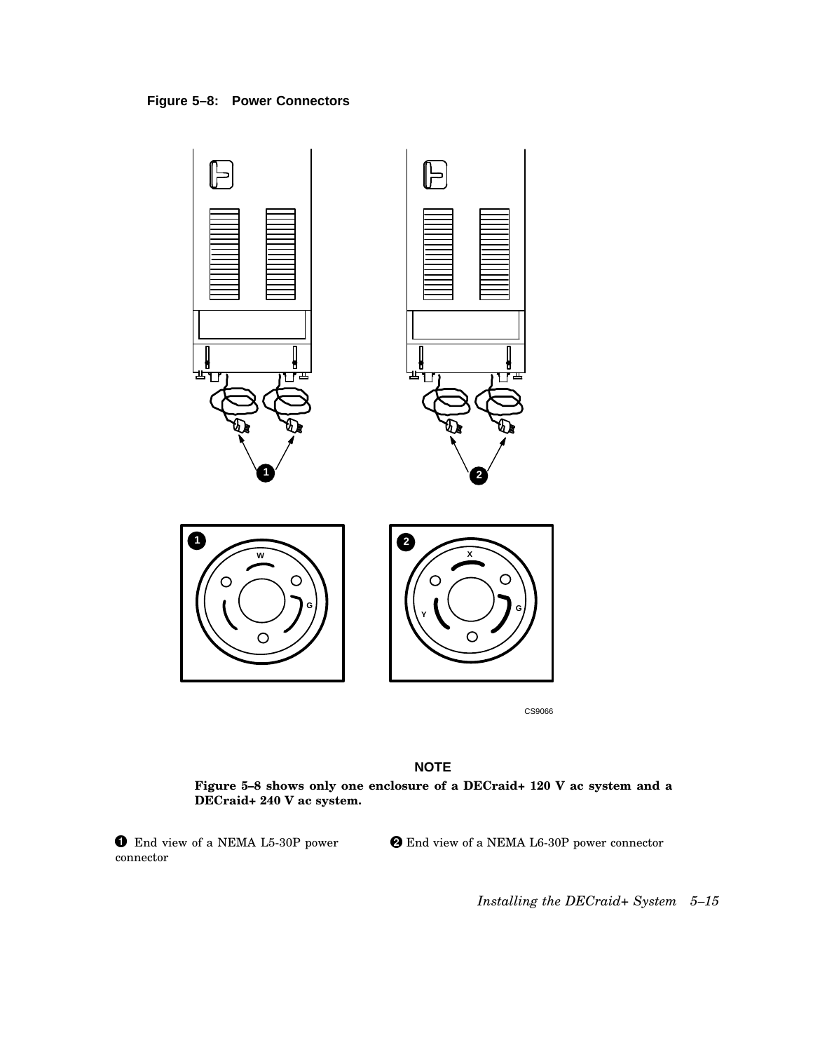**Figure 5–8: Power Connectors**

CS9066

**NOTE**

**Figure 5–8 shows only one enclosure of a DECraid+ 120 V ac system and a DECraid+ 240 V ac system.**

❶ End view of a NEMA L5-30P power connector

❷ End view of a NEMA L6-30P power connector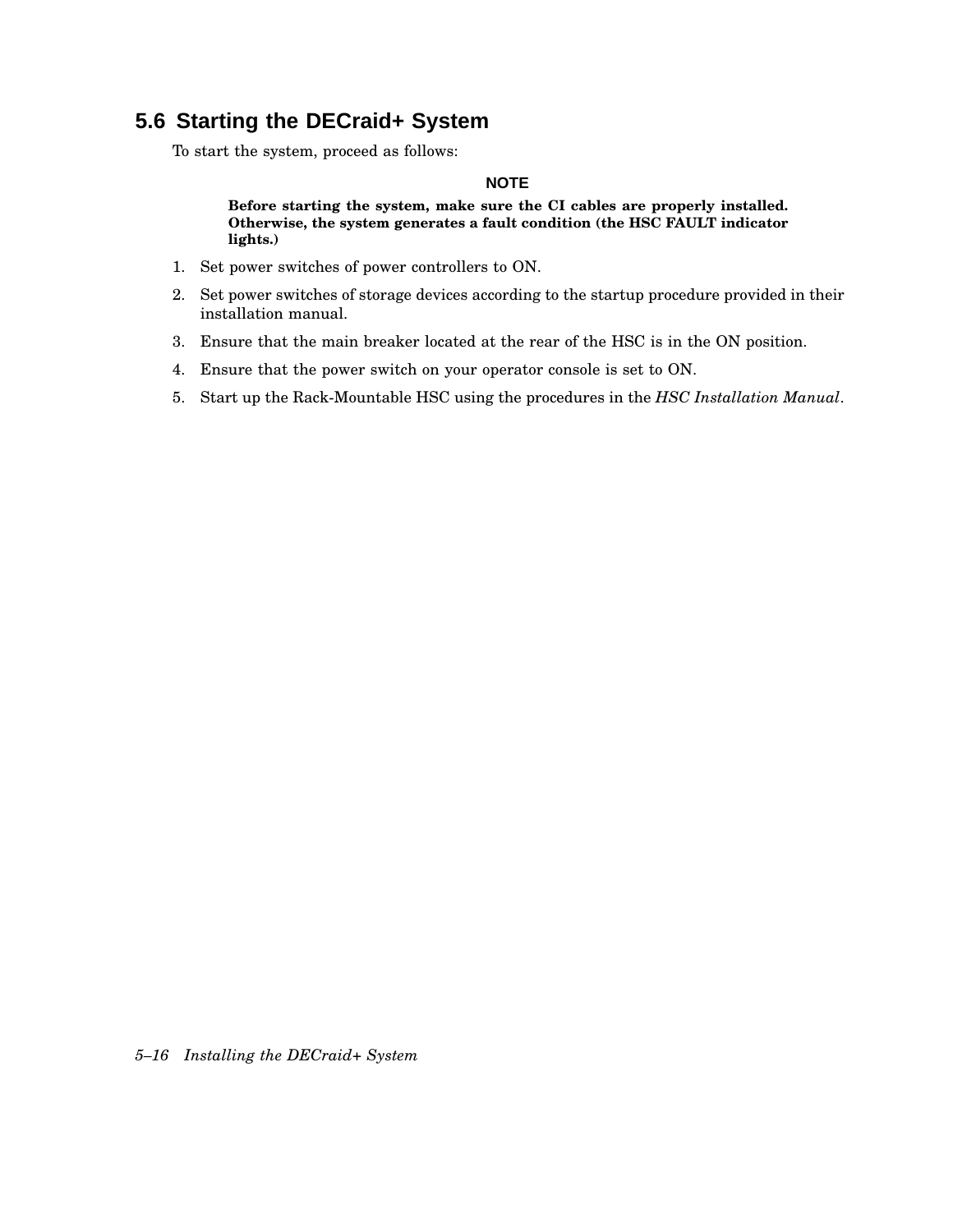## 5.6 Starting the DECraid+ System

To start the system, proceed as follows:

**NOTE**

**Before starting the system, make sure the CI cables are properly installed. Otherwise, the system generates a fault condition (the HSC FAULT indicator lights.)**

1. Set power switches of power controllers to ON.
2. Set power switches of storage devices according to the startup procedure provided in their installation manual.
3. Ensure that the main breaker located at the rear of the HSC is in the ON position.
4. Ensure that the power switch on your operator console is set to ON.
5. Start up the Rack-Mountable HSC using the procedures in the *HSC Installation Manual*.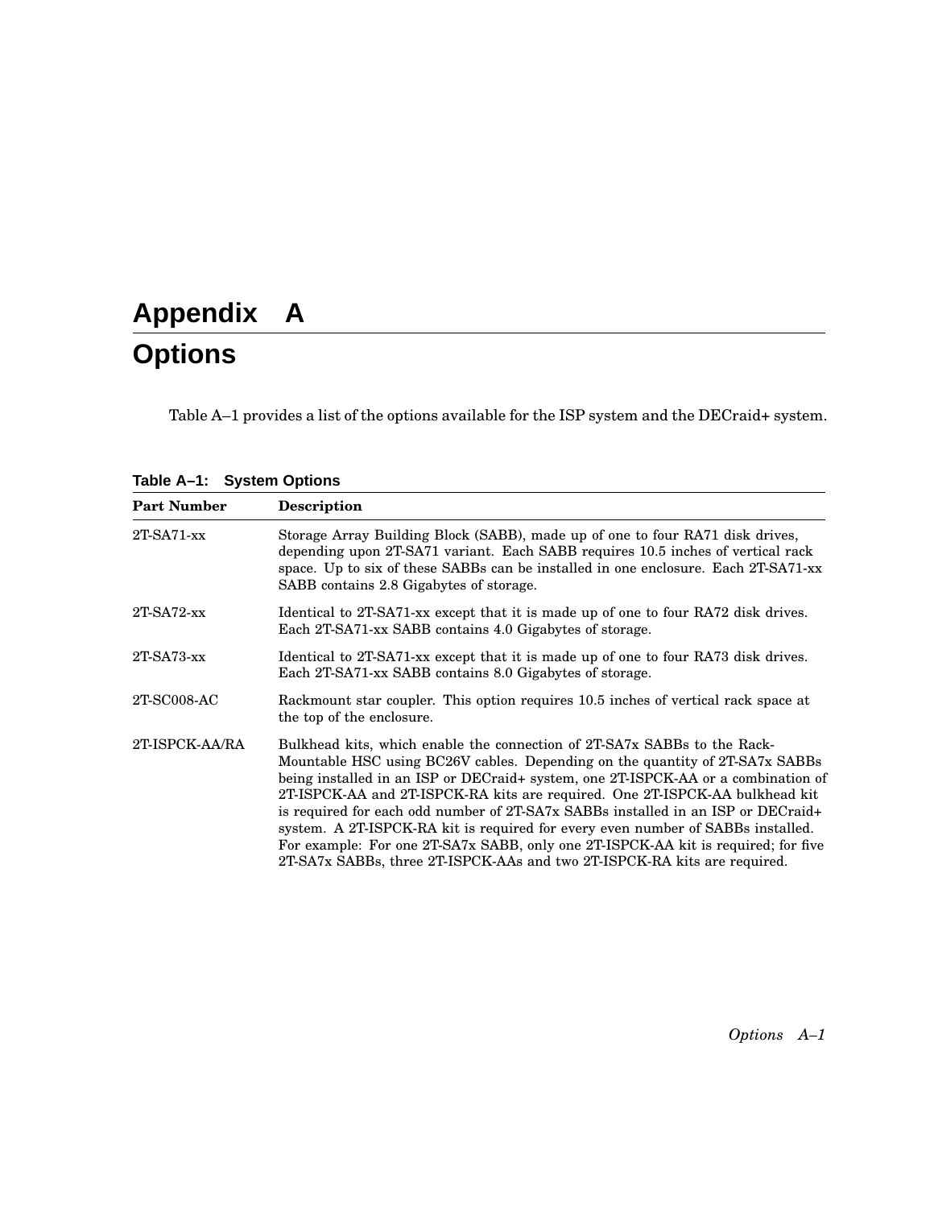# Appendix A

# Options

Table A–1 provides a list of the options available for the ISP system and the DECraid+ system.

**Table A–1: System Options**

| Part Number | Description |
|---|---|
| 2T-SA71-xx | Storage Array Building Block (SABB), made up of one to four RA71 disk drives, depending upon 2T-SA71 variant. Each SABB requires 10.5 inches of vertical rack space. Up to six of these SABBs can be installed in one enclosure. Each 2T-SA71-xx SABB contains 2.8 Gigabytes of storage. |
| 2T-SA72-xx | Identical to 2T-SA71-xx except that it is made up of one to four RA72 disk drives. Each 2T-SA71-xx SABB contains 4.0 Gigabytes of storage. |
| 2T-SA73-xx | Identical to 2T-SA71-xx except that it is made up of one to four RA73 disk drives. Each 2T-SA71-xx SABB contains 8.0 Gigabytes of storage. |
| 2T-SC008-AC | Rackmount star coupler. This option requires 10.5 inches of vertical rack space at the top of the enclosure. |
| 2T-ISPCK-AA/RA | Bulkhead kits, which enable the connection of 2T-SA7x SABBs to the Rack-Mountable HSC using BC26V cables. Depending on the quantity of 2T-SA7x SABBs being installed in an ISP or DECraid+ system, one 2T-ISPCK-AA or a combination of 2T-ISPCK-AA and 2T-ISPCK-RA kits are required. One 2T-ISPCK-AA bulkhead kit is required for each odd number of 2T-SA7x SABBs installed in an ISP or DECraid+ system. A 2T-ISPCK-RA kit is required for every even number of SABBs installed. For example: For one 2T-SA7x SABB, only one 2T-ISPCK-AA kit is required; for five 2T-SA7x SABBs, three 2T-ISPCK-AAs and two 2T-ISPCK-RA kits are required. |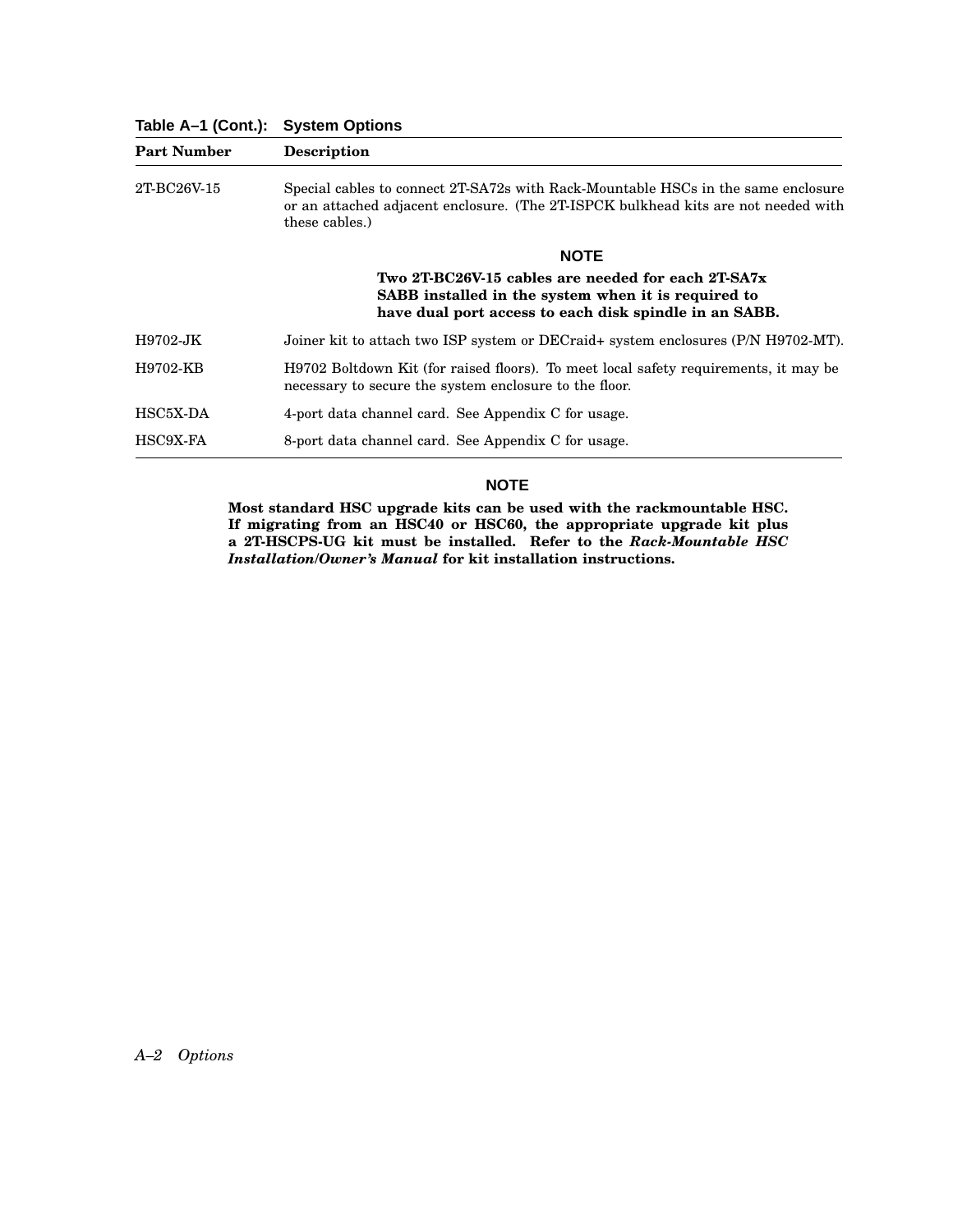**Table A–1 (Cont.): System Options**

| Part Number | Description |
| --- | --- |
| 2T-BC26V-15 | Special cables to connect 2T-SA72s with Rack-Mountable HSCs in the same enclosure or an attached adjacent enclosure. (The 2T-ISPCK bulkhead kits are not needed with these cables.)<br><br>**NOTE**<br><br>**Two 2T-BC26V-15 cables are needed for each 2T-SA7x SABB installed in the system when it is required to have dual port access to each disk spindle in an SABB.** |
| H9702-JK | Joiner kit to attach two ISP system or DECraid+ system enclosures (P/N H9702-MT). |
| H9702-KB | H9702 Boltdown Kit (for raised floors). To meet local safety requirements, it may be necessary to secure the system enclosure to the floor. |
| HSC5X-DA | 4-port data channel card. See Appendix C for usage. |
| HSC9X-FA | 8-port data channel card. See Appendix C for usage. |

**NOTE**

**Most standard HSC upgrade kits can be used with the rackmountable HSC. If migrating from an HSC40 or HSC60, the appropriate upgrade kit plus a 2T-HSCPS-UG kit must be installed. Refer to the *Rack-Mountable HSC Installation/Owner's Manual* for kit installation instructions.**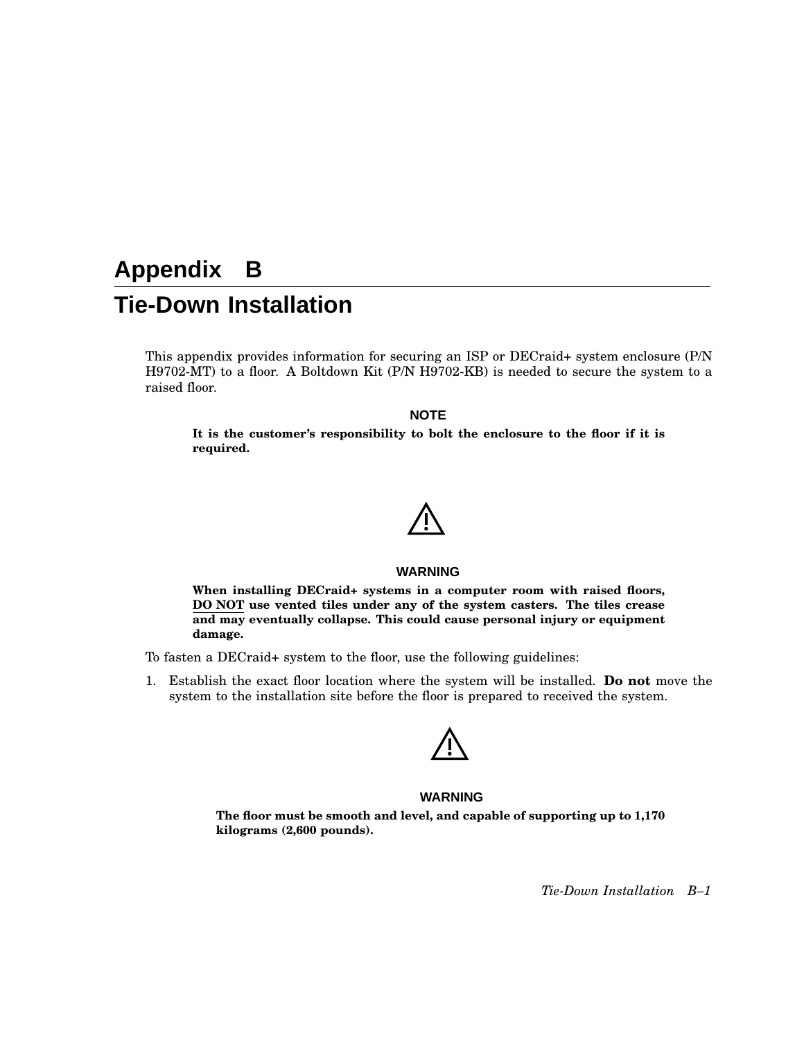# Appendix B

# Tie-Down Installation

This appendix provides information for securing an ISP or DECraid+ system enclosure (P/N H9702-MT) to a floor. A Boltdown Kit (P/N H9702-KB) is needed to secure the system to a raised floor.

**NOTE**

**It is the customer's responsibility to bolt the enclosure to the floor if it is required.**

**WARNING**

**When installing DECraid+ systems in a computer room with raised floors, DO NOT use vented tiles under any of the system casters. The tiles crease and may eventually collapse. This could cause personal injury or equipment damage.**

To fasten a DECraid+ system to the floor, use the following guidelines:

1. Establish the exact floor location where the system will be installed. **Do not** move the system to the installation site before the floor is prepared to received the system.

   **WARNING**

   **The floor must be smooth and level, and capable of supporting up to 1,170 kilograms (2,600 pounds).**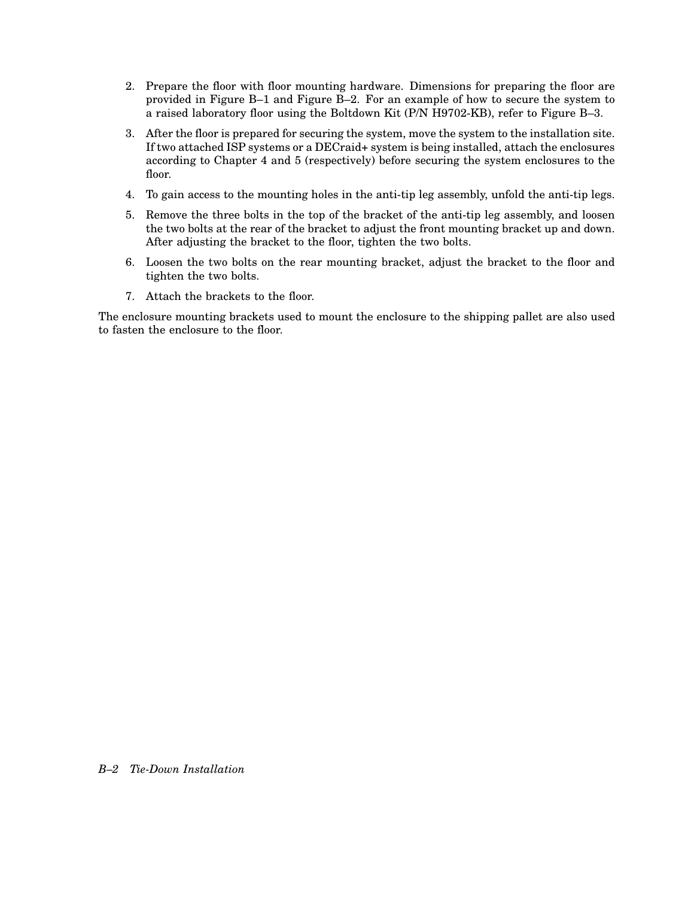2. Prepare the floor with floor mounting hardware. Dimensions for preparing the floor are provided in Figure B–1 and Figure B–2. For an example of how to secure the system to a raised laboratory floor using the Boltdown Kit (P/N H9702-KB), refer to Figure B–3.
3. After the floor is prepared for securing the system, move the system to the installation site. If two attached ISP systems or a DECraid+ system is being installed, attach the enclosures according to Chapter 4 and 5 (respectively) before securing the system enclosures to the floor.
4. To gain access to the mounting holes in the anti-tip leg assembly, unfold the anti-tip legs.
5. Remove the three bolts in the top of the bracket of the anti-tip leg assembly, and loosen the two bolts at the rear of the bracket to adjust the front mounting bracket up and down. After adjusting the bracket to the floor, tighten the two bolts.
6. Loosen the two bolts on the rear mounting bracket, adjust the bracket to the floor and tighten the two bolts.
7. Attach the brackets to the floor.

The enclosure mounting brackets used to mount the enclosure to the shipping pallet are also used to fasten the enclosure to the floor.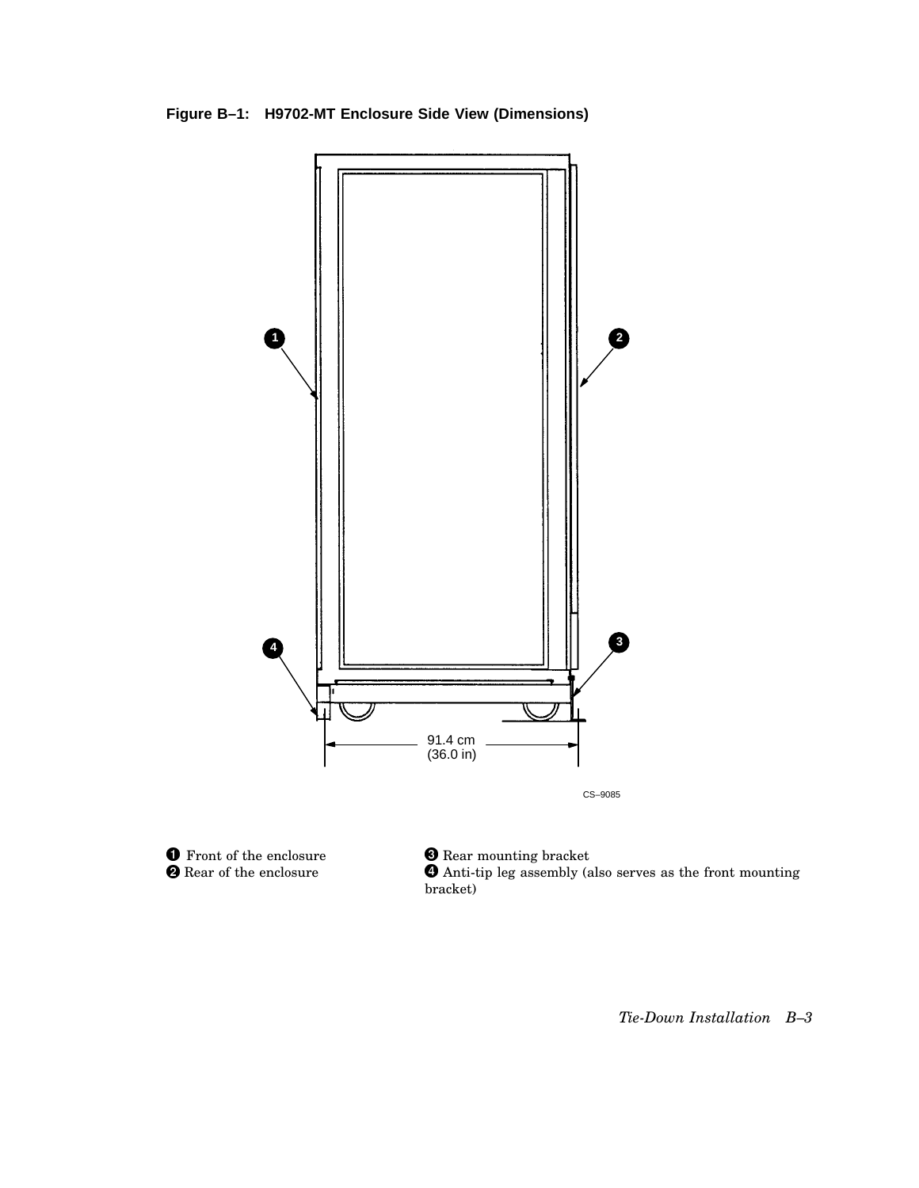**Figure B–1: H9702-MT Enclosure Side View (Dimensions)**

❶ Front of the enclosure

❷ Rear of the enclosure

❸ Rear mounting bracket

❹ Anti-tip leg assembly (also serves as the front mounting bracket)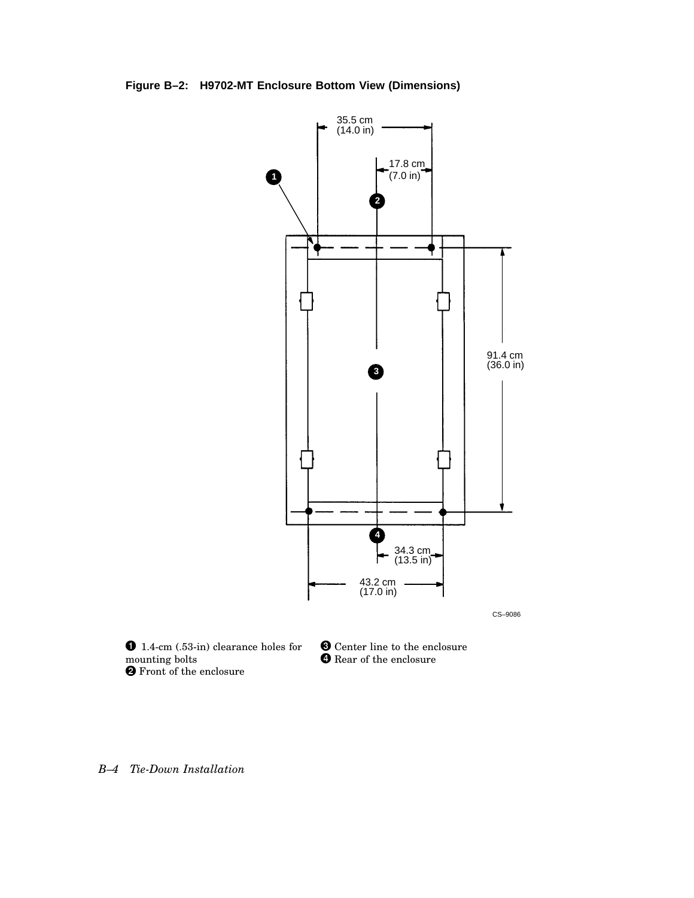**Figure B–2: H9702-MT Enclosure Bottom View (Dimensions)**

35.5 cm (14.0 in)

17.8 cm (7.0 in)

91.4 cm (36.0 in)

34.3 cm (13.5 in)

43.2 cm (17.0 in)

CS–9086

❶ 1.4-cm (.53-in) clearance holes for mounting bolts
❷ Front of the enclosure
❸ Center line to the enclosure
❹ Rear of the enclosure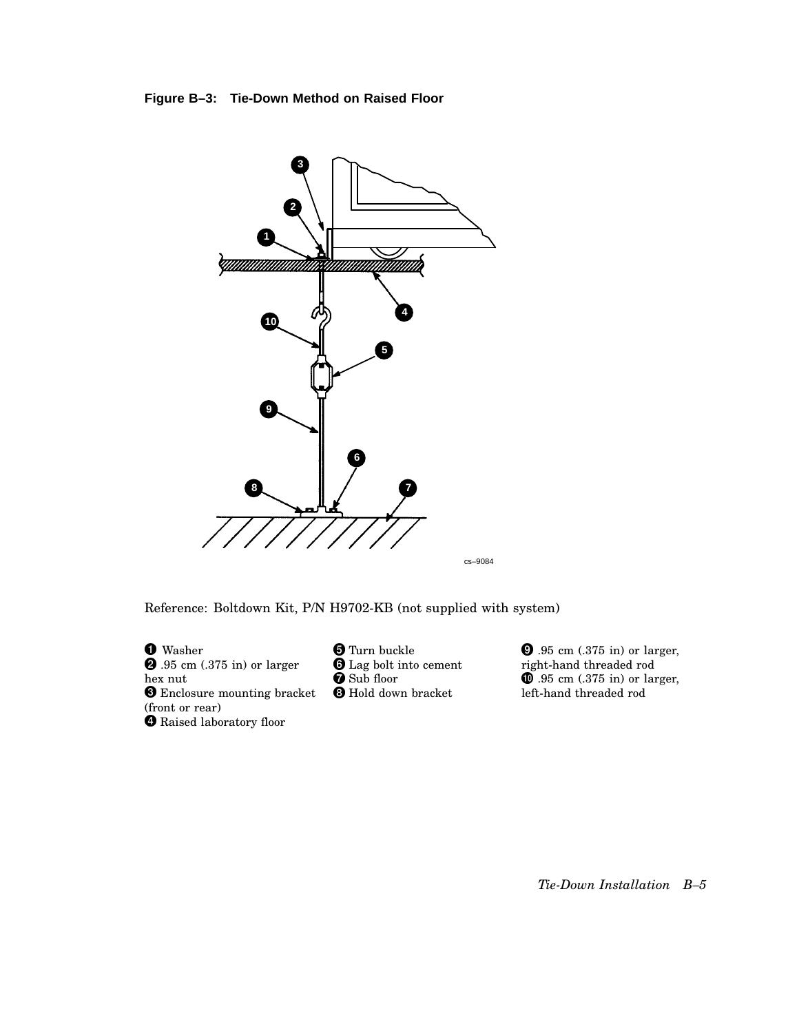**Figure B–3: Tie-Down Method on Raised Floor**

Reference: Boltdown Kit, P/N H9702-KB (not supplied with system)

❶ Washer
❷ .95 cm (.375 in) or larger hex nut
❸ Enclosure mounting bracket (front or rear)
❹ Raised laboratory floor
❺ Turn buckle
❻ Lag bolt into cement
❼ Sub floor
❽ Hold down bracket
❾ .95 cm (.375 in) or larger, right-hand threaded rod
❿ .95 cm (.375 in) or larger, left-hand threaded rod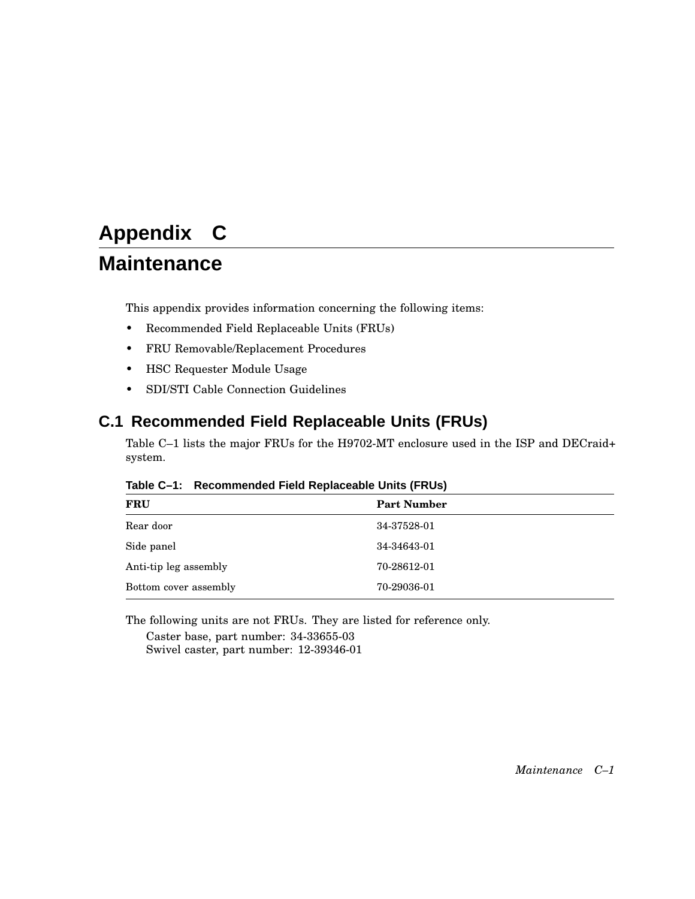# Appendix C

# Maintenance

This appendix provides information concerning the following items:

- Recommended Field Replaceable Units (FRUs)
- FRU Removable/Replacement Procedures
- HSC Requester Module Usage
- SDI/STI Cable Connection Guidelines

## C.1 Recommended Field Replaceable Units (FRUs)

Table C–1 lists the major FRUs for the H9702-MT enclosure used in the ISP and DECraid+ system.

**Table C–1: Recommended Field Replaceable Units (FRUs)**

| FRU | Part Number |
|---|---|
| Rear door | 34-37528-01 |
| Side panel | 34-34643-01 |
| Anti-tip leg assembly | 70-28612-01 |
| Bottom cover assembly | 70-29036-01 |

The following units are not FRUs. They are listed for reference only.

Caster base, part number: 34-33655-03
Swivel caster, part number: 12-39346-01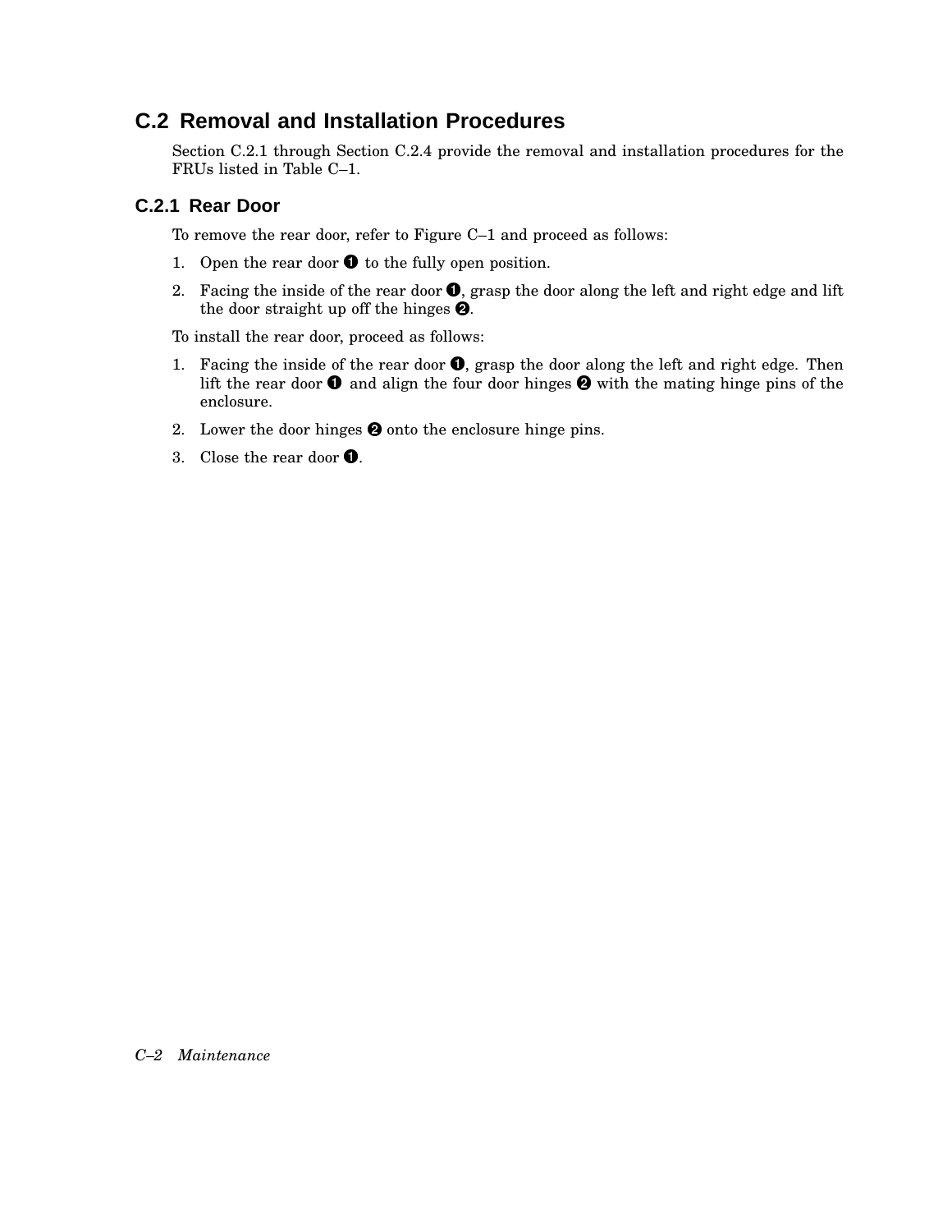## C.2 Removal and Installation Procedures

Section C.2.1 through Section C.2.4 provide the removal and installation procedures for the FRUs listed in Table C–1.

### C.2.1 Rear Door

To remove the rear door, refer to Figure C–1 and proceed as follows:

1. Open the rear door ❶ to the fully open position.
2. Facing the inside of the rear door ❶, grasp the door along the left and right edge and lift the door straight up off the hinges ❷.

To install the rear door, proceed as follows:

1. Facing the inside of the rear door ❶, grasp the door along the left and right edge. Then lift the rear door ❶ and align the four door hinges ❷ with the mating hinge pins of the enclosure.
2. Lower the door hinges ❷ onto the enclosure hinge pins.
3. Close the rear door ❶.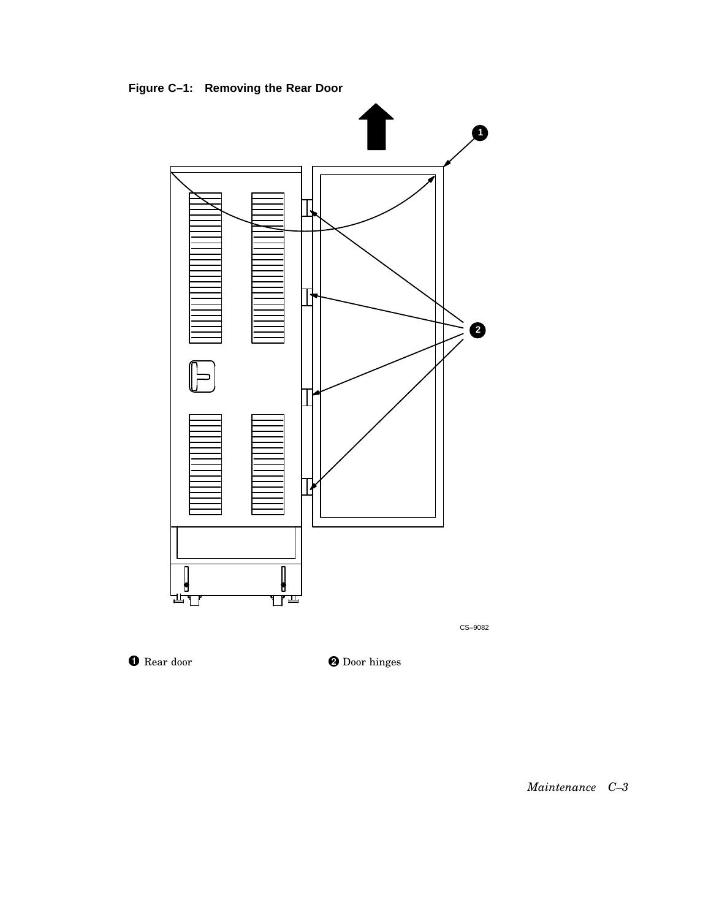**Figure C–1: Removing the Rear Door**

CS–9082

❶ Rear door ❷ Door hinges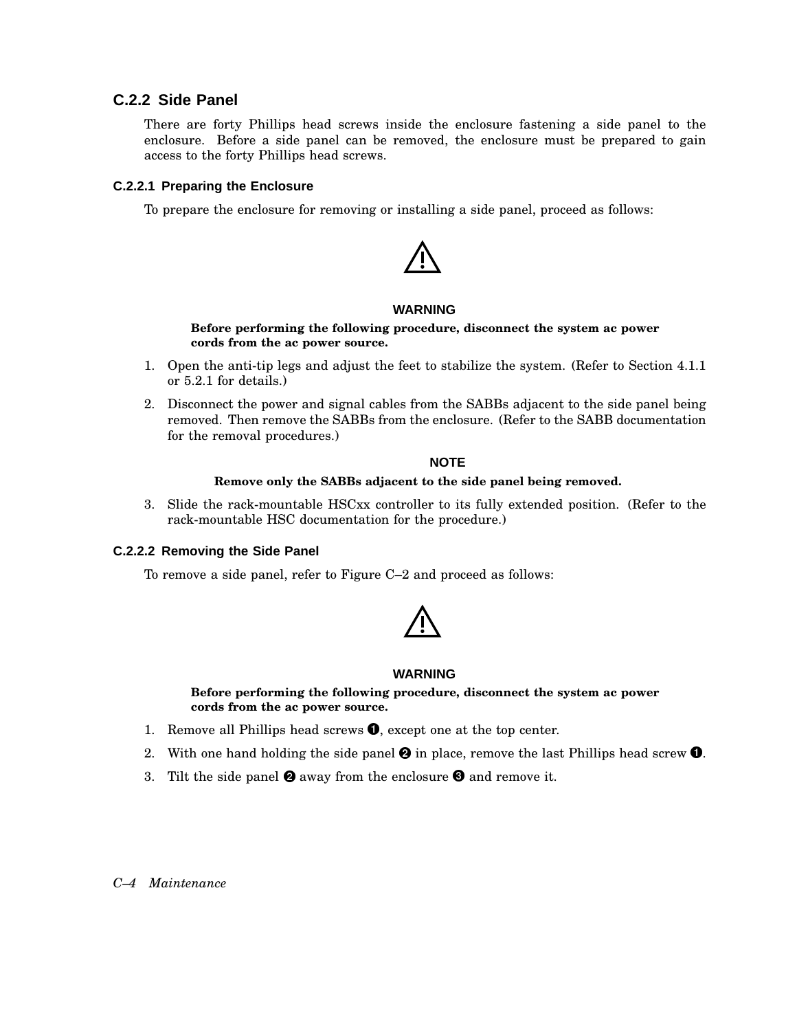## C.2.2 Side Panel

There are forty Phillips head screws inside the enclosure fastening a side panel to the enclosure. Before a side panel can be removed, the enclosure must be prepared to gain access to the forty Phillips head screws.

### C.2.2.1 Preparing the Enclosure

To prepare the enclosure for removing or installing a side panel, proceed as follows:

**WARNING**

**Before performing the following procedure, disconnect the system ac power cords from the ac power source.**

1. Open the anti-tip legs and adjust the feet to stabilize the system. (Refer to Section 4.1.1 or 5.2.1 for details.)
2. Disconnect the power and signal cables from the SABBs adjacent to the side panel being removed. Then remove the SABBs from the enclosure. (Refer to the SABB documentation for the removal procedures.)

**NOTE**

**Remove only the SABBs adjacent to the side panel being removed.**

3. Slide the rack-mountable HSCxx controller to its fully extended position. (Refer to the rack-mountable HSC documentation for the procedure.)

### C.2.2.2 Removing the Side Panel

To remove a side panel, refer to Figure C–2 and proceed as follows:

**WARNING**

**Before performing the following procedure, disconnect the system ac power cords from the ac power source.**

1. Remove all Phillips head screws ❶, except one at the top center.
2. With one hand holding the side panel ❷ in place, remove the last Phillips head screw ❶.
3. Tilt the side panel ❷ away from the enclosure ❸ and remove it.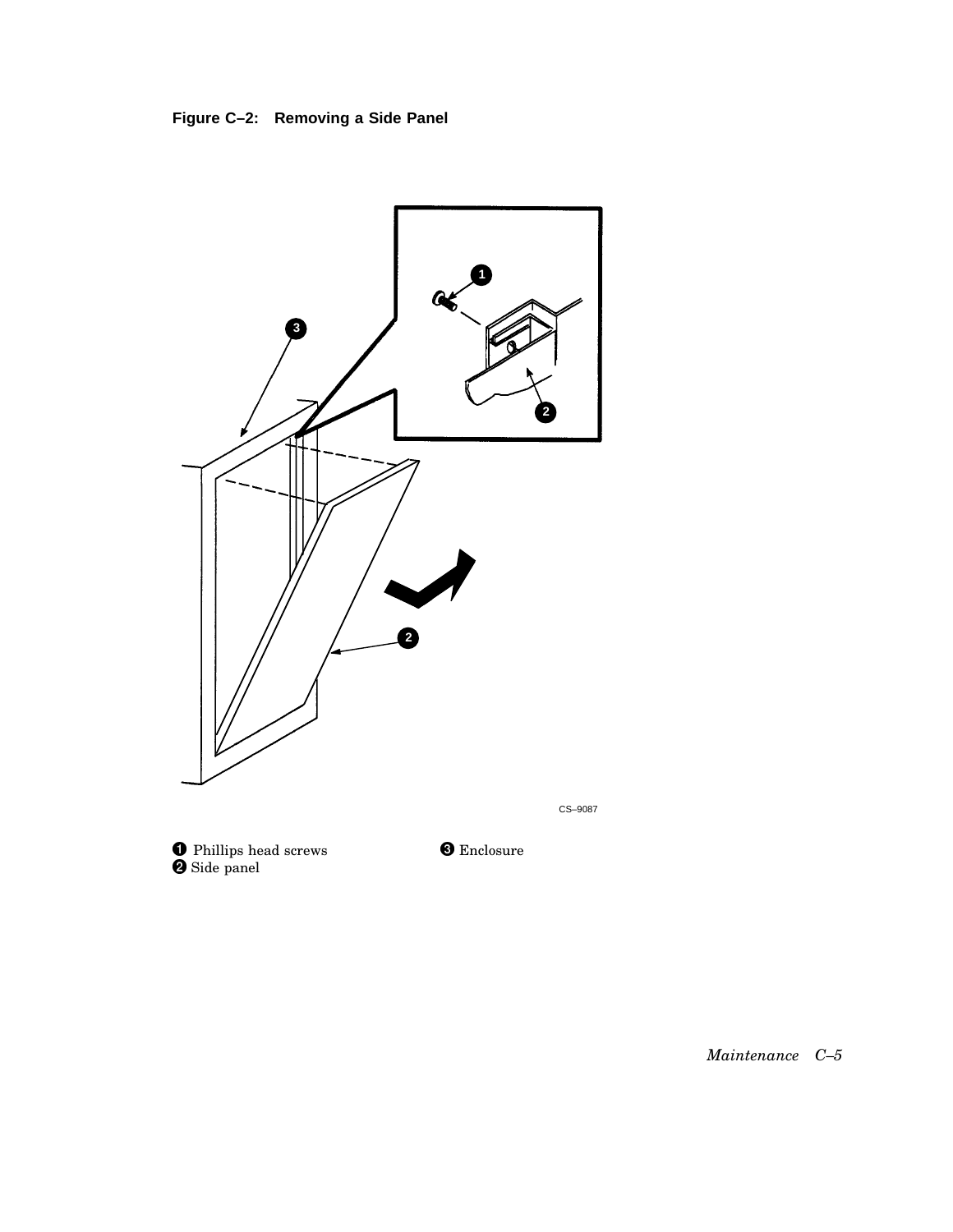**Figure C–2: Removing a Side Panel**

CS–9087

❶ Phillips head screws
❷ Side panel
❸ Enclosure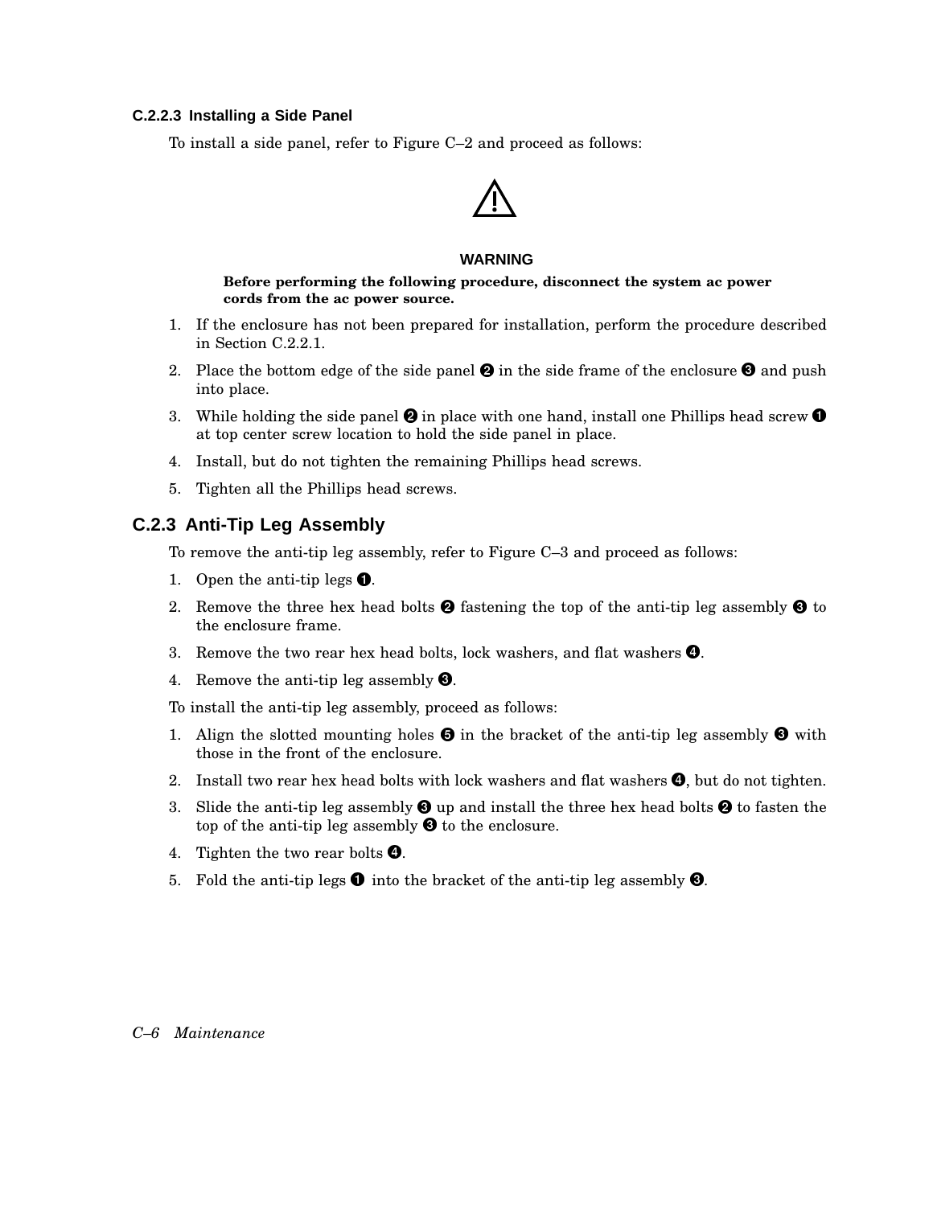### C.2.2.3 Installing a Side Panel

To install a side panel, refer to Figure C–2 and proceed as follows:

⚠

**WARNING**

**Before performing the following procedure, disconnect the system ac power cords from the ac power source.**

1. If the enclosure has not been prepared for installation, perform the procedure described in Section C.2.2.1.
2. Place the bottom edge of the side panel ❷ in the side frame of the enclosure ❸ and push into place.
3. While holding the side panel ❷ in place with one hand, install one Phillips head screw ❶ at top center screw location to hold the side panel in place.
4. Install, but do not tighten the remaining Phillips head screws.
5. Tighten all the Phillips head screws.

## C.2.3 Anti-Tip Leg Assembly

To remove the anti-tip leg assembly, refer to Figure C–3 and proceed as follows:

1. Open the anti-tip legs ❶.
2. Remove the three hex head bolts ❷ fastening the top of the anti-tip leg assembly ❸ to the enclosure frame.
3. Remove the two rear hex head bolts, lock washers, and flat washers ❹.
4. Remove the anti-tip leg assembly ❸.

To install the anti-tip leg assembly, proceed as follows:

1. Align the slotted mounting holes ❺ in the bracket of the anti-tip leg assembly ❸ with those in the front of the enclosure.
2. Install two rear hex head bolts with lock washers and flat washers ❹, but do not tighten.
3. Slide the anti-tip leg assembly ❸ up and install the three hex head bolts ❷ to fasten the top of the anti-tip leg assembly ❸ to the enclosure.
4. Tighten the two rear bolts ❹.
5. Fold the anti-tip legs ❶ into the bracket of the anti-tip leg assembly ❸.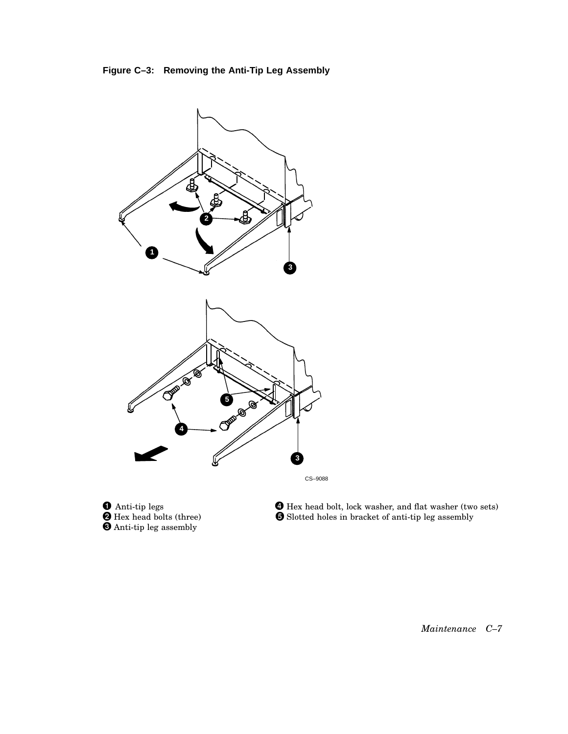**Figure C–3: Removing the Anti-Tip Leg Assembly**

CS–9088

❶ Anti-tip legs
❷ Hex head bolts (three)
❸ Anti-tip leg assembly
❹ Hex head bolt, lock washer, and flat washer (two sets)
❺ Slotted holes in bracket of anti-tip leg assembly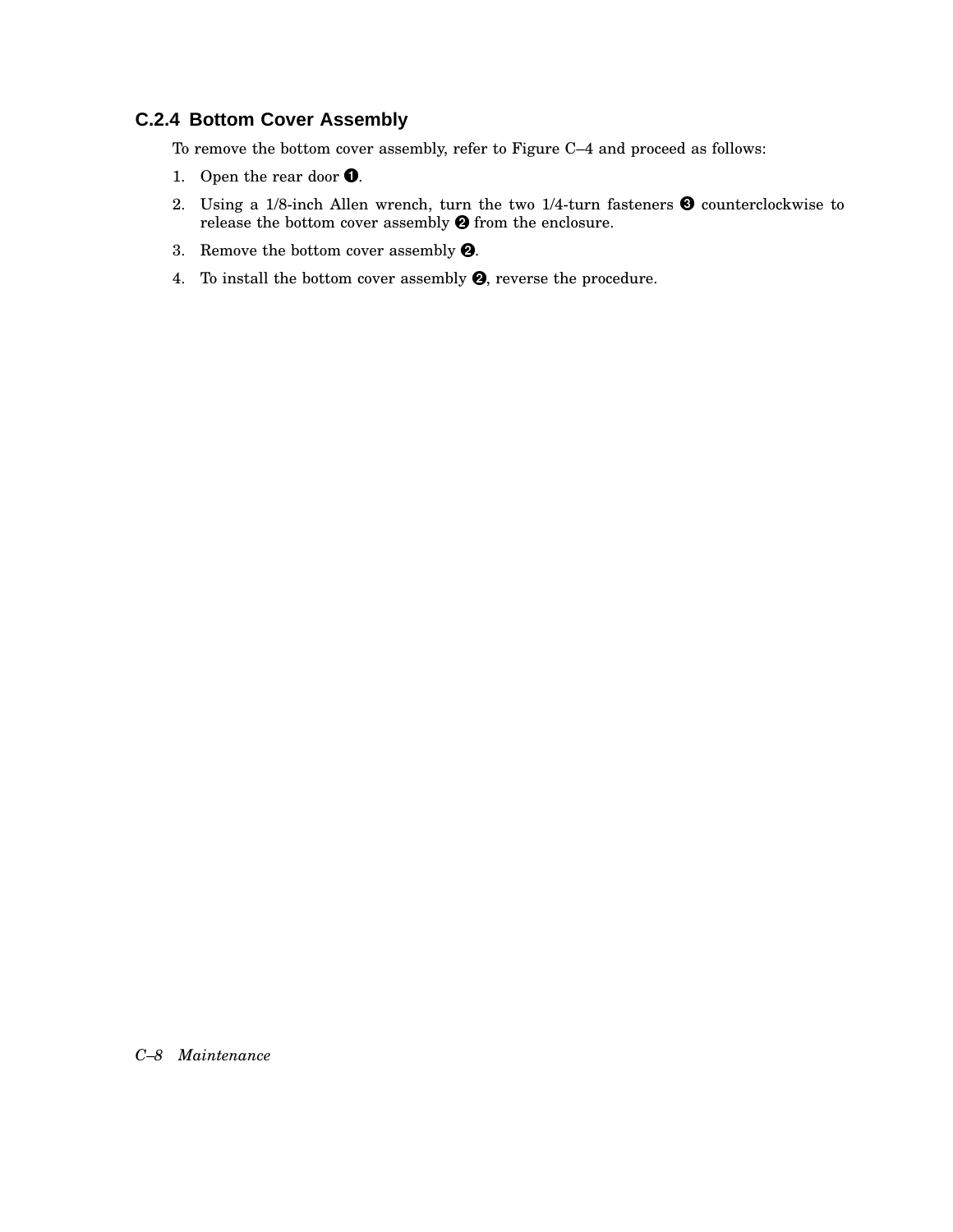### C.2.4 Bottom Cover Assembly

To remove the bottom cover assembly, refer to Figure C–4 and proceed as follows:

1. Open the rear door ❶.
2. Using a 1/8-inch Allen wrench, turn the two 1/4-turn fasteners ❸ counterclockwise to release the bottom cover assembly ❷ from the enclosure.
3. Remove the bottom cover assembly ❷.
4. To install the bottom cover assembly ❷, reverse the procedure.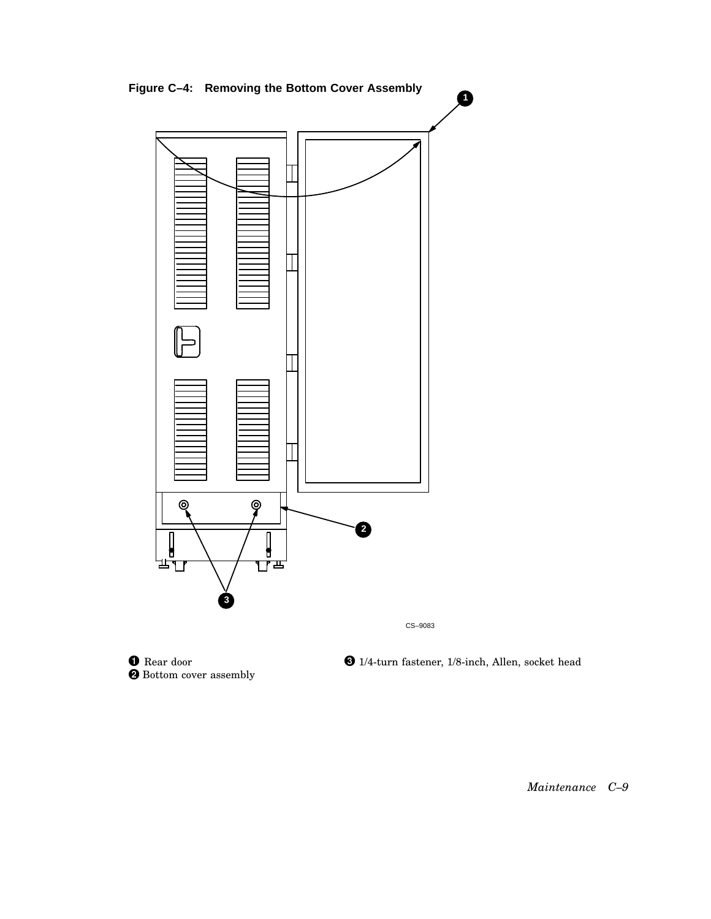**Figure C–4: Removing the Bottom Cover Assembly**

CS–9083

❶ Rear door
❷ Bottom cover assembly
❸ 1/4-turn fastener, 1/8-inch, Allen, socket head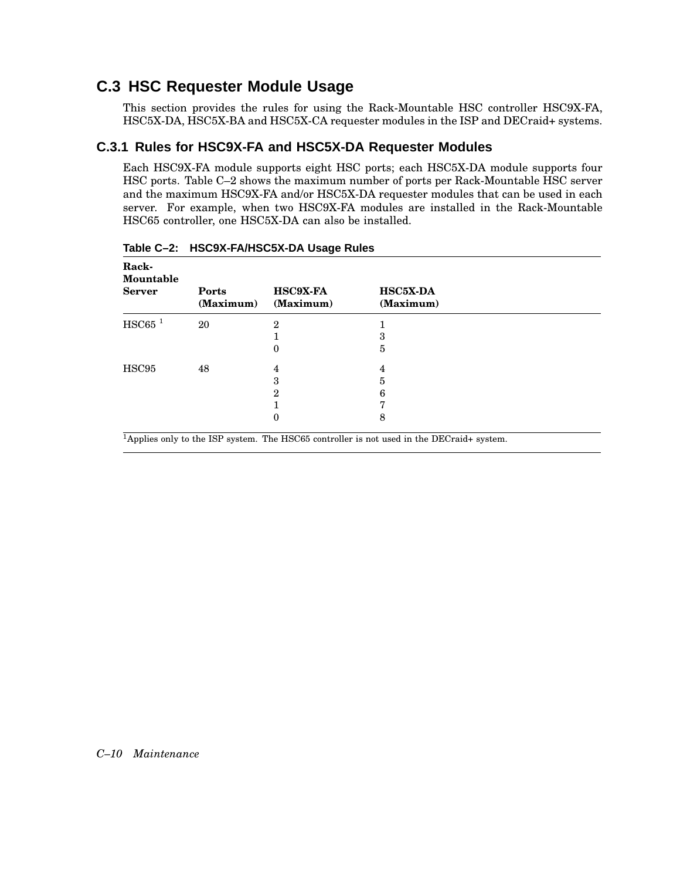## C.3 HSC Requester Module Usage

This section provides the rules for using the Rack-Mountable HSC controller HSC9X-FA, HSC5X-DA, HSC5X-BA and HSC5X-CA requester modules in the ISP and DECraid+ systems.

### C.3.1 Rules for HSC9X-FA and HSC5X-DA Requester Modules

Each HSC9X-FA module supports eight HSC ports; each HSC5X-DA module supports four HSC ports. Table C–2 shows the maximum number of ports per Rack-Mountable HSC server and the maximum HSC9X-FA and/or HSC5X-DA requester modules that can be used in each server. For example, when two HSC9X-FA modules are installed in the Rack-Mountable HSC65 controller, one HSC5X-DA can also be installed.

**Table C–2: HSC9X-FA/HSC5X-DA Usage Rules**

| Rack-Mountable Server | Ports (Maximum) | HSC9X-FA (Maximum) | HSC5X-DA (Maximum) |
|---|---|---|---|
| HSC65 [1] | 20 | 2 | 1 |
| | | 1 | 3 |
| | | 0 | 5 |
| HSC95 | 48 | 4 | 4 |
| | | 3 | 5 |
| | | 2 | 6 |
| | | 1 | 7 |
| | | 0 | 8 |

[1]Applies only to the ISP system. The HSC65 controller is not used in the DECraid+ system.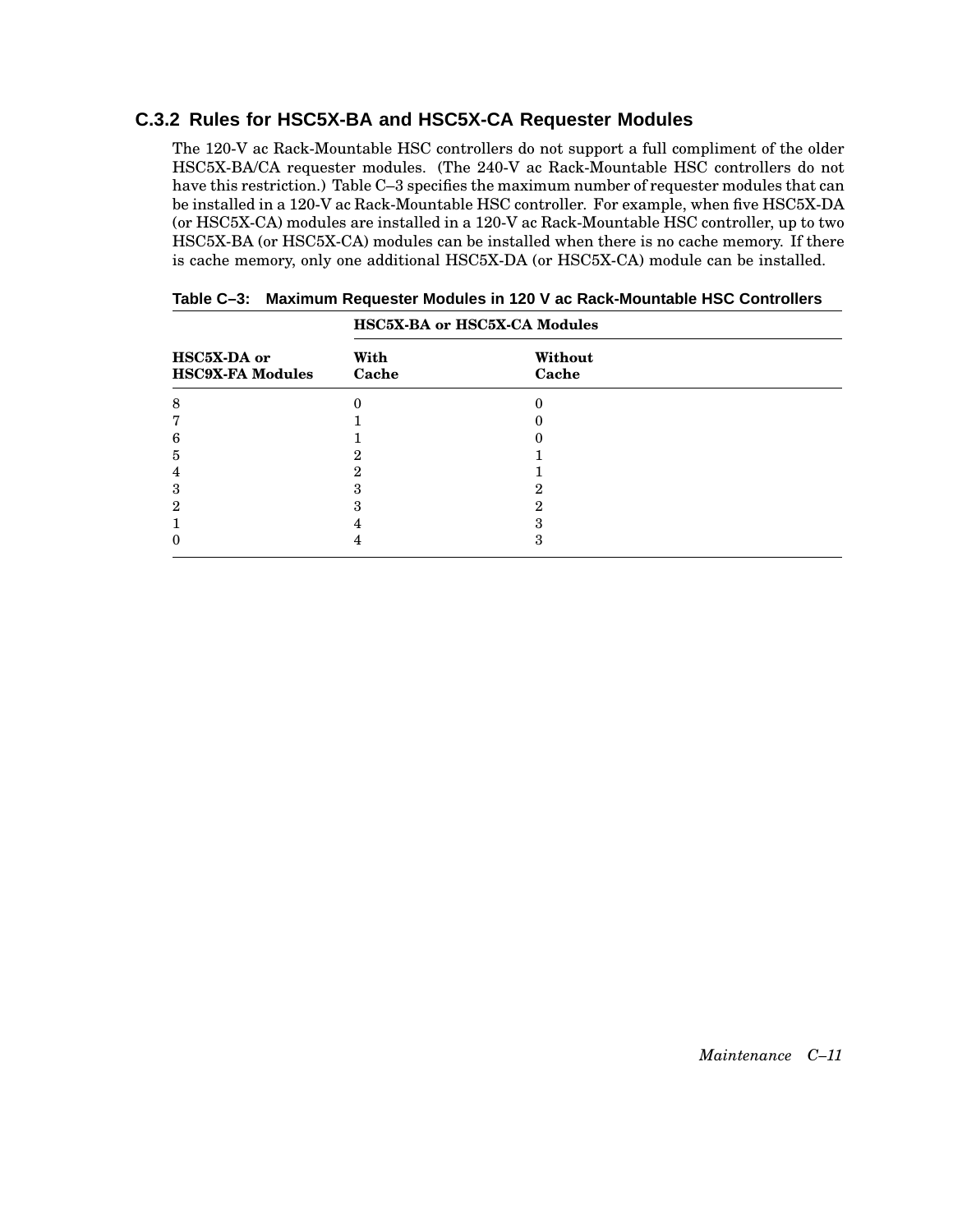### C.3.2 Rules for HSC5X-BA and HSC5X-CA Requester Modules

The 120-V ac Rack-Mountable HSC controllers do not support a full compliment of the older HSC5X-BA/CA requester modules. (The 240-V ac Rack-Mountable HSC controllers do not have this restriction.) Table C–3 specifies the maximum number of requester modules that can be installed in a 120-V ac Rack-Mountable HSC controller. For example, when five HSC5X-DA (or HSC5X-CA) modules are installed in a 120-V ac Rack-Mountable HSC controller, up to two HSC5X-BA (or HSC5X-CA) modules can be installed when there is no cache memory. If there is cache memory, only one additional HSC5X-DA (or HSC5X-CA) module can be installed.

**Table C–3: Maximum Requester Modules in 120 V ac Rack-Mountable HSC Controllers**

| | **HSC5X-BA or HSC5X-CA Modules** | |
|---|---|---|
| **HSC5X-DA or HSC9X-FA Modules** | **With Cache** | **Without Cache** |
| 8 | 0 | 0 |
| 7 | 1 | 0 |
| 6 | 1 | 0 |
| 5 | 2 | 1 |
| 4 | 2 | 1 |
| 3 | 3 | 2 |
| 2 | 3 | 2 |
| 1 | 4 | 3 |
| 0 | 4 | 3 |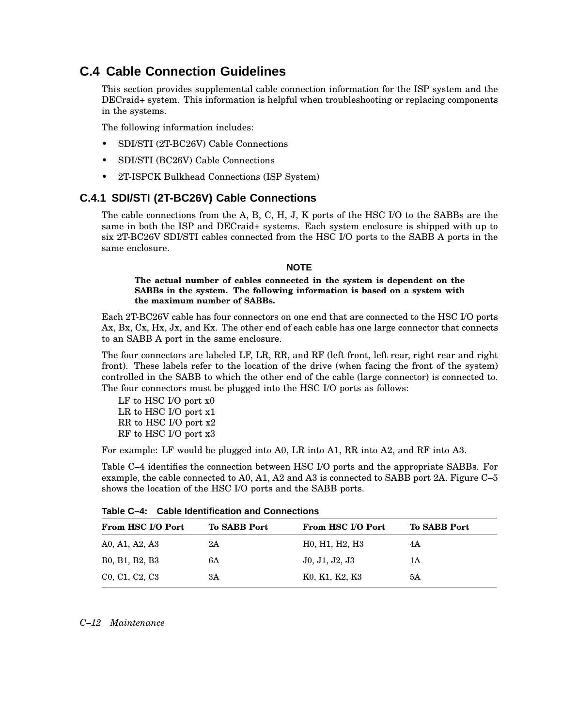## C.4 Cable Connection Guidelines

This section provides supplemental cable connection information for the ISP system and the DECraid+ system. This information is helpful when troubleshooting or replacing components in the systems.

The following information includes:

- SDI/STI (2T-BC26V) Cable Connections
- SDI/STI (BC26V) Cable Connections
- 2T-ISPCK Bulkhead Connections (ISP System)

### C.4.1 SDI/STI (2T-BC26V) Cable Connections

The cable connections from the A, B, C, H, J, K ports of the HSC I/O to the SABBs are the same in both the ISP and DECraid+ systems. Each system enclosure is shipped with up to six 2T-BC26V SDI/STI cables connected from the HSC I/O ports to the SABB A ports in the same enclosure.

**NOTE**

**The actual number of cables connected in the system is dependent on the SABBs in the system. The following information is based on a system with the maximum number of SABBs.**

Each 2T-BC26V cable has four connectors on one end that are connected to the HSC I/O ports Ax, Bx, Cx, Hx, Jx, and Kx. The other end of each cable has one large connector that connects to an SABB A port in the same enclosure.

The four connectors are labeled LF, LR, RR, and RF (left front, left rear, right rear and right front). These labels refer to the location of the drive (when facing the front of the system) controlled in the SABB to which the other end of the cable (large connector) is connected to. The four connectors must be plugged into the HSC I/O ports as follows:

LF to HSC I/O port x0
LR to HSC I/O port x1
RR to HSC I/O port x2
RF to HSC I/O port x3

For example: LF would be plugged into A0, LR into A1, RR into A2, and RF into A3.

Table C–4 identifies the connection between HSC I/O ports and the appropriate SABBs. For example, the cable connected to A0, A1, A2 and A3 is connected to SABB port 2A. Figure C–5 shows the location of the HSC I/O ports and the SABB ports.

**Table C–4: Cable Identification and Connections**

| From HSC I/O Port | To SABB Port | From HSC I/O Port | To SABB Port |
|---|---|---|---|
| A0, A1, A2, A3 | 2A | H0, H1, H2, H3 | 4A |
| B0, B1, B2, B3 | 6A | J0, J1, J2, J3 | 1A |
| C0, C1, C2, C3 | 3A | K0, K1, K2, K3 | 5A |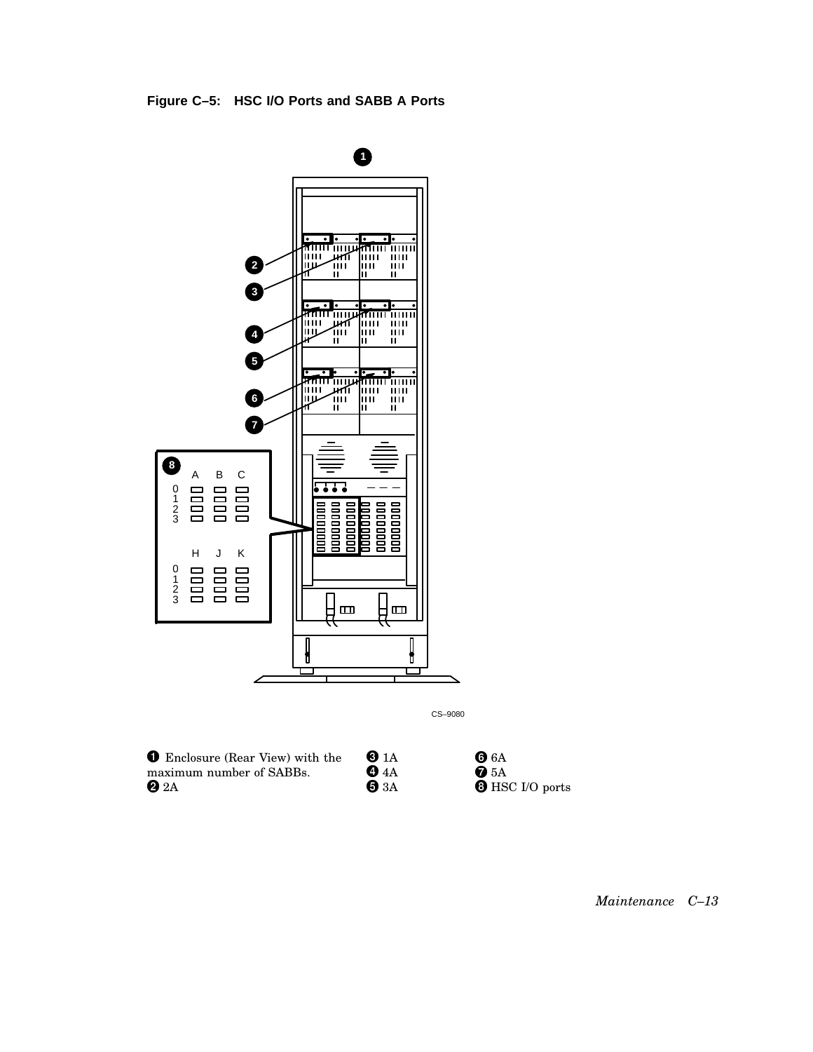**Figure C–5: HSC I/O Ports and SABB A Ports**

CS–9080

❶ Enclosure (Rear View) with the maximum number of SABBs.
❷ 2A
❸ 1A
❹ 4A
❺ 3A
❻ 6A
❼ 5A
❽ HSC I/O ports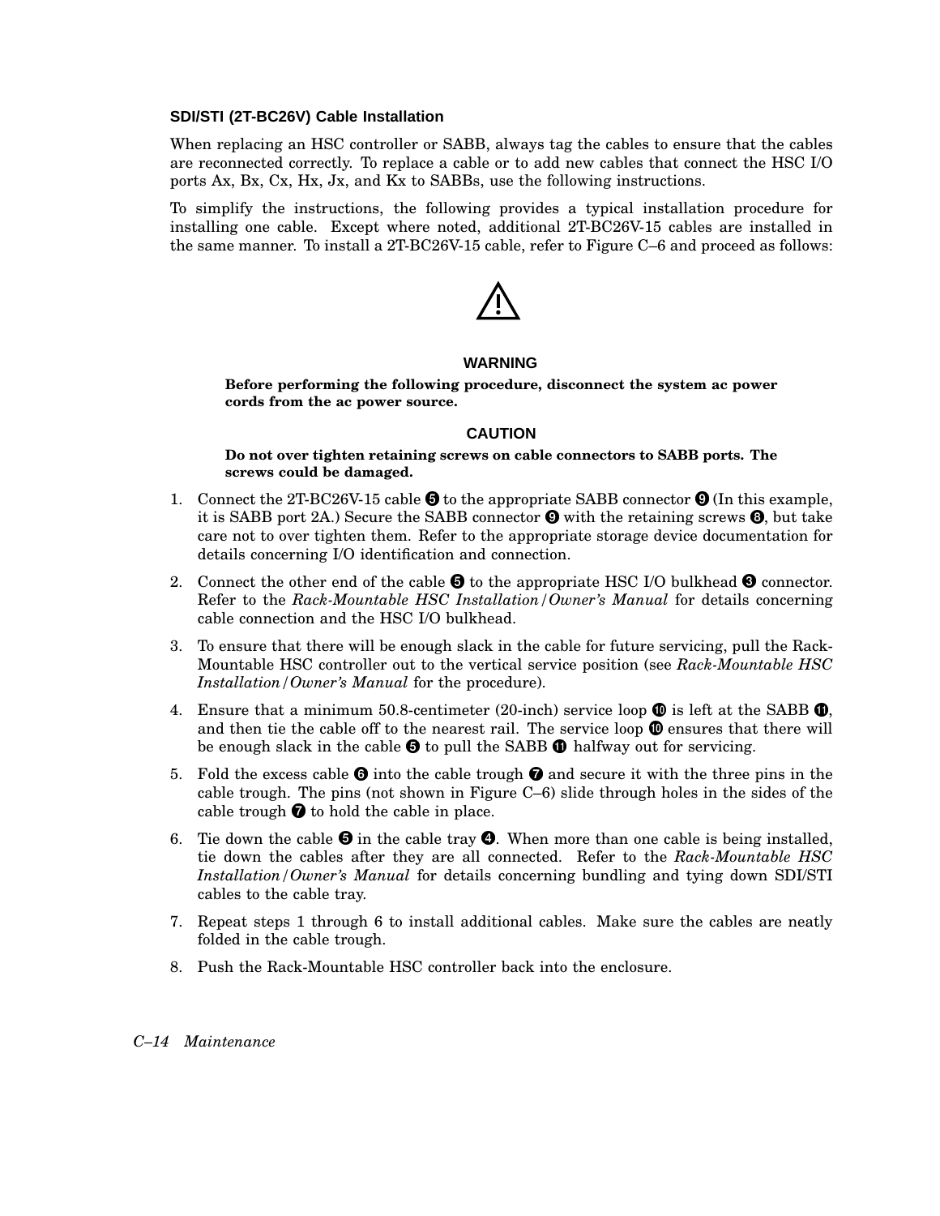### SDI/STI (2T-BC26V) Cable Installation

When replacing an HSC controller or SABB, always tag the cables to ensure that the cables are reconnected correctly. To replace a cable or to add new cables that connect the HSC I/O ports Ax, Bx, Cx, Hx, Jx, and Kx to SABBs, use the following instructions.

To simplify the instructions, the following provides a typical installation procedure for installing one cable. Except where noted, additional 2T-BC26V-15 cables are installed in the same manner. To install a 2T-BC26V-15 cable, refer to Figure C–6 and proceed as follows:

**WARNING**

**Before performing the following procedure, disconnect the system ac power cords from the ac power source.**

**CAUTION**

**Do not over tighten retaining screws on cable connectors to SABB ports. The screws could be damaged.**

1. Connect the 2T-BC26V-15 cable ❺ to the appropriate SABB connector ❾ (In this example, it is SABB port 2A.) Secure the SABB connector ❾ with the retaining screws ❽, but take care not to over tighten them. Refer to the appropriate storage device documentation for details concerning I/O identification and connection.
2. Connect the other end of the cable ❺ to the appropriate HSC I/O bulkhead ❸ connector. Refer to the *Rack-Mountable HSC Installation/Owner's Manual* for details concerning cable connection and the HSC I/O bulkhead.
3. To ensure that there will be enough slack in the cable for future servicing, pull the Rack-Mountable HSC controller out to the vertical service position (see *Rack-Mountable HSC Installation/Owner's Manual* for the procedure).
4. Ensure that a minimum 50.8-centimeter (20-inch) service loop ❿ is left at the SABB ⓫, and then tie the cable off to the nearest rail. The service loop ❿ ensures that there will be enough slack in the cable ❺ to pull the SABB ⓫ halfway out for servicing.
5. Fold the excess cable ❻ into the cable trough ❼ and secure it with the three pins in the cable trough. The pins (not shown in Figure C–6) slide through holes in the sides of the cable trough ❼ to hold the cable in place.
6. Tie down the cable ❺ in the cable tray ❹. When more than one cable is being installed, tie down the cables after they are all connected. Refer to the *Rack-Mountable HSC Installation/Owner's Manual* for details concerning bundling and tying down SDI/STI cables to the cable tray.
7. Repeat steps 1 through 6 to install additional cables. Make sure the cables are neatly folded in the cable trough.
8. Push the Rack-Mountable HSC controller back into the enclosure.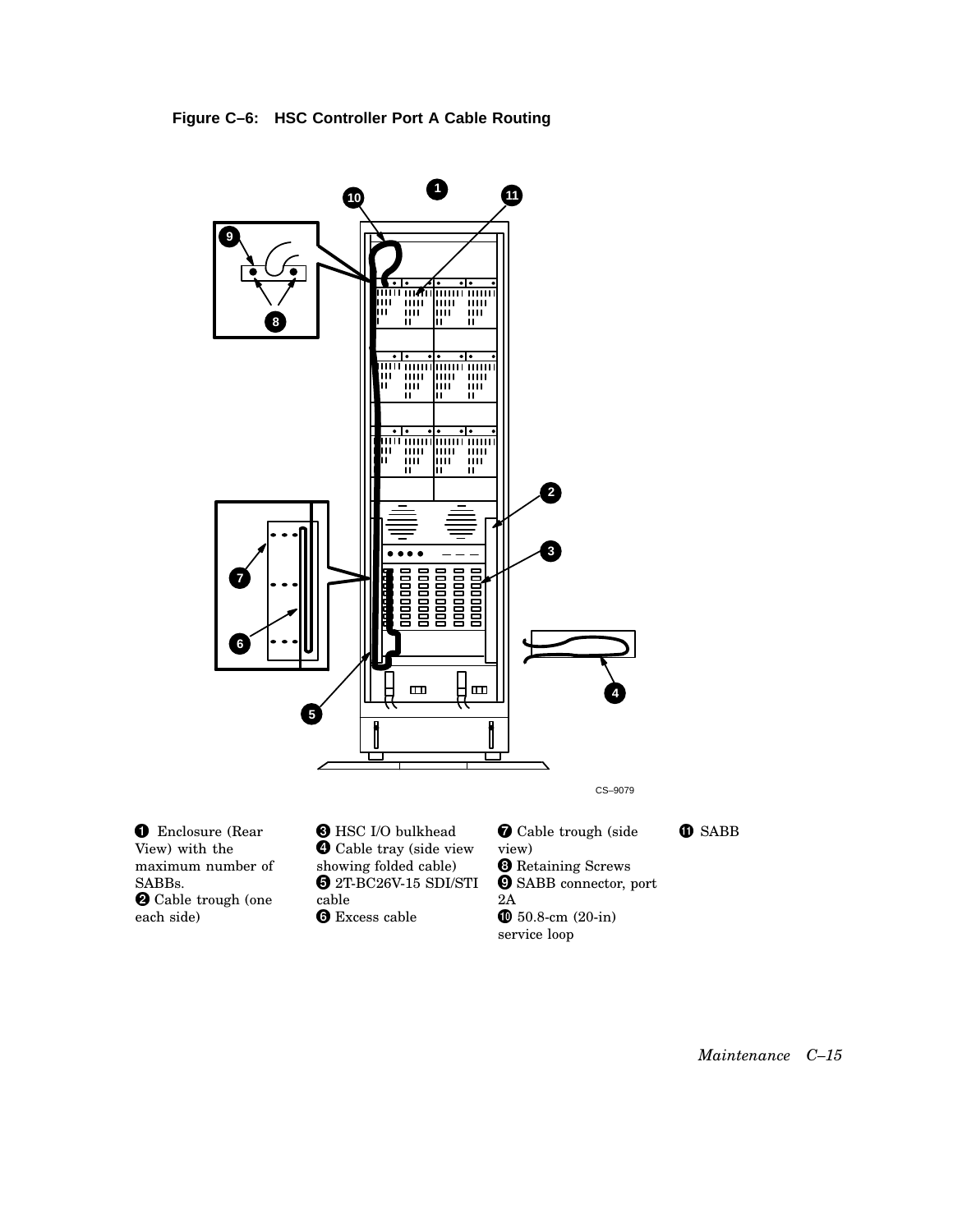**Figure C–6: HSC Controller Port A Cable Routing**

CS–9079

❶ Enclosure (Rear View) with the maximum number of SABBs.
❷ Cable trough (one each side)
❸ HSC I/O bulkhead
❹ Cable tray (side view showing folded cable)
❺ 2T-BC26V-15 SDI/STI cable
❻ Excess cable
❼ Cable trough (side view)
❽ Retaining Screws
❾ SABB connector, port 2A
❿ 50.8-cm (20-in) service loop
⓫ SABB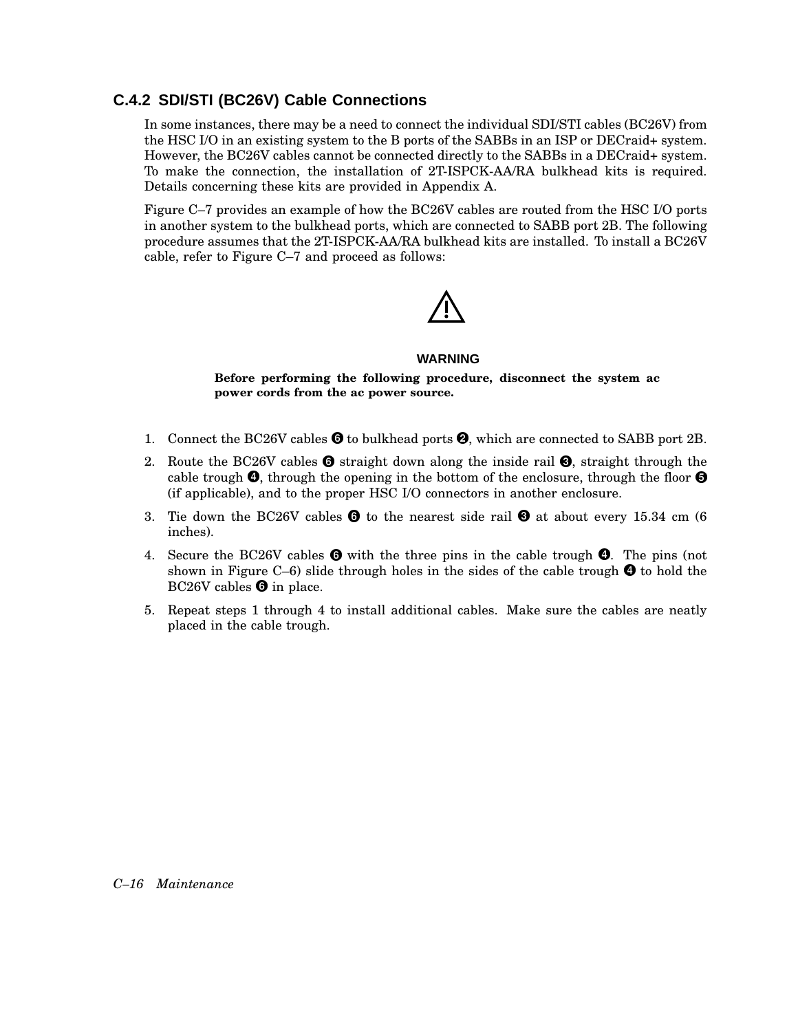### C.4.2 SDI/STI (BC26V) Cable Connections

In some instances, there may be a need to connect the individual SDI/STI cables (BC26V) from the HSC I/O in an existing system to the B ports of the SABBs in an ISP or DECraid+ system. However, the BC26V cables cannot be connected directly to the SABBs in a DECraid+ system. To make the connection, the installation of 2T-ISPCK-AA/RA bulkhead kits is required. Details concerning these kits are provided in Appendix A.

Figure C–7 provides an example of how the BC26V cables are routed from the HSC I/O ports in another system to the bulkhead ports, which are connected to SABB port 2B. The following procedure assumes that the 2T-ISPCK-AA/RA bulkhead kits are installed. To install a BC26V cable, refer to Figure C–7 and proceed as follows:

⚠

**WARNING**

**Before performing the following procedure, disconnect the system ac power cords from the ac power source.**

1. Connect the BC26V cables ❻ to bulkhead ports ❷, which are connected to SABB port 2B.
2. Route the BC26V cables ❻ straight down along the inside rail ❸, straight through the cable trough ❹, through the opening in the bottom of the enclosure, through the floor ❺ (if applicable), and to the proper HSC I/O connectors in another enclosure.
3. Tie down the BC26V cables ❻ to the nearest side rail ❸ at about every 15.34 cm (6 inches).
4. Secure the BC26V cables ❻ with the three pins in the cable trough ❹. The pins (not shown in Figure C–6) slide through holes in the sides of the cable trough ❹ to hold the BC26V cables ❻ in place.
5. Repeat steps 1 through 4 to install additional cables. Make sure the cables are neatly placed in the cable trough.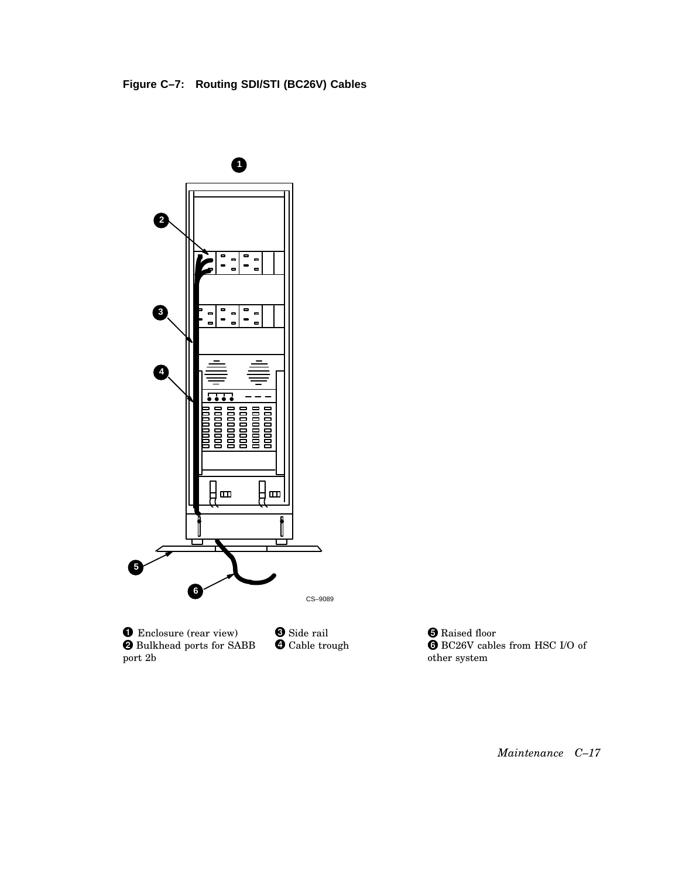**Figure C–7: Routing SDI/STI (BC26V) Cables**

CS–9089

❶ Enclosure (rear view)
❷ Bulkhead ports for SABB port 2b
❸ Side rail
❹ Cable trough
❺ Raised floor
❻ BC26V cables from HSC I/O of other system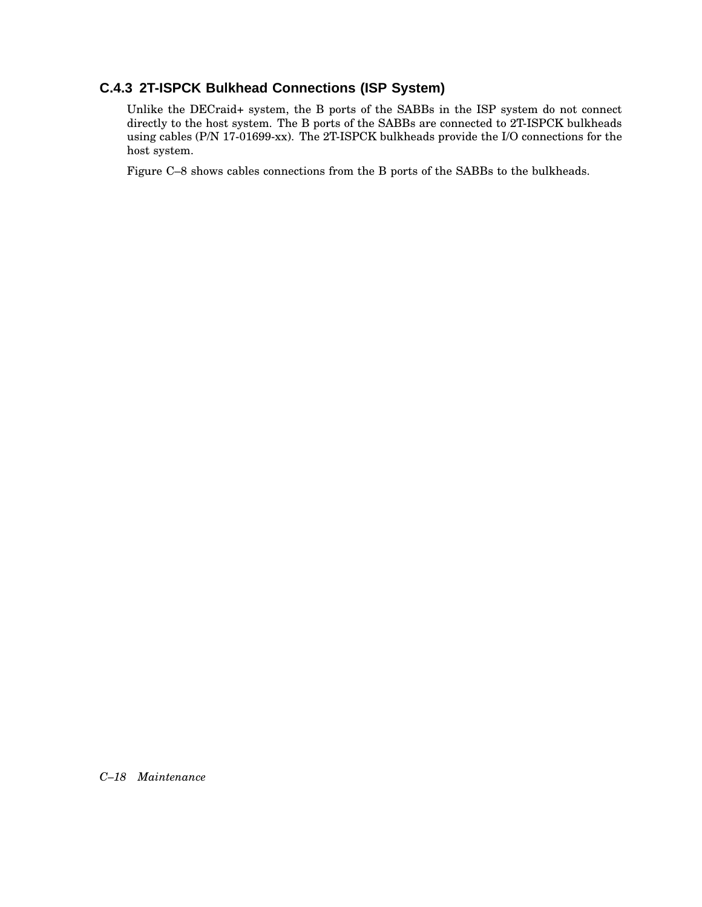### C.4.3 2T-ISPCK Bulkhead Connections (ISP System)

Unlike the DECraid+ system, the B ports of the SABBs in the ISP system do not connect directly to the host system. The B ports of the SABBs are connected to 2T-ISPCK bulkheads using cables (P/N 17-01699-xx). The 2T-ISPCK bulkheads provide the I/O connections for the host system.

Figure C–8 shows cables connections from the B ports of the SABBs to the bulkheads.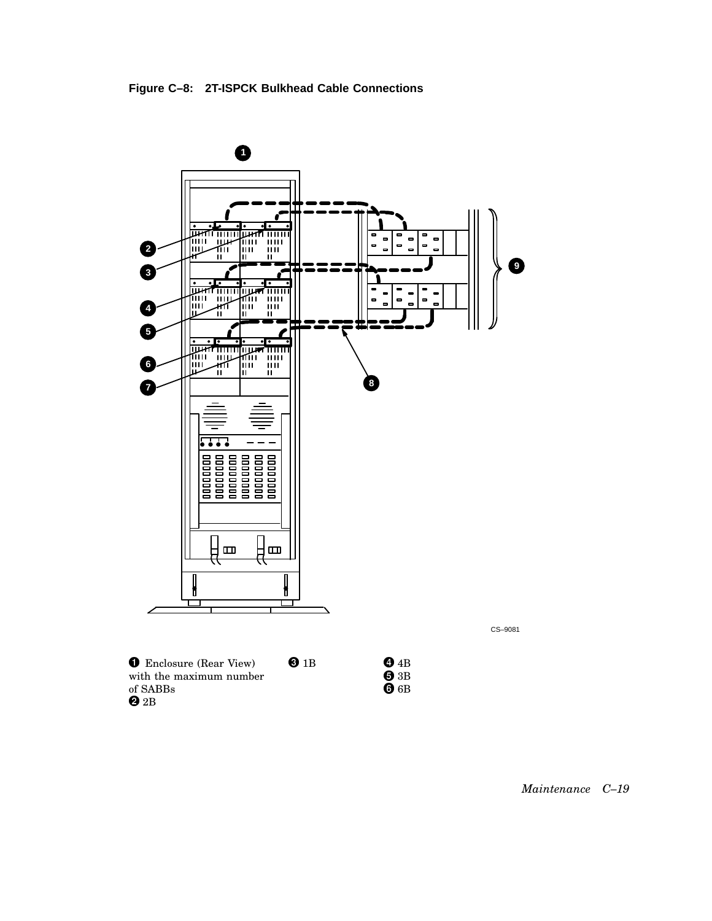**Figure C–8: 2T-ISPCK Bulkhead Cable Connections**

1
2
3
4
5
6
7
8
9

CS–9081

❶ Enclosure (Rear View) with the maximum number of SABBs
❷ 2B
❸ 1B
❹ 4B
❺ 3B
❻ 6B